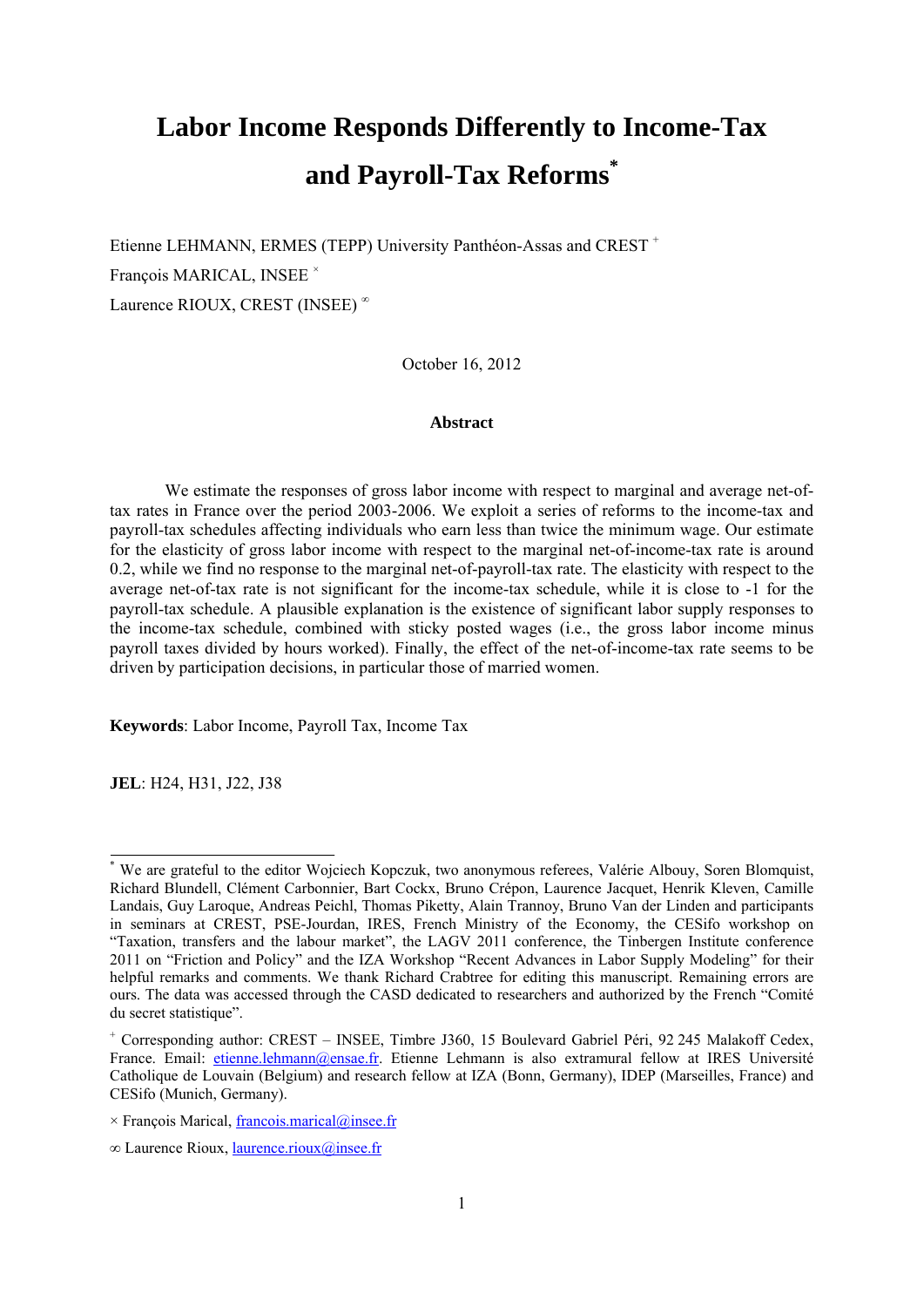# Labor Income Responds Differently to Income-Tax and Payroll-Tax Reforms[*]

Etienne LEHMANN, ERMES (TEPP) University Panthéon-Assas and CREST [+]

François MARICAL, INSEE [×]

Laurence RIOUX, CREST (INSEE) [∞]

October 16, 2012

### Abstract

We estimate the responses of gross labor income with respect to marginal and average net-of-tax rates in France over the period 2003-2006. We exploit a series of reforms to the income-tax and payroll-tax schedules affecting individuals who earn less than twice the minimum wage. Our estimate for the elasticity of gross labor income with respect to the marginal net-of-income-tax rate is around 0.2, while we find no response to the marginal net-of-payroll-tax rate. The elasticity with respect to the average net-of-tax rate is not significant for the income-tax schedule, while it is close to -1 for the payroll-tax schedule. A plausible explanation is the existence of significant labor supply responses to the income-tax schedule, combined with sticky posted wages (i.e., the gross labor income minus payroll taxes divided by hours worked). Finally, the effect of the net-of-income-tax rate seems to be driven by participation decisions, in particular those of married women.

**Keywords**: Labor Income, Payroll Tax, Income Tax

**JEL**: H24, H31, J22, J38

---

[*] We are grateful to the editor Wojciech Kopczuk, two anonymous referees, Valérie Albouy, Soren Blomquist, Richard Blundell, Clément Carbonnier, Bart Cockx, Bruno Crépon, Laurence Jacquet, Henrik Kleven, Camille Landais, Guy Laroque, Andreas Peichl, Thomas Piketty, Alain Trannoy, Bruno Van der Linden and participants in seminars at CREST, PSE-Jourdan, IRES, French Ministry of the Economy, the CESifo workshop on "Taxation, transfers and the labour market", the LAGV 2011 conference, the Tinbergen Institute conference 2011 on "Friction and Policy" and the IZA Workshop "Recent Advances in Labor Supply Modeling" for their helpful remarks and comments. We thank Richard Crabtree for editing this manuscript. Remaining errors are ours. The data was accessed through the CASD dedicated to researchers and authorized by the French "Comité du secret statistique".

[+] Corresponding author: CREST – INSEE, Timbre J360, 15 Boulevard Gabriel Péri, 92 245 Malakoff Cedex, France. Email: etienne.lehmann@ensae.fr. Etienne Lehmann is also extramural fellow at IRES Université Catholique de Louvain (Belgium) and research fellow at IZA (Bonn, Germany), IDEP (Marseilles, France) and CESifo (Munich, Germany).

[×] François Marical, francois.marical@insee.fr

[∞] Laurence Rioux, laurence.rioux@insee.fr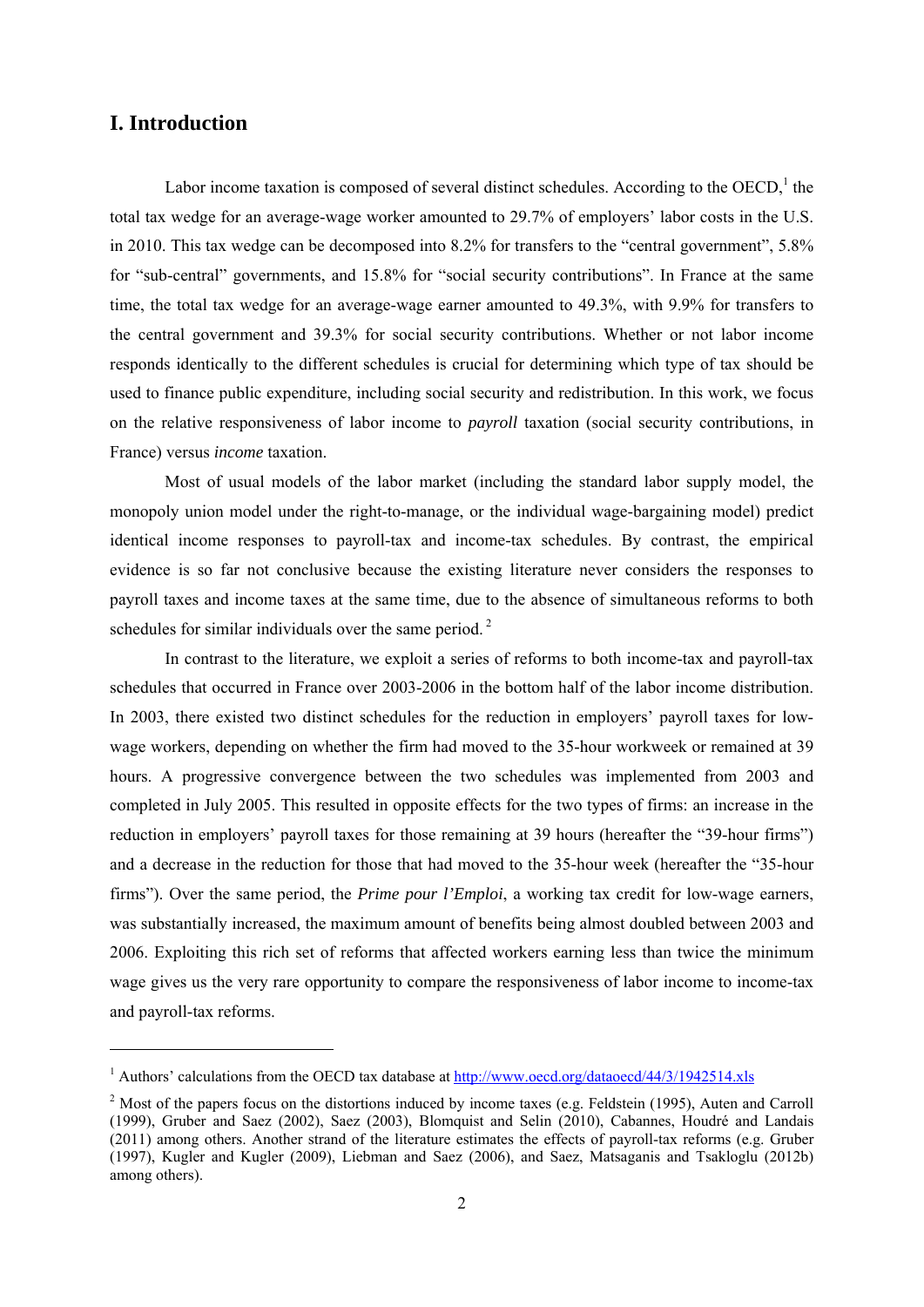# I. Introduction

Labor income taxation is composed of several distinct schedules. According to the OECD,[1] the total tax wedge for an average-wage worker amounted to 29.7% of employers' labor costs in the U.S. in 2010. This tax wedge can be decomposed into 8.2% for transfers to the "central government", 5.8% for "sub-central" governments, and 15.8% for "social security contributions". In France at the same time, the total tax wedge for an average-wage earner amounted to 49.3%, with 9.9% for transfers to the central government and 39.3% for social security contributions. Whether or not labor income responds identically to the different schedules is crucial for determining which type of tax should be used to finance public expenditure, including social security and redistribution. In this work, we focus on the relative responsiveness of labor income to *payroll* taxation (social security contributions, in France) versus *income* taxation.

Most of usual models of the labor market (including the standard labor supply model, the monopoly union model under the right-to-manage, or the individual wage-bargaining model) predict identical income responses to payroll-tax and income-tax schedules. By contrast, the empirical evidence is so far not conclusive because the existing literature never considers the responses to payroll taxes and income taxes at the same time, due to the absence of simultaneous reforms to both schedules for similar individuals over the same period.[2]

In contrast to the literature, we exploit a series of reforms to both income-tax and payroll-tax schedules that occurred in France over 2003-2006 in the bottom half of the labor income distribution. In 2003, there existed two distinct schedules for the reduction in employers' payroll taxes for low-wage workers, depending on whether the firm had moved to the 35-hour workweek or remained at 39 hours. A progressive convergence between the two schedules was implemented from 2003 and completed in July 2005. This resulted in opposite effects for the two types of firms: an increase in the reduction in employers' payroll taxes for those remaining at 39 hours (hereafter the "39-hour firms") and a decrease in the reduction for those that had moved to the 35-hour week (hereafter the "35-hour firms"). Over the same period, the *Prime pour l'Emploi*, a working tax credit for low-wage earners, was substantially increased, the maximum amount of benefits being almost doubled between 2003 and 2006. Exploiting this rich set of reforms that affected workers earning less than twice the minimum wage gives us the very rare opportunity to compare the responsiveness of labor income to income-tax and payroll-tax reforms.

---

[1] Authors' calculations from the OECD tax database at http://www.oecd.org/dataoecd/44/3/1942514.xls

[2] Most of the papers focus on the distortions induced by income taxes (e.g. Feldstein (1995), Auten and Carroll (1999), Gruber and Saez (2002), Saez (2003), Blomquist and Selin (2010), Cabannes, Houdré and Landais (2011) among others. Another strand of the literature estimates the effects of payroll-tax reforms (e.g. Gruber (1997), Kugler and Kugler (2009), Liebman and Saez (2006), and Saez, Matsaganis and Tsakloglu (2012b) among others).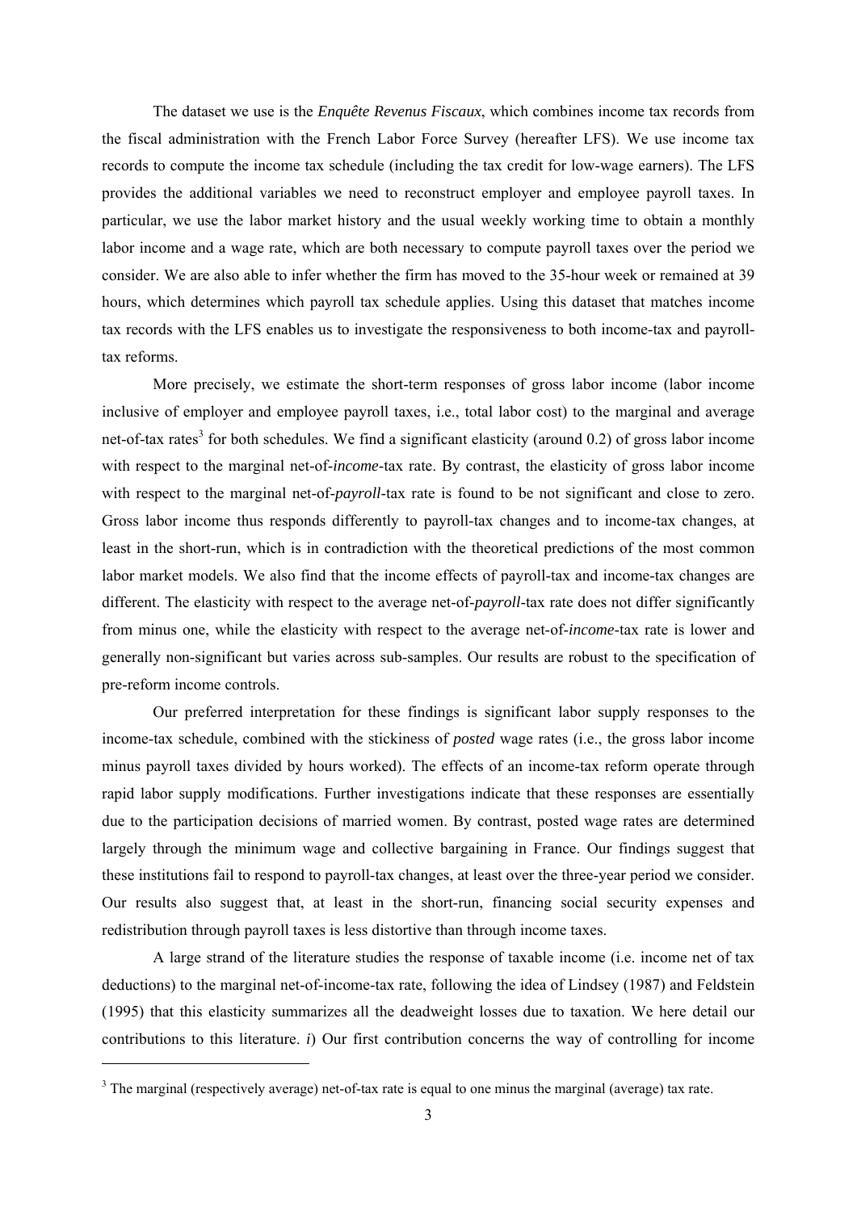The dataset we use is the *Enquête Revenus Fiscaux*, which combines income tax records from the fiscal administration with the French Labor Force Survey (hereafter LFS). We use income tax records to compute the income tax schedule (including the tax credit for low-wage earners). The LFS provides the additional variables we need to reconstruct employer and employee payroll taxes. In particular, we use the labor market history and the usual weekly working time to obtain a monthly labor income and a wage rate, which are both necessary to compute payroll taxes over the period we consider. We are also able to infer whether the firm has moved to the 35-hour week or remained at 39 hours, which determines which payroll tax schedule applies. Using this dataset that matches income tax records with the LFS enables us to investigate the responsiveness to both income-tax and payroll-tax reforms.

More precisely, we estimate the short-term responses of gross labor income (labor income inclusive of employer and employee payroll taxes, i.e., total labor cost) to the marginal and average net-of-tax rates[3] for both schedules. We find a significant elasticity (around 0.2) of gross labor income with respect to the marginal net-of-*income*-tax rate. By contrast, the elasticity of gross labor income with respect to the marginal net-of-*payroll*-tax rate is found to be not significant and close to zero. Gross labor income thus responds differently to payroll-tax changes and to income-tax changes, at least in the short-run, which is in contradiction with the theoretical predictions of the most common labor market models. We also find that the income effects of payroll-tax and income-tax changes are different. The elasticity with respect to the average net-of-*payroll*-tax rate does not differ significantly from minus one, while the elasticity with respect to the average net-of-*income*-tax rate is lower and generally non-significant but varies across sub-samples. Our results are robust to the specification of pre-reform income controls.

Our preferred interpretation for these findings is significant labor supply responses to the income-tax schedule, combined with the stickiness of *posted* wage rates (i.e., the gross labor income minus payroll taxes divided by hours worked). The effects of an income-tax reform operate through rapid labor supply modifications. Further investigations indicate that these responses are essentially due to the participation decisions of married women. By contrast, posted wage rates are determined largely through the minimum wage and collective bargaining in France. Our findings suggest that these institutions fail to respond to payroll-tax changes, at least over the three-year period we consider. Our results also suggest that, at least in the short-run, financing social security expenses and redistribution through payroll taxes is less distortive than through income taxes.

A large strand of the literature studies the response of taxable income (i.e. income net of tax deductions) to the marginal net-of-income-tax rate, following the idea of Lindsey (1987) and Feldstein (1995) that this elasticity summarizes all the deadweight losses due to taxation. We here detail our contributions to this literature. *i*) Our first contribution concerns the way of controlling for income

---

[3] The marginal (respectively average) net-of-tax rate is equal to one minus the marginal (average) tax rate.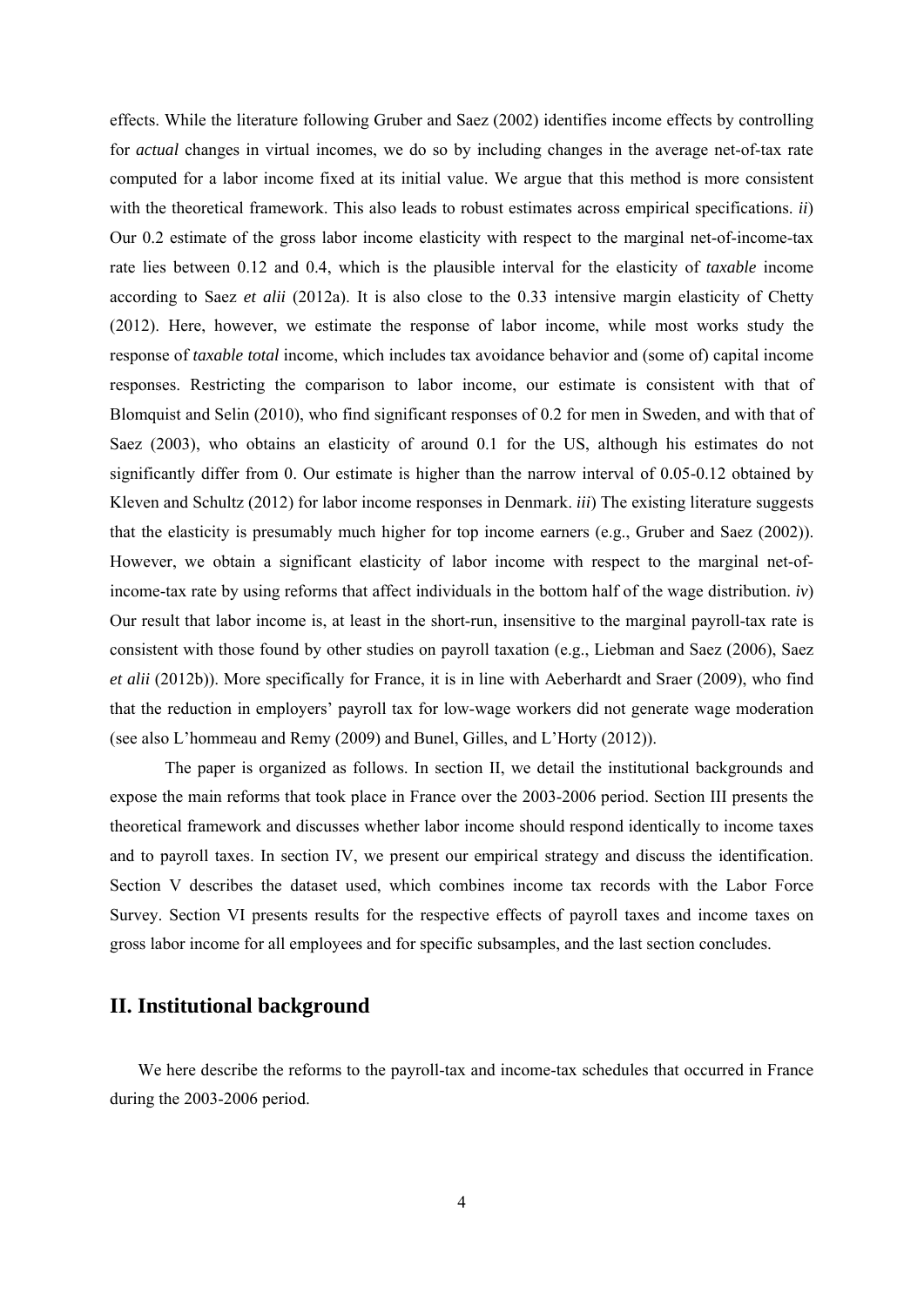effects. While the literature following Gruber and Saez (2002) identifies income effects by controlling for *actual* changes in virtual incomes, we do so by including changes in the average net-of-tax rate computed for a labor income fixed at its initial value. We argue that this method is more consistent with the theoretical framework. This also leads to robust estimates across empirical specifications. *ii*) Our 0.2 estimate of the gross labor income elasticity with respect to the marginal net-of-income-tax rate lies between 0.12 and 0.4, which is the plausible interval for the elasticity of *taxable* income according to Saez *et alii* (2012a). It is also close to the 0.33 intensive margin elasticity of Chetty (2012). Here, however, we estimate the response of labor income, while most works study the response of *taxable total* income, which includes tax avoidance behavior and (some of) capital income responses. Restricting the comparison to labor income, our estimate is consistent with that of Blomquist and Selin (2010), who find significant responses of 0.2 for men in Sweden, and with that of Saez (2003), who obtains an elasticity of around 0.1 for the US, although his estimates do not significantly differ from 0. Our estimate is higher than the narrow interval of 0.05-0.12 obtained by Kleven and Schultz (2012) for labor income responses in Denmark. *iii*) The existing literature suggests that the elasticity is presumably much higher for top income earners (e.g., Gruber and Saez (2002)). However, we obtain a significant elasticity of labor income with respect to the marginal net-of-income-tax rate by using reforms that affect individuals in the bottom half of the wage distribution. *iv*) Our result that labor income is, at least in the short-run, insensitive to the marginal payroll-tax rate is consistent with those found by other studies on payroll taxation (e.g., Liebman and Saez (2006), Saez *et alii* (2012b)). More specifically for France, it is in line with Aeberhardt and Sraer (2009), who find that the reduction in employers' payroll tax for low-wage workers did not generate wage moderation (see also L'hommeau and Remy (2009) and Bunel, Gilles, and L'Horty (2012)).

The paper is organized as follows. In section II, we detail the institutional backgrounds and expose the main reforms that took place in France over the 2003-2006 period. Section III presents the theoretical framework and discusses whether labor income should respond identically to income taxes and to payroll taxes. In section IV, we present our empirical strategy and discuss the identification. Section V describes the dataset used, which combines income tax records with the Labor Force Survey. Section VI presents results for the respective effects of payroll taxes and income taxes on gross labor income for all employees and for specific subsamples, and the last section concludes.

## II. Institutional background

We here describe the reforms to the payroll-tax and income-tax schedules that occurred in France during the 2003-2006 period.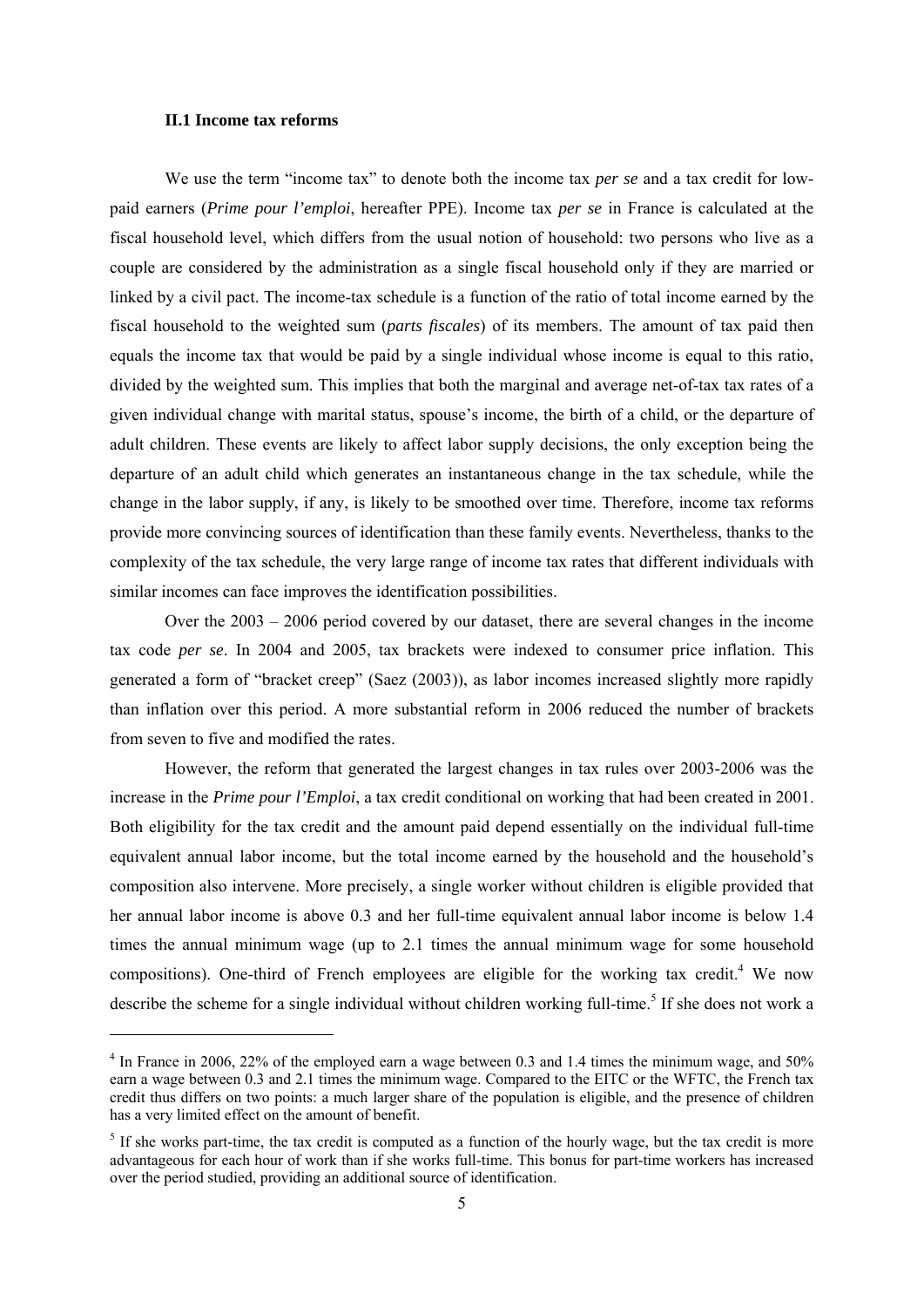### II.1 Income tax reforms

We use the term "income tax" to denote both the income tax *per se* and a tax credit for low-paid earners (*Prime pour l'emploi*, hereafter PPE). Income tax *per se* in France is calculated at the fiscal household level, which differs from the usual notion of household: two persons who live as a couple are considered by the administration as a single fiscal household only if they are married or linked by a civil pact. The income-tax schedule is a function of the ratio of total income earned by the fiscal household to the weighted sum (*parts fiscales*) of its members. The amount of tax paid then equals the income tax that would be paid by a single individual whose income is equal to this ratio, divided by the weighted sum. This implies that both the marginal and average net-of-tax tax rates of a given individual change with marital status, spouse's income, the birth of a child, or the departure of adult children. These events are likely to affect labor supply decisions, the only exception being the departure of an adult child which generates an instantaneous change in the tax schedule, while the change in the labor supply, if any, is likely to be smoothed over time. Therefore, income tax reforms provide more convincing sources of identification than these family events. Nevertheless, thanks to the complexity of the tax schedule, the very large range of income tax rates that different individuals with similar incomes can face improves the identification possibilities.

Over the 2003 – 2006 period covered by our dataset, there are several changes in the income tax code *per se*. In 2004 and 2005, tax brackets were indexed to consumer price inflation. This generated a form of "bracket creep" (Saez (2003)), as labor incomes increased slightly more rapidly than inflation over this period. A more substantial reform in 2006 reduced the number of brackets from seven to five and modified the rates.

However, the reform that generated the largest changes in tax rules over 2003-2006 was the increase in the *Prime pour l'Emploi*, a tax credit conditional on working that had been created in 2001. Both eligibility for the tax credit and the amount paid depend essentially on the individual full-time equivalent annual labor income, but the total income earned by the household and the household's composition also intervene. More precisely, a single worker without children is eligible provided that her annual labor income is above 0.3 and her full-time equivalent annual labor income is below 1.4 times the annual minimum wage (up to 2.1 times the annual minimum wage for some household compositions). One-third of French employees are eligible for the working tax credit.[4] We now describe the scheme for a single individual without children working full-time.[5] If she does not work a

---

[4] In France in 2006, 22% of the employed earn a wage between 0.3 and 1.4 times the minimum wage, and 50% earn a wage between 0.3 and 2.1 times the minimum wage. Compared to the EITC or the WFTC, the French tax credit thus differs on two points: a much larger share of the population is eligible, and the presence of children has a very limited effect on the amount of benefit.

[5] If she works part-time, the tax credit is computed as a function of the hourly wage, but the tax credit is more advantageous for each hour of work than if she works full-time. This bonus for part-time workers has increased over the period studied, providing an additional source of identification.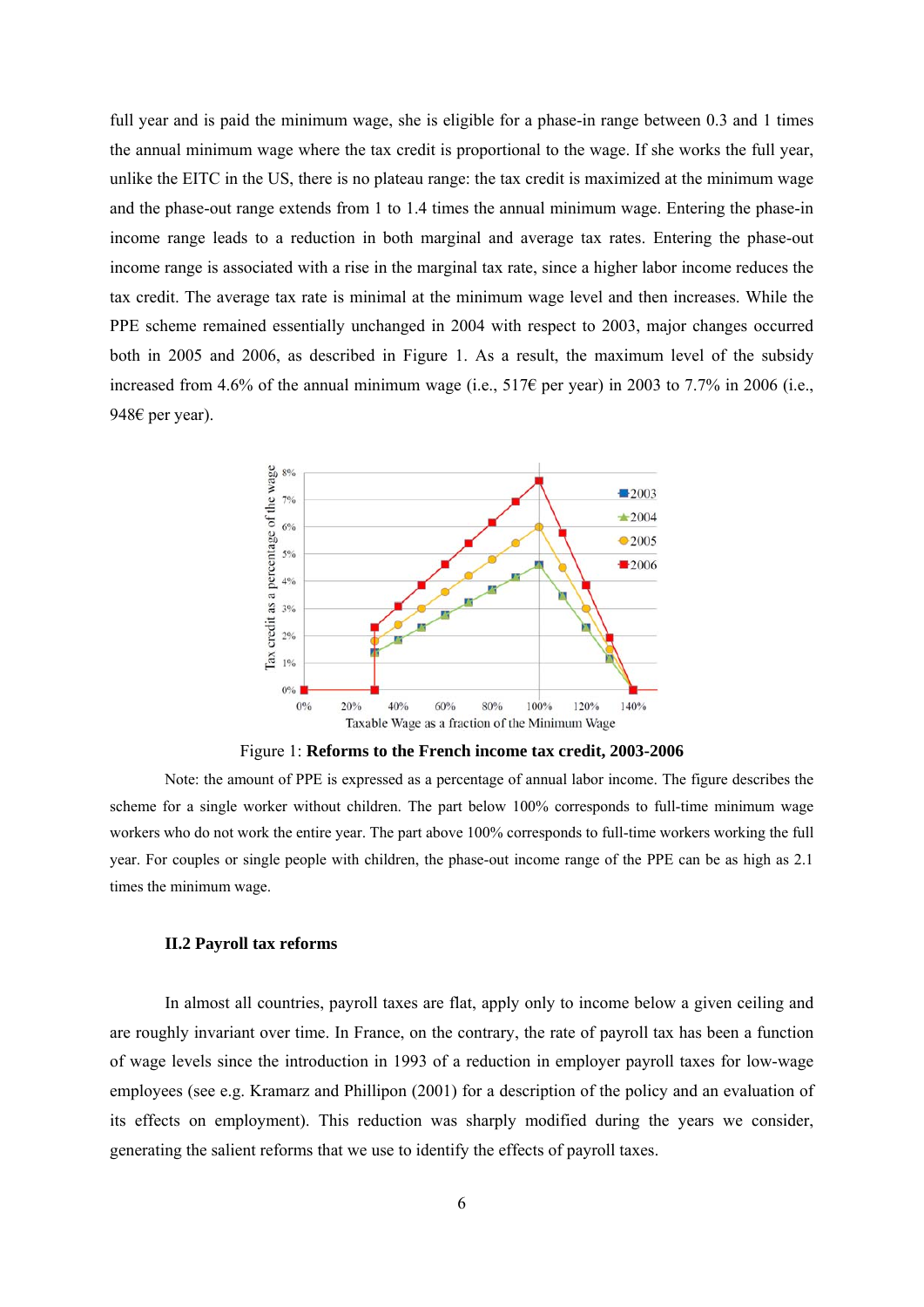full year and is paid the minimum wage, she is eligible for a phase-in range between 0.3 and 1 times the annual minimum wage where the tax credit is proportional to the wage. If she works the full year, unlike the EITC in the US, there is no plateau range: the tax credit is maximized at the minimum wage and the phase-out range extends from 1 to 1.4 times the annual minimum wage. Entering the phase-in income range leads to a reduction in both marginal and average tax rates. Entering the phase-out income range is associated with a rise in the marginal tax rate, since a higher labor income reduces the tax credit. The average tax rate is minimal at the minimum wage level and then increases. While the PPE scheme remained essentially unchanged in 2004 with respect to 2003, major changes occurred both in 2005 and 2006, as described in Figure 1. As a result, the maximum level of the subsidy increased from 4.6% of the annual minimum wage (i.e., 517€ per year) in 2003 to 7.7% in 2006 (i.e., 948€ per year).

Figure 1: **Reforms to the French income tax credit, 2003-2006**

Note: the amount of PPE is expressed as a percentage of annual labor income. The figure describes the scheme for a single worker without children. The part below 100% corresponds to full-time minimum wage workers who do not work the entire year. The part above 100% corresponds to full-time workers working the full year. For couples or single people with children, the phase-out income range of the PPE can be as high as 2.1 times the minimum wage.

### II.2 Payroll tax reforms

In almost all countries, payroll taxes are flat, apply only to income below a given ceiling and are roughly invariant over time. In France, on the contrary, the rate of payroll tax has been a function of wage levels since the introduction in 1993 of a reduction in employer payroll taxes for low-wage employees (see e.g. Kramarz and Phillipon (2001) for a description of the policy and an evaluation of its effects on employment). This reduction was sharply modified during the years we consider, generating the salient reforms that we use to identify the effects of payroll taxes.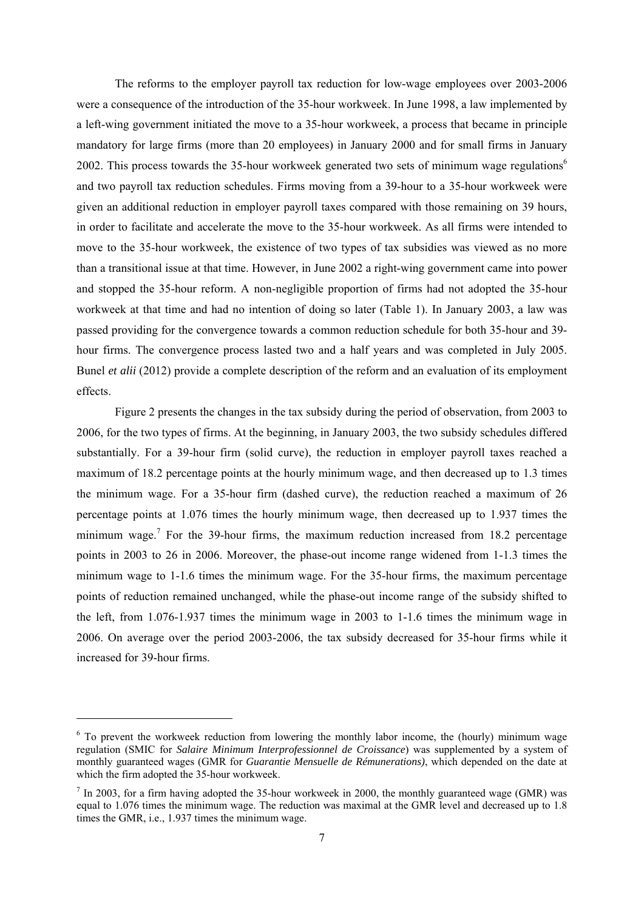The reforms to the employer payroll tax reduction for low-wage employees over 2003-2006 were a consequence of the introduction of the 35-hour workweek. In June 1998, a law implemented by a left-wing government initiated the move to a 35-hour workweek, a process that became in principle mandatory for large firms (more than 20 employees) in January 2000 and for small firms in January 2002. This process towards the 35-hour workweek generated two sets of minimum wage regulations[6] and two payroll tax reduction schedules. Firms moving from a 39-hour to a 35-hour workweek were given an additional reduction in employer payroll taxes compared with those remaining on 39 hours, in order to facilitate and accelerate the move to the 35-hour workweek. As all firms were intended to move to the 35-hour workweek, the existence of two types of tax subsidies was viewed as no more than a transitional issue at that time. However, in June 2002 a right-wing government came into power and stopped the 35-hour reform. A non-negligible proportion of firms had not adopted the 35-hour workweek at that time and had no intention of doing so later (Table 1). In January 2003, a law was passed providing for the convergence towards a common reduction schedule for both 35-hour and 39-hour firms. The convergence process lasted two and a half years and was completed in July 2005. Bunel *et alii* (2012) provide a complete description of the reform and an evaluation of its employment effects.

Figure 2 presents the changes in the tax subsidy during the period of observation, from 2003 to 2006, for the two types of firms. At the beginning, in January 2003, the two subsidy schedules differed substantially. For a 39-hour firm (solid curve), the reduction in employer payroll taxes reached a maximum of 18.2 percentage points at the hourly minimum wage, and then decreased up to 1.3 times the minimum wage. For a 35-hour firm (dashed curve), the reduction reached a maximum of 26 percentage points at 1.076 times the hourly minimum wage, then decreased up to 1.937 times the minimum wage.[7] For the 39-hour firms, the maximum reduction increased from 18.2 percentage points in 2003 to 26 in 2006. Moreover, the phase-out income range widened from 1-1.3 times the minimum wage to 1-1.6 times the minimum wage. For the 35-hour firms, the maximum percentage points of reduction remained unchanged, while the phase-out income range of the subsidy shifted to the left, from 1.076-1.937 times the minimum wage in 2003 to 1-1.6 times the minimum wage in 2006. On average over the period 2003-2006, the tax subsidy decreased for 35-hour firms while it increased for 39-hour firms.

---

[6] To prevent the workweek reduction from lowering the monthly labor income, the (hourly) minimum wage regulation (SMIC for *Salaire Minimum Interprofessionnel de Croissance*) was supplemented by a system of monthly guaranteed wages (GMR for *Guarantie Mensuelle de Rémunerations)*, which depended on the date at which the firm adopted the 35-hour workweek.

[7] In 2003, for a firm having adopted the 35-hour workweek in 2000, the monthly guaranteed wage (GMR) was equal to 1.076 times the minimum wage. The reduction was maximal at the GMR level and decreased up to 1.8 times the GMR, i.e., 1.937 times the minimum wage.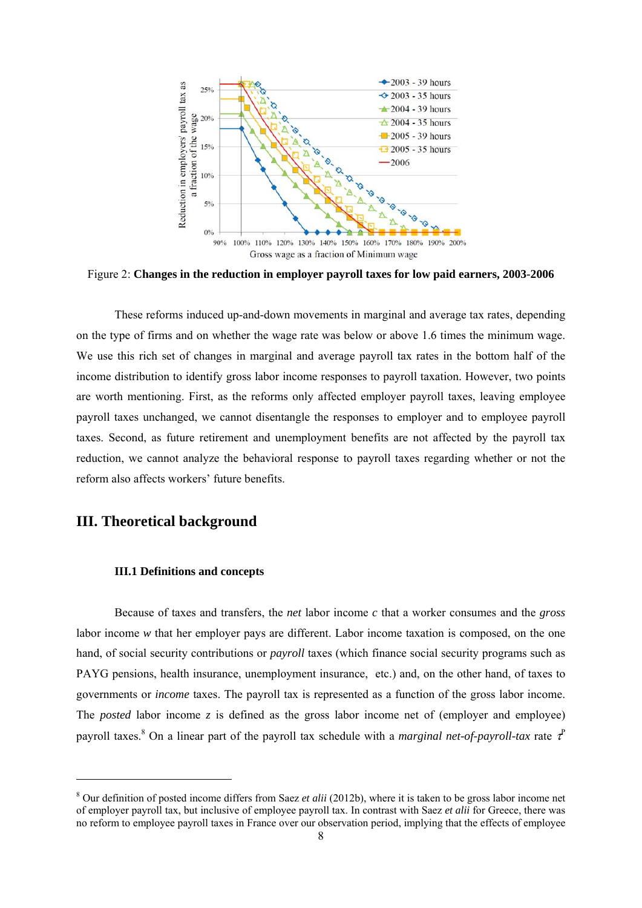Figure 2: **Changes in the reduction in employer payroll taxes for low paid earners, 2003-2006**

These reforms induced up-and-down movements in marginal and average tax rates, depending on the type of firms and on whether the wage rate was below or above 1.6 times the minimum wage. We use this rich set of changes in marginal and average payroll tax rates in the bottom half of the income distribution to identify gross labor income responses to payroll taxation. However, two points are worth mentioning. First, as the reforms only affected employer payroll taxes, leaving employee payroll taxes unchanged, we cannot disentangle the responses to employer and to employee payroll taxes. Second, as future retirement and unemployment benefits are not affected by the payroll tax reduction, we cannot analyze the behavioral response to payroll taxes regarding whether or not the reform also affects workers' future benefits.

## III. Theoretical background

### III.1 Definitions and concepts

Because of taxes and transfers, the *net* labor income $c$ that a worker consumes and the *gross* labor income $w$ that her employer pays are different. Labor income taxation is composed, on the one hand, of social security contributions or *payroll* taxes (which finance social security programs such as PAYG pensions, health insurance, unemployment insurance, etc.) and, on the other hand, of taxes to governments or *income* taxes. The payroll tax is represented as a function of the gross labor income. The *posted* labor income $z$ is defined as the gross labor income net of (employer and employee) payroll taxes.[8] On a linear part of the payroll tax schedule with a *marginal net-of-payroll-tax* rate $\tau^p$

[8] Our definition of posted income differs from Saez *et alii* (2012b), where it is taken to be gross labor income net of employer payroll tax, but inclusive of employee payroll tax. In contrast with Saez *et alii* for Greece, there was no reform to employee payroll taxes in France over our observation period, implying that the effects of employee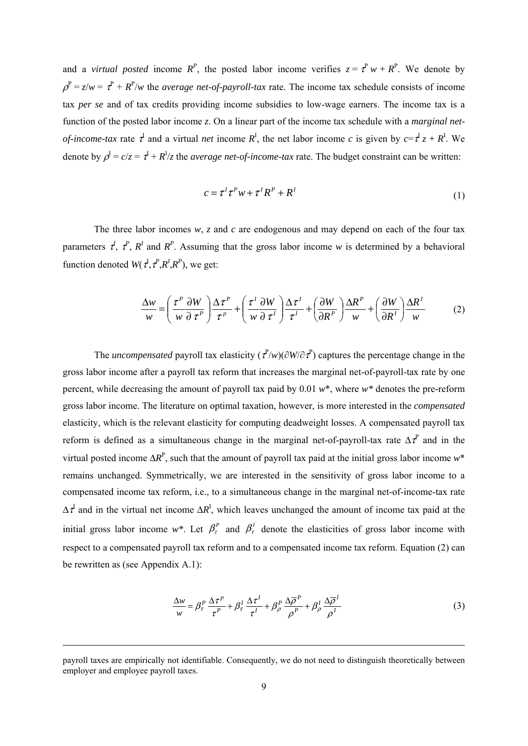and a *virtual posted* income $R^P$, the posted labor income verifies $z = \tau^P w + R^P$. We denote by $\rho^P = z/w = \tau^P + R^P/w$ the *average net-of-payroll-tax* rate. The income tax schedule consists of income tax *per se* and of tax credits providing income subsidies to low-wage earners. The income tax is a function of the posted labor income $z$. On a linear part of the income tax schedule with a *marginal net-of-income-tax* rate $\tau^I$ and a virtual *net* income $R^I$, the net labor income $c$ is given by $c = \tau^I z + R^I$. We denote by $\rho^I = c/z = \tau^I + R^I/z$ the *average net-of-income-tax* rate. The budget constraint can be written:

$$c = \tau^I \tau^P w + \tau^I R^P + R^I \tag{1}$$

The three labor incomes $w$, $z$ and $c$ are endogenous and may depend on each of the four tax parameters $\tau^I$, $\tau^P$, $R^I$ and $R^P$. Assuming that the gross labor income $w$ is determined by a behavioral function denoted $W(\tau^I, \tau^P, R^I, R^P)$, we get:

$$\frac{\Delta w}{w} = \left(\frac{\tau^P}{w}\frac{\partial W}{\partial \tau^P}\right)\frac{\Delta \tau^P}{\tau^P} + \left(\frac{\tau^I}{w}\frac{\partial W}{\partial \tau^I}\right)\frac{\Delta \tau^I}{\tau^I} + \left(\frac{\partial W}{\partial R^P}\right)\frac{\Delta R^P}{w} + \left(\frac{\partial W}{\partial R^I}\right)\frac{\Delta R^I}{w} \tag{2}$$

The *uncompensated* payroll tax elasticity $(\tau^P/w)(\partial W/\partial \tau^P)$ captures the percentage change in the gross labor income after a payroll tax reform that increases the marginal net-of-payroll-tax rate by one percent, while decreasing the amount of payroll tax paid by 0.01 $w^*$, where $w^*$ denotes the pre-reform gross labor income. The literature on optimal taxation, however, is more interested in the *compensated* elasticity, which is the relevant elasticity for computing deadweight losses. A compensated payroll tax reform is defined as a simultaneous change in the marginal net-of-payroll-tax rate $\Delta\tau^P$ and in the virtual posted income $\Delta R^P$, such that the amount of payroll tax paid at the initial gross labor income $w^*$ remains unchanged. Symmetrically, we are interested in the sensitivity of gross labor income to a compensated income tax reform, i.e., to a simultaneous change in the marginal net-of-income-tax rate $\Delta\tau^I$ and in the virtual net income $\Delta R^I$, which leaves unchanged the amount of income tax paid at the initial gross labor income $w^*$. Let $\beta_\tau^P$ and $\beta_\tau^I$ denote the elasticities of gross labor income with respect to a compensated payroll tax reform and to a compensated income tax reform. Equation (2) can be rewritten as (see Appendix A.1):

$$\frac{\Delta w}{w} = \beta_\tau^P \frac{\Delta \tau^P}{\tau^P} + \beta_\tau^I \frac{\Delta \tau^I}{\tau^I} + \beta_\rho^P \frac{\Delta \overline{\rho}^P}{\rho^P} + \beta_\rho^I \frac{\Delta \overline{\rho}^I}{\rho^I} \tag{3}$$

---

payroll taxes are empirically not identifiable. Consequently, we do not need to distinguish theoretically between employer and employee payroll taxes.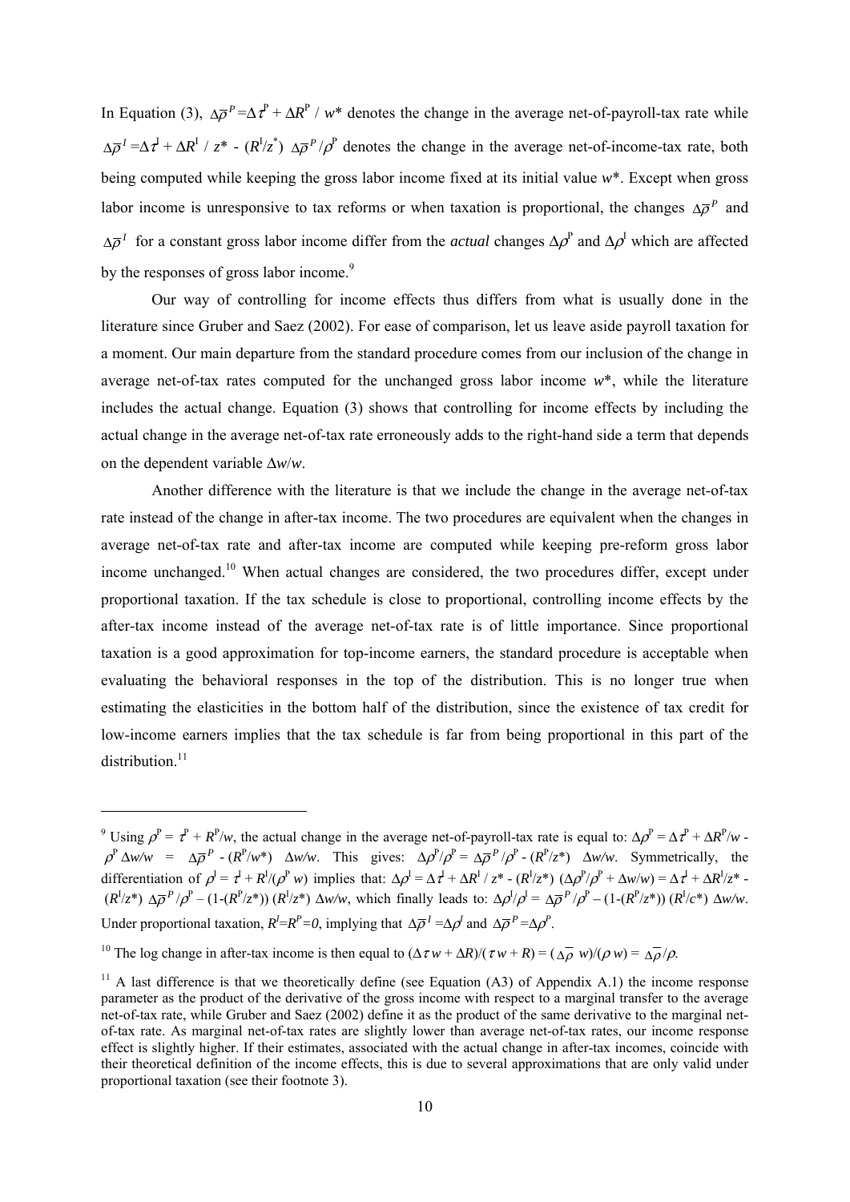In Equation (3), $\Delta\overline{\rho}^{P} = \Delta\tau^{P} + \Delta R^{P} / w^{*}$ denotes the change in the average net-of-payroll-tax rate while $\Delta\overline{\rho}^{I} = \Delta\tau^{I} + \Delta R^{I} / z^{*} - (R^{I}/z^{*})\ \Delta\overline{\rho}^{P}/\rho^{P}$ denotes the change in the average net-of-income-tax rate, both being computed while keeping the gross labor income fixed at its initial value $w^{*}$. Except when gross labor income is unresponsive to tax reforms or when taxation is proportional, the changes $\Delta\overline{\rho}^{P}$ and $\Delta\overline{\rho}^{I}$ for a constant gross labor income differ from the *actual* changes $\Delta\rho^{P}$ and $\Delta\rho^{I}$ which are affected by the responses of gross labor income.[9]

Our way of controlling for income effects thus differs from what is usually done in the literature since Gruber and Saez (2002). For ease of comparison, let us leave aside payroll taxation for a moment. Our main departure from the standard procedure comes from our inclusion of the change in average net-of-tax rates computed for the unchanged gross labor income $w^{*}$, while the literature includes the actual change. Equation (3) shows that controlling for income effects by including the actual change in the average net-of-tax rate erroneously adds to the right-hand side a term that depends on the dependent variable $\Delta w/w$.

Another difference with the literature is that we include the change in the average net-of-tax rate instead of the change in after-tax income. The two procedures are equivalent when the changes in average net-of-tax rate and after-tax income are computed while keeping pre-reform gross labor income unchanged.[10] When actual changes are considered, the two procedures differ, except under proportional taxation. If the tax schedule is close to proportional, controlling income effects by the after-tax income instead of the average net-of-tax rate is of little importance. Since proportional taxation is a good approximation for top-income earners, the standard procedure is acceptable when evaluating the behavioral responses in the top of the distribution. This is no longer true when estimating the elasticities in the bottom half of the distribution, since the existence of tax credit for low-income earners implies that the tax schedule is far from being proportional in this part of the distribution.[11]

---

[9] Using $\rho^{P} = \tau^{P} + R^{P}/w$, the actual change in the average net-of-payroll-tax rate is equal to: $\Delta\rho^{P} = \Delta\tau^{P} + \Delta R^{P}/w - \rho^{P}\,\Delta w/w = \Delta\overline{\rho}^{P} - (R^{P}/w^{*})\ \Delta w/w$. This gives: $\Delta\rho^{P}/\rho^{P} = \Delta\overline{\rho}^{P}/\rho^{P} - (R^{P}/z^{*})\ \Delta w/w$. Symmetrically, the differentiation of $\rho^{I} = \tau^{I} + R^{I}/(\rho^{P} w)$ implies that: $\Delta\rho^{I} = \Delta\tau^{I} + \Delta R^{I} / z^{*} - (R^{I}/z^{*})\ (\Delta\rho^{P}/\rho^{P} + \Delta w/w) = \Delta\tau^{I} + \Delta R^{I}/z^{*} - (R^{I}/z^{*})\ \Delta\overline{\rho}^{P}/\rho^{P} - (1-(R^{P}/z^{*}))\ (R^{I}/z^{*})\ \Delta w/w$, which finally leads to: $\Delta\rho^{I}/\rho^{I} = \Delta\overline{\rho}^{P}/\rho^{P} - (1-(R^{P}/z^{*}))\ (R^{I}/c^{*})\ \Delta w/w$. Under proportional taxation, $R^{I}=R^{P}=0$, implying that $\Delta\overline{\rho}^{I} = \Delta\rho^{I}$ and $\Delta\overline{\rho}^{P} = \Delta\rho^{P}$.

[10] The log change in after-tax income is then equal to $(\Delta\tau w + \Delta R)/(\tau w + R) = (\Delta\overline{\rho}\ w)/(\rho\, w) = \Delta\overline{\rho}/\rho$.

[11] A last difference is that we theoretically define (see Equation (A3) of Appendix A.1) the income response parameter as the product of the derivative of the gross income with respect to a marginal transfer to the average net-of-tax rate, while Gruber and Saez (2002) define it as the product of the same derivative to the marginal net-of-tax rate. As marginal net-of-tax rates are slightly lower than average net-of-tax rates, our income response effect is slightly higher. If their estimates, associated with the actual change in after-tax incomes, coincide with their theoretical definition of the income effects, this is due to several approximations that are only valid under proportional taxation (see their footnote 3).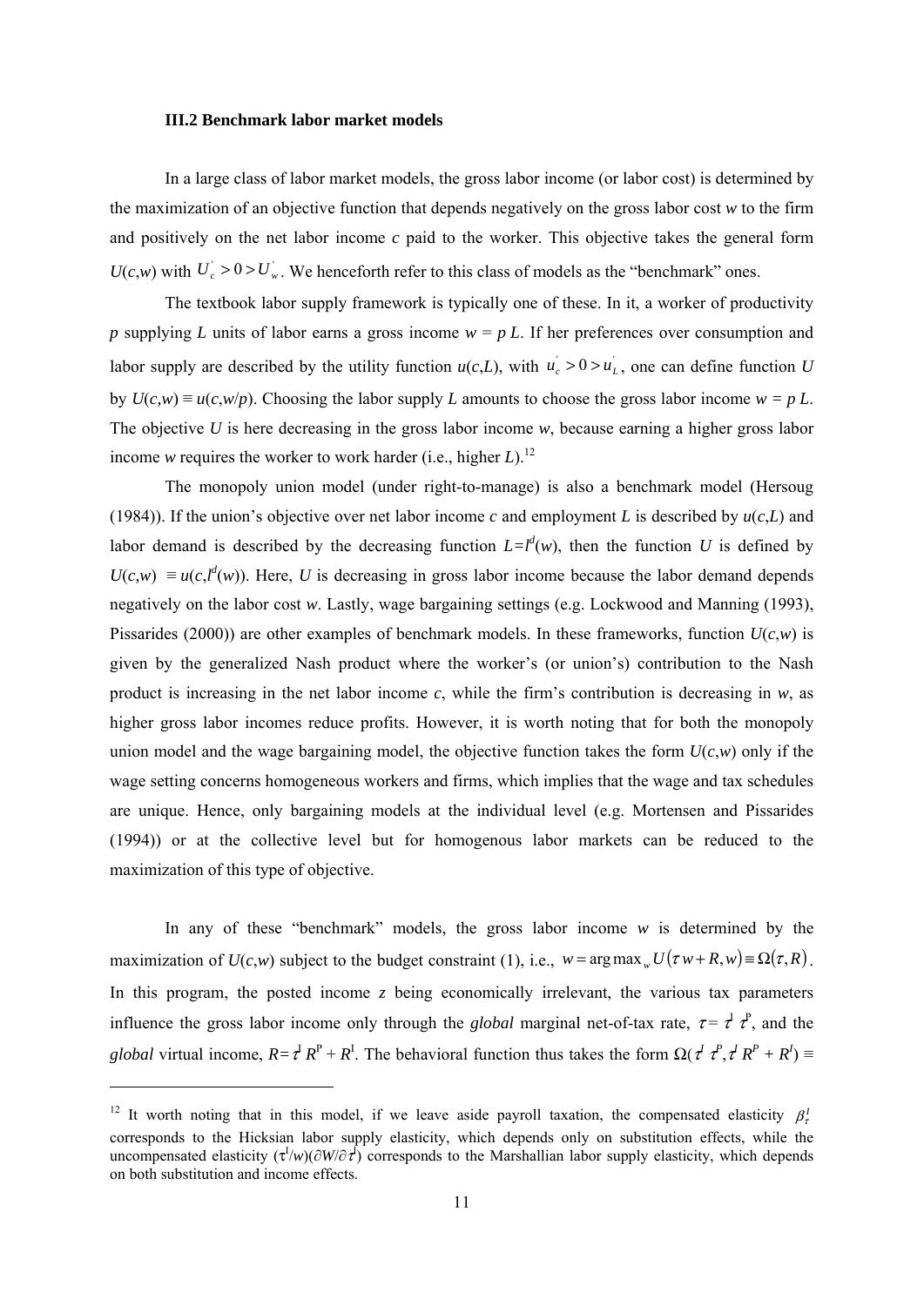### III.2 Benchmark labor market models

In a large class of labor market models, the gross labor income (or labor cost) is determined by the maximization of an objective function that depends negatively on the gross labor cost $w$ to the firm and positively on the net labor income $c$ paid to the worker. This objective takes the general form $U(c,w)$ with $U_c^{'} > 0 > U_w^{'}$. We henceforth refer to this class of models as the "benchmark" ones.

The textbook labor supply framework is typically one of these. In it, a worker of productivity $p$ supplying $L$ units of labor earns a gross income $w = p\,L$. If her preferences over consumption and labor supply are described by the utility function $u(c,L)$, with $u_c^{'} > 0 > u_L^{'}$, one can define function $U$ by $U(c,w) \equiv u(c,w/p)$. Choosing the labor supply $L$ amounts to choose the gross labor income $w = p\,L$. The objective $U$ is here decreasing in the gross labor income $w$, because earning a higher gross labor income $w$ requires the worker to work harder (i.e., higher $L$).[12]

The monopoly union model (under right-to-manage) is also a benchmark model (Hersoug (1984)). If the union's objective over net labor income $c$ and employment $L$ is described by $u(c,L)$ and labor demand is described by the decreasing function $L=l^d(w)$, then the function $U$ is defined by $U(c,w) \equiv u(c,l^d(w))$. Here, $U$ is decreasing in gross labor income because the labor demand depends negatively on the labor cost $w$. Lastly, wage bargaining settings (e.g. Lockwood and Manning (1993), Pissarides (2000)) are other examples of benchmark models. In these frameworks, function $U(c,w)$ is given by the generalized Nash product where the worker's (or union's) contribution to the Nash product is increasing in the net labor income $c$, while the firm's contribution is decreasing in $w$, as higher gross labor incomes reduce profits. However, it is worth noting that for both the monopoly union model and the wage bargaining model, the objective function takes the form $U(c,w)$ only if the wage setting concerns homogeneous workers and firms, which implies that the wage and tax schedules are unique. Hence, only bargaining models at the individual level (e.g. Mortensen and Pissarides (1994)) or at the collective level but for homogenous labor markets can be reduced to the maximization of this type of objective.

In any of these "benchmark" models, the gross labor income $w$ is determined by the maximization of $U(c,w)$ subject to the budget constraint (1), i.e., $w = \arg\max_w U(\tau\, w + R, w) \equiv \Omega(\tau, R)$. In this program, the posted income $z$ being economically irrelevant, the various tax parameters influence the gross labor income only through the *global* marginal net-of-tax rate, $\tau = \tau^I\,\tau^P$, and the *global* virtual income, $R = \tau^I R^P + R^I$. The behavioral function thus takes the form $\Omega(\tau^I\,\tau^P, \tau^I R^P + R^I) \equiv$

[12] It worth noting that in this model, if we leave aside payroll taxation, the compensated elasticity $\beta_\tau^I$ corresponds to the Hicksian labor supply elasticity, which depends only on substitution effects, while the uncompensated elasticity $(\tau^I/w)(\partial W/\partial \tau^I)$ corresponds to the Marshallian labor supply elasticity, which depends on both substitution and income effects.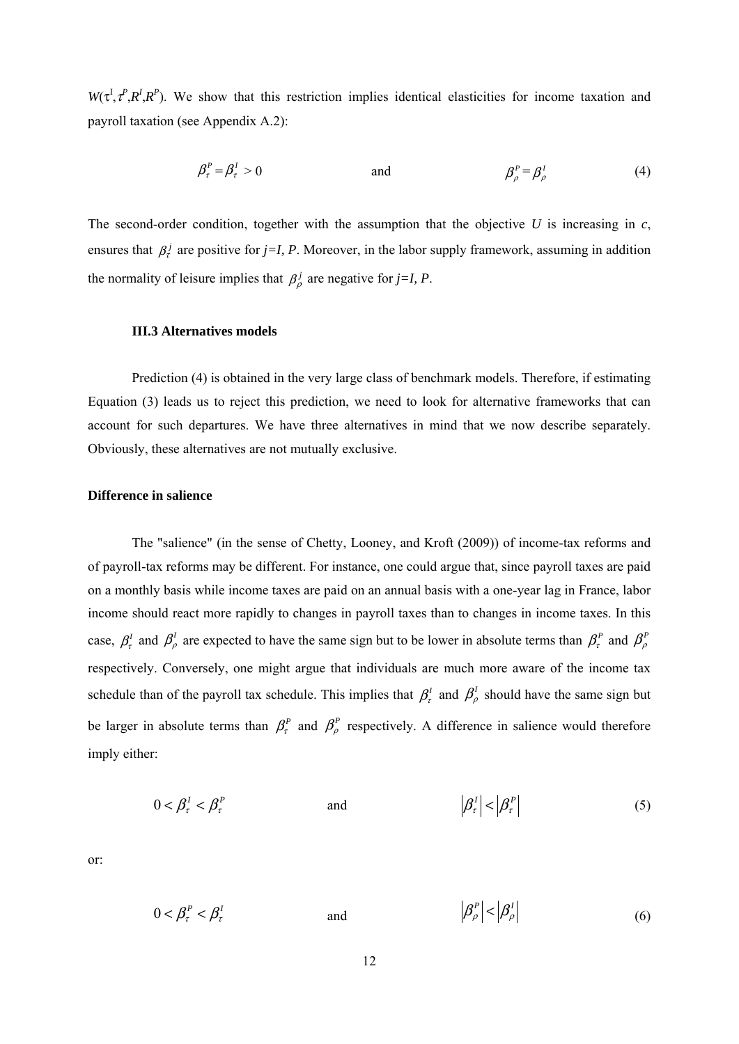$W(\tau^I, \tau^P, R^I, R^P)$. We show that this restriction implies identical elasticities for income taxation and payroll taxation (see Appendix A.2):

$$\beta_\tau^P = \beta_\tau^I > 0 \qquad \text{and} \qquad \beta_\rho^P = \beta_\rho^I \tag{4}$$

The second-order condition, together with the assumption that the objective $U$ is increasing in $c$, ensures that $\beta_\tau^j$ are positive for $j=I, P$. Moreover, in the labor supply framework, assuming in addition the normality of leisure implies that $\beta_\rho^j$ are negative for $j=I, P$.

### III.3 Alternatives models

Prediction (4) is obtained in the very large class of benchmark models. Therefore, if estimating Equation (3) leads us to reject this prediction, we need to look for alternative frameworks that can account for such departures. We have three alternatives in mind that we now describe separately. Obviously, these alternatives are not mutually exclusive.

**Difference in salience**

The "salience" (in the sense of Chetty, Looney, and Kroft (2009)) of income-tax reforms and of payroll-tax reforms may be different. For instance, one could argue that, since payroll taxes are paid on a monthly basis while income taxes are paid on an annual basis with a one-year lag in France, labor income should react more rapidly to changes in payroll taxes than to changes in income taxes. In this case, $\beta_\tau^I$ and $\beta_\rho^I$ are expected to have the same sign but to be lower in absolute terms than $\beta_\tau^P$ and $\beta_\rho^P$ respectively. Conversely, one might argue that individuals are much more aware of the income tax schedule than of the payroll tax schedule. This implies that $\beta_\tau^I$ and $\beta_\rho^I$ should have the same sign but be larger in absolute terms than $\beta_\tau^P$ and $\beta_\rho^P$ respectively. A difference in salience would therefore imply either:

$$0 < \beta_\tau^I < \beta_\tau^P \qquad \text{and} \qquad \left|\beta_\tau^I\right| < \left|\beta_\tau^P\right| \tag{5}$$

or:

$$0 < \beta_\tau^P < \beta_\tau^I \qquad \text{and} \qquad \left|\beta_\rho^P\right| < \left|\beta_\rho^I\right| \tag{6}$$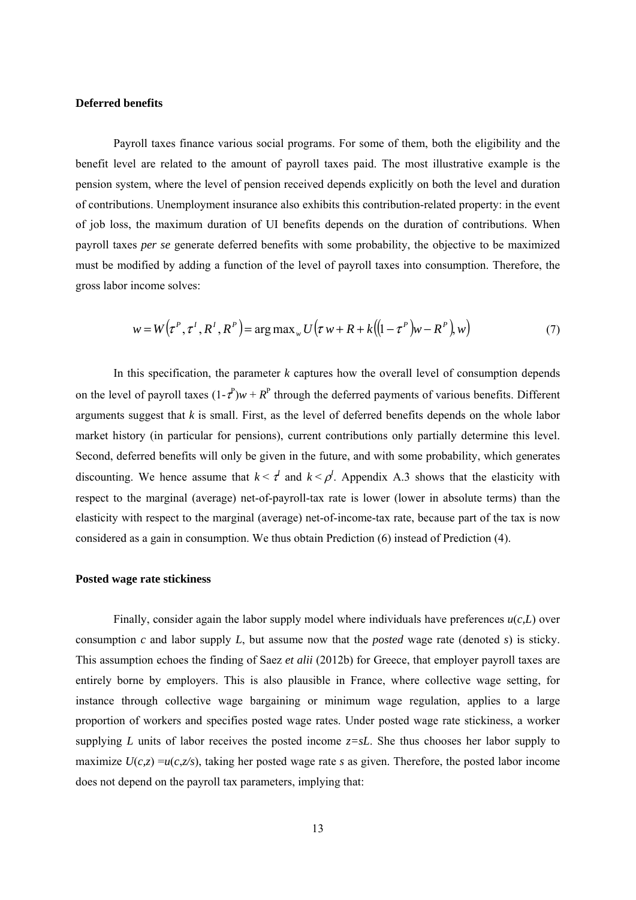**Deferred benefits**

Payroll taxes finance various social programs. For some of them, both the eligibility and the benefit level are related to the amount of payroll taxes paid. The most illustrative example is the pension system, where the level of pension received depends explicitly on both the level and duration of contributions. Unemployment insurance also exhibits this contribution-related property: in the event of job loss, the maximum duration of UI benefits depends on the duration of contributions. When payroll taxes *per se* generate deferred benefits with some probability, the objective to be maximized must be modified by adding a function of the level of payroll taxes into consumption. Therefore, the gross labor income solves:

$$w = W\left(\tau^P, \tau^I, R^I, R^P\right) = \arg\max_w U\left(\tau w + R + k\left(\left(1-\tau^P\right)w - R^P\right), w\right) \tag{7}$$

In this specification, the parameter $k$ captures how the overall level of consumption depends on the level of payroll taxes $(1-\tau^P)w + R^P$ through the deferred payments of various benefits. Different arguments suggest that $k$ is small. First, as the level of deferred benefits depends on the whole labor market history (in particular for pensions), current contributions only partially determine this level. Second, deferred benefits will only be given in the future, and with some probability, which generates discounting. We hence assume that $k < \tau^I$ and $k < \rho^I$. Appendix A.3 shows that the elasticity with respect to the marginal (average) net-of-payroll-tax rate is lower (lower in absolute terms) than the elasticity with respect to the marginal (average) net-of-income-tax rate, because part of the tax is now considered as a gain in consumption. We thus obtain Prediction (6) instead of Prediction (4).

**Posted wage rate stickiness**

Finally, consider again the labor supply model where individuals have preferences $u(c,L)$ over consumption $c$ and labor supply $L$, but assume now that the *posted* wage rate (denoted $s$) is sticky. This assumption echoes the finding of Saez *et alii* (2012b) for Greece, that employer payroll taxes are entirely borne by employers. This is also plausible in France, where collective wage setting, for instance through collective wage bargaining or minimum wage regulation, applies to a large proportion of workers and specifies posted wage rates. Under posted wage rate stickiness, a worker supplying $L$ units of labor receives the posted income $z=sL$. She thus chooses her labor supply to maximize $U(c,z) = u(c,z/s)$, taking her posted wage rate $s$ as given. Therefore, the posted labor income does not depend on the payroll tax parameters, implying that: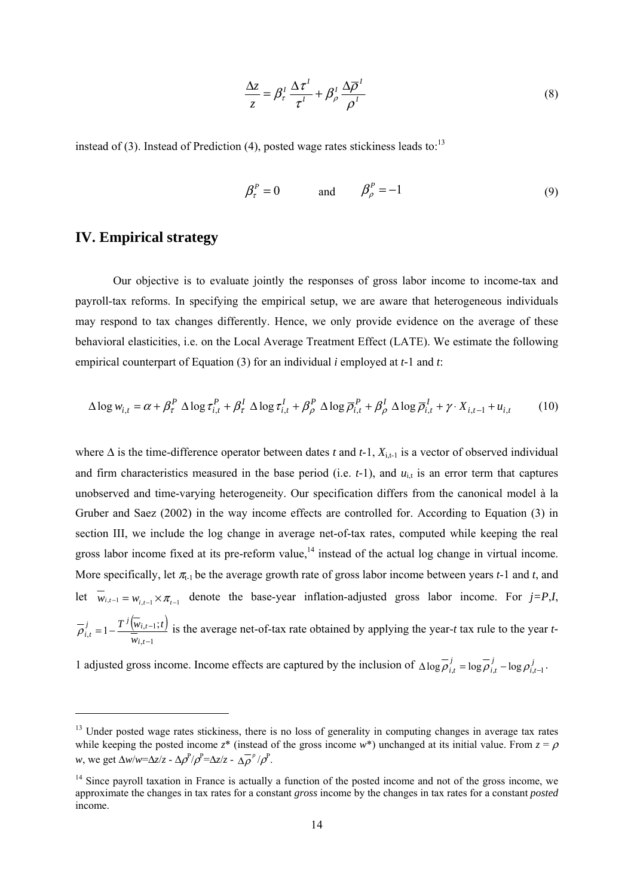$$\frac{\Delta z}{z} = \beta_\tau^I \frac{\Delta \tau^I}{\tau^I} + \beta_\rho^I \frac{\Delta \overline{\rho}^I}{\rho^I} \tag{8}$$

instead of (3). Instead of Prediction (4), posted wage rates stickiness leads to:[13]

$$\beta_\tau^P = 0 \qquad \text{and} \qquad \beta_\rho^P = -1 \tag{9}$$

## IV. Empirical strategy

Our objective is to evaluate jointly the responses of gross labor income to income-tax and payroll-tax reforms. In specifying the empirical setup, we are aware that heterogeneous individuals may respond to tax changes differently. Hence, we only provide evidence on the average of these behavioral elasticities, i.e. on the Local Average Treatment Effect (LATE). We estimate the following empirical counterpart of Equation (3) for an individual $i$ employed at $t$-1 and $t$:

$$\Delta \log w_{i,t} = \alpha + \beta_\tau^P \ \Delta \log \tau_{i,t}^P + \beta_\tau^I \ \Delta \log \tau_{i,t}^I + \beta_\rho^P \ \Delta \log \overline{\rho}_{i,t}^P + \beta_\rho^I \ \Delta \log \overline{\rho}_{i,t}^I + \gamma \cdot X_{i,t-1} + u_{i,t} \tag{10}$$

where $\Delta$ is the time-difference operator between dates $t$ and $t$-1, $X_{i,t-1}$ is a vector of observed individual and firm characteristics measured in the base period (i.e. $t$-1), and $u_{i,t}$ is an error term that captures unobserved and time-varying heterogeneity. Our specification differs from the canonical model à la Gruber and Saez (2002) in the way income effects are controlled for. According to Equation (3) in section III, we include the log change in average net-of-tax rates, computed while keeping the real gross labor income fixed at its pre-reform value,[14] instead of the actual log change in virtual income. More specifically, let $\pi_{t-1}$ be the average growth rate of gross labor income between years $t$-1 and $t$, and let $\overline{w}_{i,t-1} = w_{i,t-1} \times \pi_{t-1}$ denote the base-year inflation-adjusted gross labor income. For $j$=$P$,$I$, $\overline{\rho}_{i,t}^j = 1 - \frac{T^j(\overline{w}_{i,t-1};t)}{\overline{w}_{i,t-1}}$ is the average net-of-tax rate obtained by applying the year-$t$ tax rule to the year $t$-1 adjusted gross income. Income effects are captured by the inclusion of $\Delta \log \overline{\rho}_{i,t}^j = \log \overline{\rho}_{i,t}^j - \log \rho_{i,t-1}^j$.

---

[13] Under posted wage rates stickiness, there is no loss of generality in computing changes in average tax rates while keeping the posted income $z^*$ (instead of the gross income $w^*$) unchanged at its initial value. From $z = \rho w$, we get $\Delta w/w = \Delta z/z - \Delta \rho^P/\rho^P = \Delta z/z - \Delta \overline{\rho}^P/\rho^P$.

[14] Since payroll taxation in France is actually a function of the posted income and not of the gross income, we approximate the changes in tax rates for a constant *gross* income by the changes in tax rates for a constant *posted* income.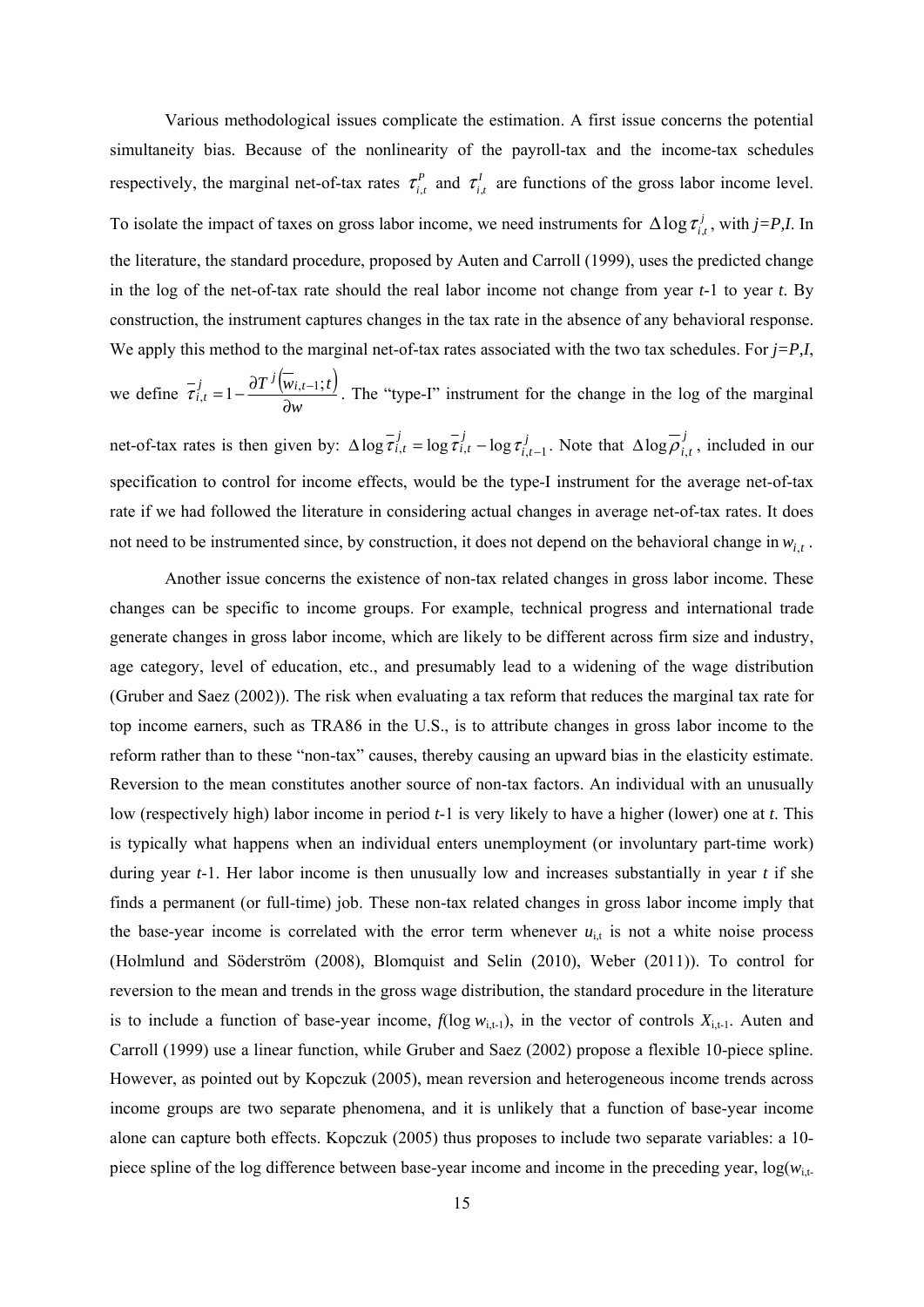Various methodological issues complicate the estimation. A first issue concerns the potential simultaneity bias. Because of the nonlinearity of the payroll-tax and the income-tax schedules respectively, the marginal net-of-tax rates $\tau_{i,t}^{P}$ and $\tau_{i,t}^{I}$ are functions of the gross labor income level. To isolate the impact of taxes on gross labor income, we need instruments for $\Delta \log \tau_{i,t}^{j}$, with *j=P,I*. In the literature, the standard procedure, proposed by Auten and Carroll (1999), uses the predicted change in the log of the net-of-tax rate should the real labor income not change from year *t*-1 to year *t*. By construction, the instrument captures changes in the tax rate in the absence of any behavioral response. We apply this method to the marginal net-of-tax rates associated with the two tax schedules. For *j=P,I*, we define $\overline{\tau}_{i,t}^{j} = 1 - \frac{\partial T^{j}\left(\overline{w}_{i,t-1};t\right)}{\partial w}$. The "type-I" instrument for the change in the log of the marginal net-of-tax rates is then given by: $\Delta \log \overline{\tau}_{i,t}^{j} = \log \overline{\tau}_{i,t}^{j} - \log \tau_{i,t-1}^{j}$. Note that $\Delta \log \overline{\rho}_{i,t}^{j}$, included in our specification to control for income effects, would be the type-I instrument for the average net-of-tax rate if we had followed the literature in considering actual changes in average net-of-tax rates. It does not need to be instrumented since, by construction, it does not depend on the behavioral change in $w_{i,t}$.

Another issue concerns the existence of non-tax related changes in gross labor income. These changes can be specific to income groups. For example, technical progress and international trade generate changes in gross labor income, which are likely to be different across firm size and industry, age category, level of education, etc., and presumably lead to a widening of the wage distribution (Gruber and Saez (2002)). The risk when evaluating a tax reform that reduces the marginal tax rate for top income earners, such as TRA86 in the U.S., is to attribute changes in gross labor income to the reform rather than to these "non-tax" causes, thereby causing an upward bias in the elasticity estimate. Reversion to the mean constitutes another source of non-tax factors. An individual with an unusually low (respectively high) labor income in period *t*-1 is very likely to have a higher (lower) one at *t*. This is typically what happens when an individual enters unemployment (or involuntary part-time work) during year *t*-1. Her labor income is then unusually low and increases substantially in year *t* if she finds a permanent (or full-time) job. These non-tax related changes in gross labor income imply that the base-year income is correlated with the error term whenever $u_{i,t}$ is not a white noise process (Holmlund and Söderström (2008), Blomquist and Selin (2010), Weber (2011)). To control for reversion to the mean and trends in the gross wage distribution, the standard procedure in the literature is to include a function of base-year income, $f(\log w_{i,t-1})$, in the vector of controls $X_{i,t-1}$. Auten and Carroll (1999) use a linear function, while Gruber and Saez (2002) propose a flexible 10-piece spline. However, as pointed out by Kopczuk (2005), mean reversion and heterogeneous income trends across income groups are two separate phenomena, and it is unlikely that a function of base-year income alone can capture both effects. Kopczuk (2005) thus proposes to include two separate variables: a 10-piece spline of the log difference between base-year income and income in the preceding year, log($w_{i,t-}$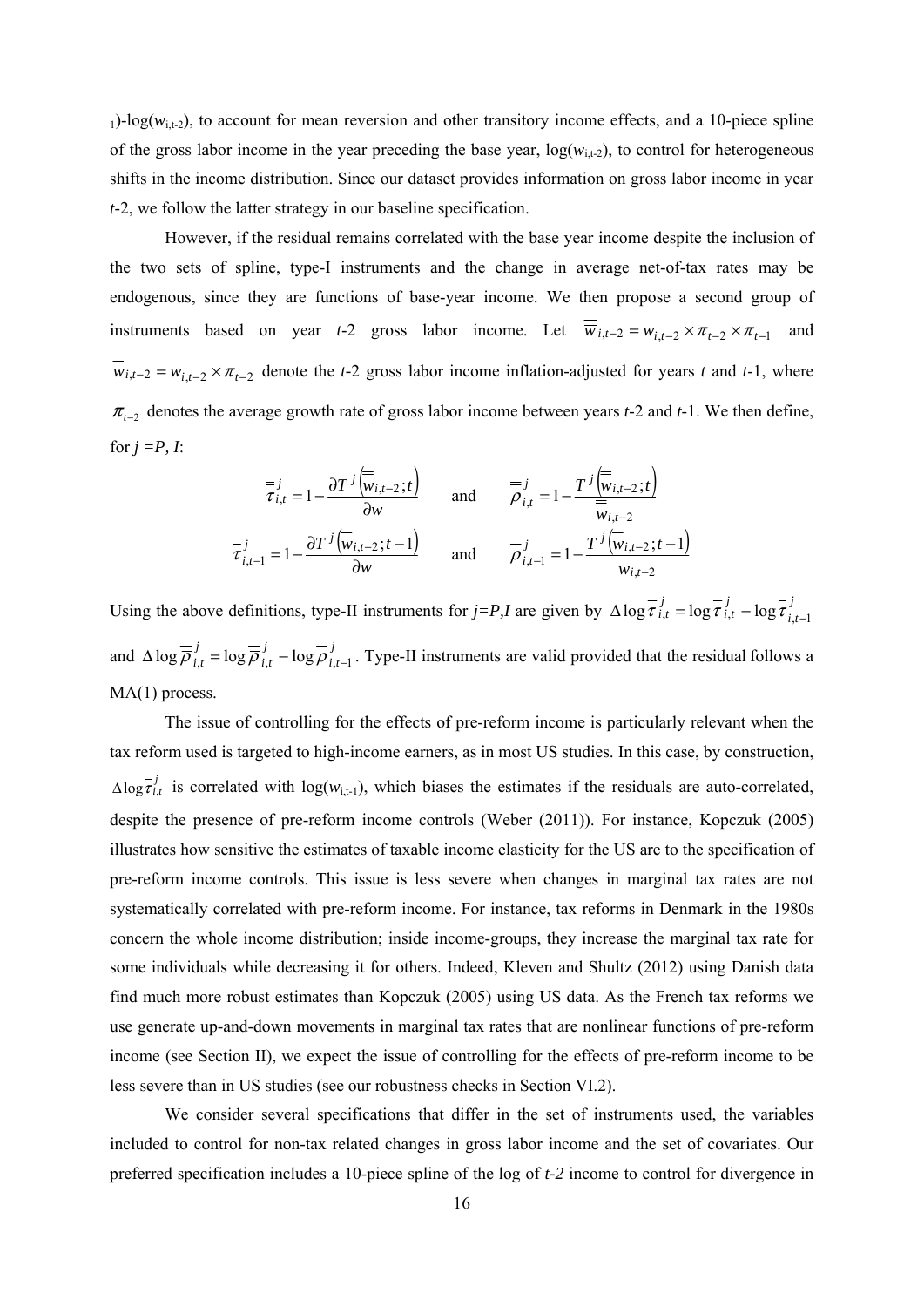$_{1}$)-log($w_{i,t-2}$), to account for mean reversion and other transitory income effects, and a 10-piece spline of the gross labor income in the year preceding the base year, log($w_{i,t-2}$), to control for heterogeneous shifts in the income distribution. Since our dataset provides information on gross labor income in year $t$-2, we follow the latter strategy in our baseline specification.

However, if the residual remains correlated with the base year income despite the inclusion of the two sets of spline, type-I instruments and the change in average net-of-tax rates may be endogenous, since they are functions of base-year income. We then propose a second group of instruments based on year $t$-2 gross labor income. Let $\overline{\overline{w}}_{i,t-2} = w_{i,t-2} \times \pi_{t-2} \times \pi_{t-1}$ and $\overline{w}_{i,t-2} = w_{i,t-2} \times \pi_{t-2}$ denote the $t$-2 gross labor income inflation-adjusted for years $t$ and $t$-1, where $\pi_{t-2}$ denotes the average growth rate of gross labor income between years $t$-2 and $t$-1. We then define, for $j = P, I$:

$$\overline{\overline{\tau}}_{i,t}^{j} = 1 - \frac{\partial T^{j}\left(\overline{\overline{w}}_{i,t-2};t\right)}{\partial w} \qquad \text{and} \qquad \overline{\overline{\rho}}_{i,t}^{j} = 1 - \frac{T^{j}\left(\overline{\overline{w}}_{i,t-2};t\right)}{\overline{\overline{w}}_{i,t-2}}$$

$$\overline{\tau}_{i,t-1}^{j} = 1 - \frac{\partial T^{j}\left(\overline{w}_{i,t-2};t-1\right)}{\partial w} \qquad \text{and} \qquad \overline{\rho}_{i,t-1}^{j} = 1 - \frac{T^{j}\left(\overline{w}_{i,t-2};t-1\right)}{\overline{w}_{i,t-2}}$$

Using the above definitions, type-II instruments for $j$=$P$,$I$ are given by $\Delta \log \overline{\overline{\tau}}_{i,t}^{j} = \log \overline{\overline{\tau}}_{i,t}^{j} - \log \overline{\tau}_{i,t-1}^{j}$ and $\Delta \log \overline{\overline{\rho}}_{i,t}^{j} = \log \overline{\overline{\rho}}_{i,t}^{j} - \log \overline{\rho}_{i,t-1}^{j}$. Type-II instruments are valid provided that the residual follows a MA(1) process.

The issue of controlling for the effects of pre-reform income is particularly relevant when the tax reform used is targeted to high-income earners, as in most US studies. In this case, by construction, $\Delta \log \overline{\tau}_{i,t}^{j}$ is correlated with log($w_{i,t-1}$), which biases the estimates if the residuals are auto-correlated, despite the presence of pre-reform income controls (Weber (2011)). For instance, Kopczuk (2005) illustrates how sensitive the estimates of taxable income elasticity for the US are to the specification of pre-reform income controls. This issue is less severe when changes in marginal tax rates are not systematically correlated with pre-reform income. For instance, tax reforms in Denmark in the 1980s concern the whole income distribution; inside income-groups, they increase the marginal tax rate for some individuals while decreasing it for others. Indeed, Kleven and Shultz (2012) using Danish data find much more robust estimates than Kopczuk (2005) using US data. As the French tax reforms we use generate up-and-down movements in marginal tax rates that are nonlinear functions of pre-reform income (see Section II), we expect the issue of controlling for the effects of pre-reform income to be less severe than in US studies (see our robustness checks in Section VI.2).

We consider several specifications that differ in the set of instruments used, the variables included to control for non-tax related changes in gross labor income and the set of covariates. Our preferred specification includes a 10-piece spline of the log of $t$-$2$ income to control for divergence in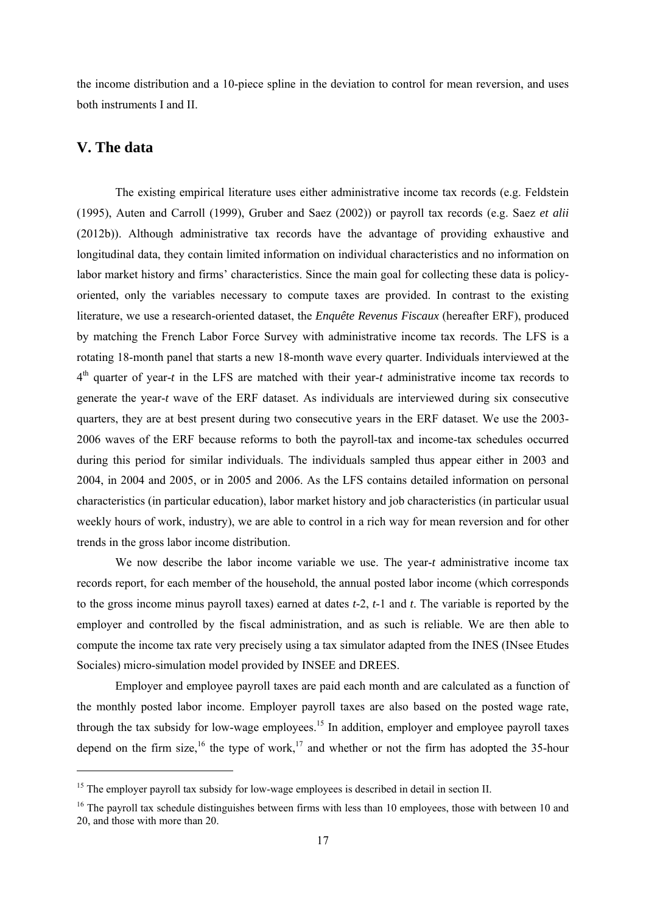the income distribution and a 10-piece spline in the deviation to control for mean reversion, and uses both instruments I and II.

## V. The data

The existing empirical literature uses either administrative income tax records (e.g. Feldstein (1995), Auten and Carroll (1999), Gruber and Saez (2002)) or payroll tax records (e.g. Saez *et alii* (2012b)). Although administrative tax records have the advantage of providing exhaustive and longitudinal data, they contain limited information on individual characteristics and no information on labor market history and firms' characteristics. Since the main goal for collecting these data is policy-oriented, only the variables necessary to compute taxes are provided. In contrast to the existing literature, we use a research-oriented dataset, the ***Enquête Revenus Fiscaux*** (hereafter ERF), produced by matching the French Labor Force Survey with administrative income tax records. The LFS is a rotating 18-month panel that starts a new 18-month wave every quarter. Individuals interviewed at the 4th quarter of year-*t* in the LFS are matched with their year-*t* administrative income tax records to generate the year-*t* wave of the ERF dataset. As individuals are interviewed during six consecutive quarters, they are at best present during two consecutive years in the ERF dataset. We use the 2003-2006 waves of the ERF because reforms to both the payroll-tax and income-tax schedules occurred during this period for similar individuals. The individuals sampled thus appear either in 2003 and 2004, in 2004 and 2005, or in 2005 and 2006. As the LFS contains detailed information on personal characteristics (in particular education), labor market history and job characteristics (in particular usual weekly hours of work, industry), we are able to control in a rich way for mean reversion and for other trends in the gross labor income distribution.

We now describe the labor income variable we use. The year-*t* administrative income tax records report, for each member of the household, the annual posted labor income (which corresponds to the gross income minus payroll taxes) earned at dates *t*-2, *t*-1 and *t*. The variable is reported by the employer and controlled by the fiscal administration, and as such is reliable. We are then able to compute the income tax rate very precisely using a tax simulator adapted from the INES (INsee Etudes Sociales) micro-simulation model provided by INSEE and DREES.

Employer and employee payroll taxes are paid each month and are calculated as a function of the monthly posted labor income. Employer payroll taxes are also based on the posted wage rate, through the tax subsidy for low-wage employees.[15] In addition, employer and employee payroll taxes depend on the firm size,[16] the type of work,[17] and whether or not the firm has adopted the 35-hour

---

[15] The employer payroll tax subsidy for low-wage employees is described in detail in section II.

[16] The payroll tax schedule distinguishes between firms with less than 10 employees, those with between 10 and 20, and those with more than 20.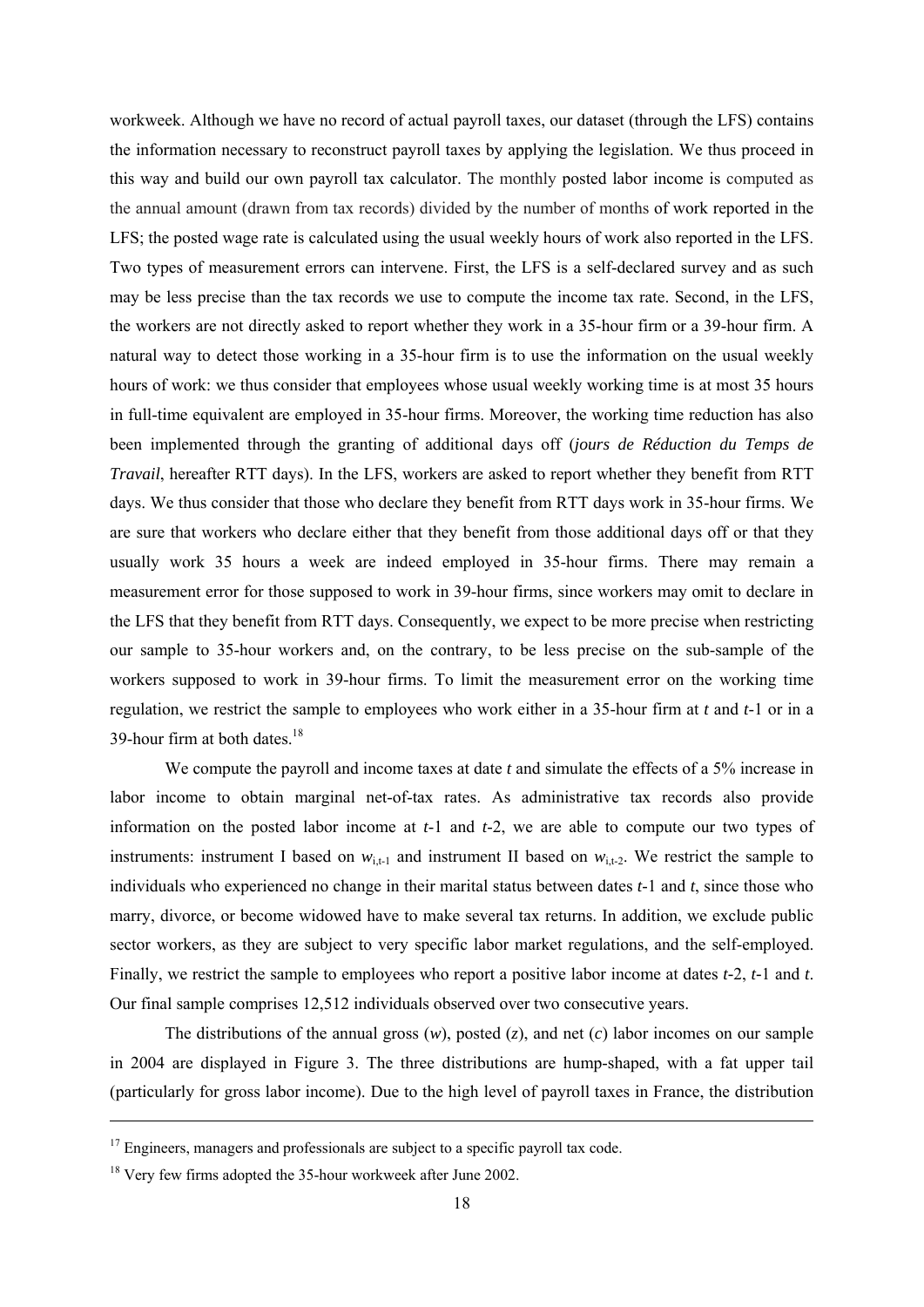workweek. Although we have no record of actual payroll taxes, our dataset (through the LFS) contains the information necessary to reconstruct payroll taxes by applying the legislation. We thus proceed in this way and build our own payroll tax calculator. The monthly posted labor income is computed as the annual amount (drawn from tax records) divided by the number of months of work reported in the LFS; the posted wage rate is calculated using the usual weekly hours of work also reported in the LFS. Two types of measurement errors can intervene. First, the LFS is a self-declared survey and as such may be less precise than the tax records we use to compute the income tax rate. Second, in the LFS, the workers are not directly asked to report whether they work in a 35-hour firm or a 39-hour firm. A natural way to detect those working in a 35-hour firm is to use the information on the usual weekly hours of work: we thus consider that employees whose usual weekly working time is at most 35 hours in full-time equivalent are employed in 35-hour firms. Moreover, the working time reduction has also been implemented through the granting of additional days off (*jours de Réduction du Temps de Travail*, hereafter RTT days). In the LFS, workers are asked to report whether they benefit from RTT days. We thus consider that those who declare they benefit from RTT days work in 35-hour firms. We are sure that workers who declare either that they benefit from those additional days off or that they usually work 35 hours a week are indeed employed in 35-hour firms. There may remain a measurement error for those supposed to work in 39-hour firms, since workers may omit to declare in the LFS that they benefit from RTT days. Consequently, we expect to be more precise when restricting our sample to 35-hour workers and, on the contrary, to be less precise on the sub-sample of the workers supposed to work in 39-hour firms. To limit the measurement error on the working time regulation, we restrict the sample to employees who work either in a 35-hour firm at $t$ and $t$-1 or in a 39-hour firm at both dates.[18]

We compute the payroll and income taxes at date $t$ and simulate the effects of a 5% increase in labor income to obtain marginal net-of-tax rates. As administrative tax records also provide information on the posted labor income at $t$-1 and $t$-2, we are able to compute our two types of instruments: instrument I based on $w_{i,t-1}$ and instrument II based on $w_{i,t-2}$. We restrict the sample to individuals who experienced no change in their marital status between dates $t$-1 and $t$, since those who marry, divorce, or become widowed have to make several tax returns. In addition, we exclude public sector workers, as they are subject to very specific labor market regulations, and the self-employed. Finally, we restrict the sample to employees who report a positive labor income at dates $t$-2, $t$-1 and $t$. Our final sample comprises 12,512 individuals observed over two consecutive years.

The distributions of the annual gross ($w$), posted ($z$), and net ($c$) labor incomes on our sample in 2004 are displayed in Figure 3. The three distributions are hump-shaped, with a fat upper tail (particularly for gross labor income). Due to the high level of payroll taxes in France, the distribution

---

[17] Engineers, managers and professionals are subject to a specific payroll tax code.

[18] Very few firms adopted the 35-hour workweek after June 2002.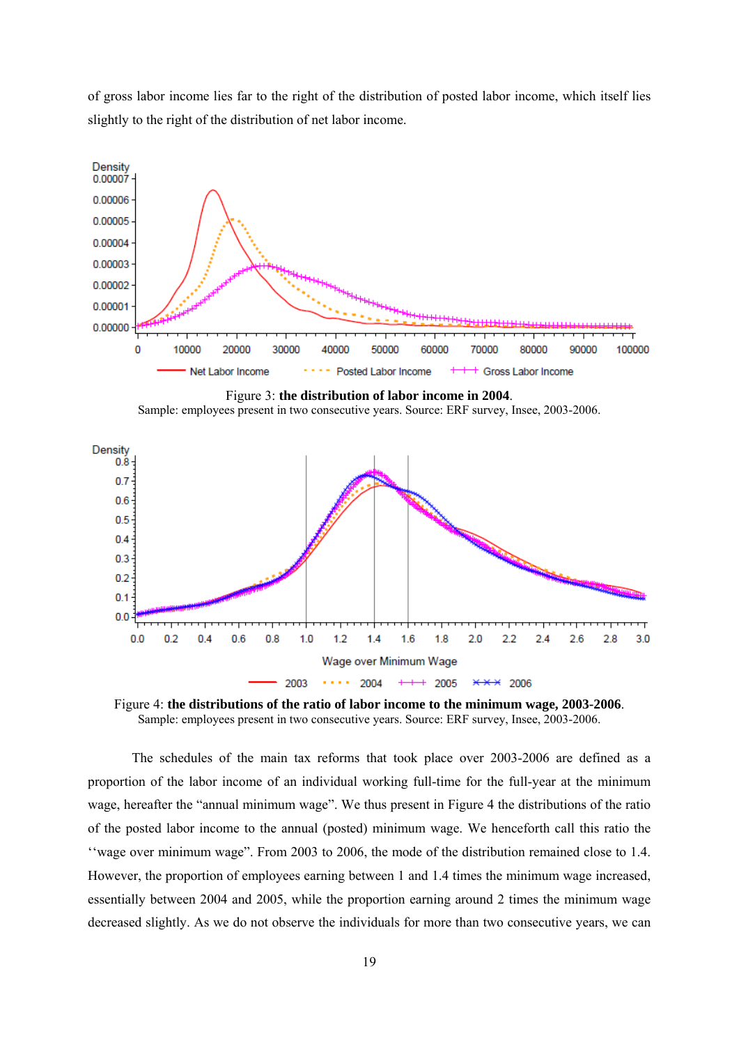of gross labor income lies far to the right of the distribution of posted labor income, which itself lies slightly to the right of the distribution of net labor income.

Figure 3: **the distribution of labor income in 2004**.
Sample: employees present in two consecutive years. Source: ERF survey, Insee, 2003-2006.

Figure 4: **the distributions of the ratio of labor income to the minimum wage, 2003-2006**.
Sample: employees present in two consecutive years. Source: ERF survey, Insee, 2003-2006.

The schedules of the main tax reforms that took place over 2003-2006 are defined as a proportion of the labor income of an individual working full-time for the full-year at the minimum wage, hereafter the "annual minimum wage". We thus present in Figure 4 the distributions of the ratio of the posted labor income to the annual (posted) minimum wage. We henceforth call this ratio the ''wage over minimum wage". From 2003 to 2006, the mode of the distribution remained close to 1.4. However, the proportion of employees earning between 1 and 1.4 times the minimum wage increased, essentially between 2004 and 2005, while the proportion earning around 2 times the minimum wage decreased slightly. As we do not observe the individuals for more than two consecutive years, we can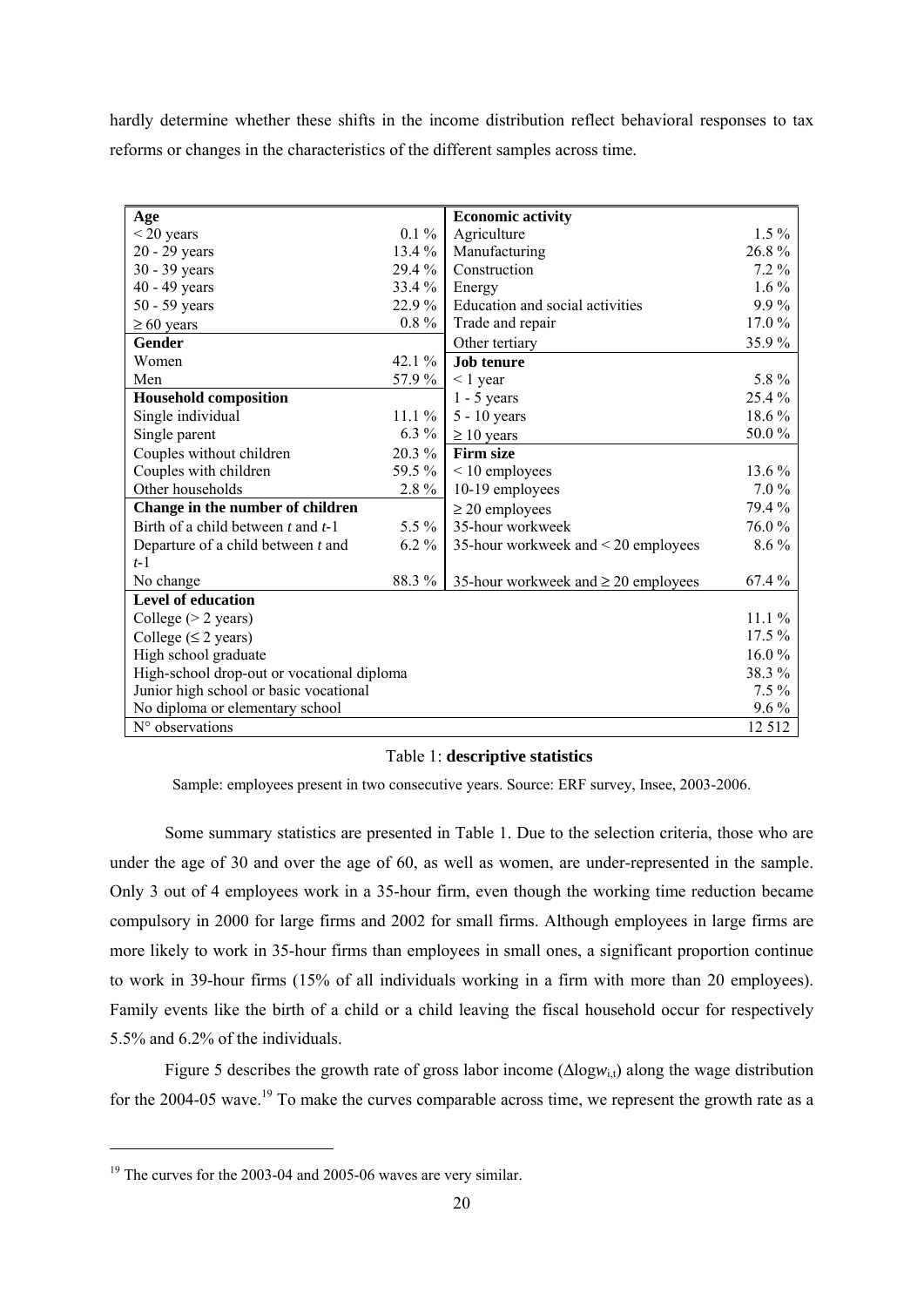hardly determine whether these shifts in the income distribution reflect behavioral responses to tax reforms or changes in the characteristics of the different samples across time.

| **Age** | | **Economic activity** | |
|---|---|---|---|
| < 20 years | 0.1 % | Agriculture | 1.5 % |
| 20 - 29 years | 13.4 % | Manufacturing | 26.8 % |
| 30 - 39 years | 29.4 % | Construction | 7.2 % |
| 40 - 49 years | 33.4 % | Energy | 1.6 % |
| 50 - 59 years | 22.9 % | Education and social activities | 9.9 % |
| ≥ 60 years | 0.8 % | Trade and repair | 17.0 % |
| **Gender** | | Other tertiary | 35.9 % |
| Women | 42.1 % | **Job tenure** | |
| Men | 57.9 % | < 1 year | 5.8 % |
| **Household composition** | | 1 - 5 years | 25.4 % |
| Single individual | 11.1 % | 5 - 10 years | 18.6 % |
| Single parent | 6.3 % | ≥ 10 years | 50.0 % |
| Couples without children | 20.3 % | **Firm size** | |
| Couples with children | 59.5 % | < 10 employees | 13.6 % |
| Other households | 2.8 % | 10-19 employees | 7.0 % |
| **Change in the number of children** | | ≥ 20 employees | 79.4 % |
| Birth of a child between $t$ and $t$-1 | 5.5 % | 35-hour workweek | 76.0 % |
| Departure of a child between $t$ and $t$-1 | 6.2 % | 35-hour workweek and < 20 employees | 8.6 % |
| No change | 88.3 % | 35-hour workweek and ≥ 20 employees | 67.4 % |
| **Level of education** | | | |
| College (> 2 years) | | | 11.1 % |
| College (≤ 2 years) | | | 17.5 % |
| High school graduate | | | 16.0 % |
| High-school drop-out or vocational diploma | | | 38.3 % |
| Junior high school or basic vocational | | | 7.5 % |
| No diploma or elementary school | | | 9.6 % |
| N° observations | | | 12 512 |

Table 1: **descriptive statistics**

Sample: employees present in two consecutive years. Source: ERF survey, Insee, 2003-2006.

Some summary statistics are presented in Table 1. Due to the selection criteria, those who are under the age of 30 and over the age of 60, as well as women, are under-represented in the sample. Only 3 out of 4 employees work in a 35-hour firm, even though the working time reduction became compulsory in 2000 for large firms and 2002 for small firms. Although employees in large firms are more likely to work in 35-hour firms than employees in small ones, a significant proportion continue to work in 39-hour firms (15% of all individuals working in a firm with more than 20 employees). Family events like the birth of a child or a child leaving the fiscal household occur for respectively 5.5% and 6.2% of the individuals.

Figure 5 describes the growth rate of gross labor income ($\Delta \log w_{i,t}$) along the wage distribution for the 2004-05 wave.[19] To make the curves comparable across time, we represent the growth rate as a

[19] The curves for the 2003-04 and 2005-06 waves are very similar.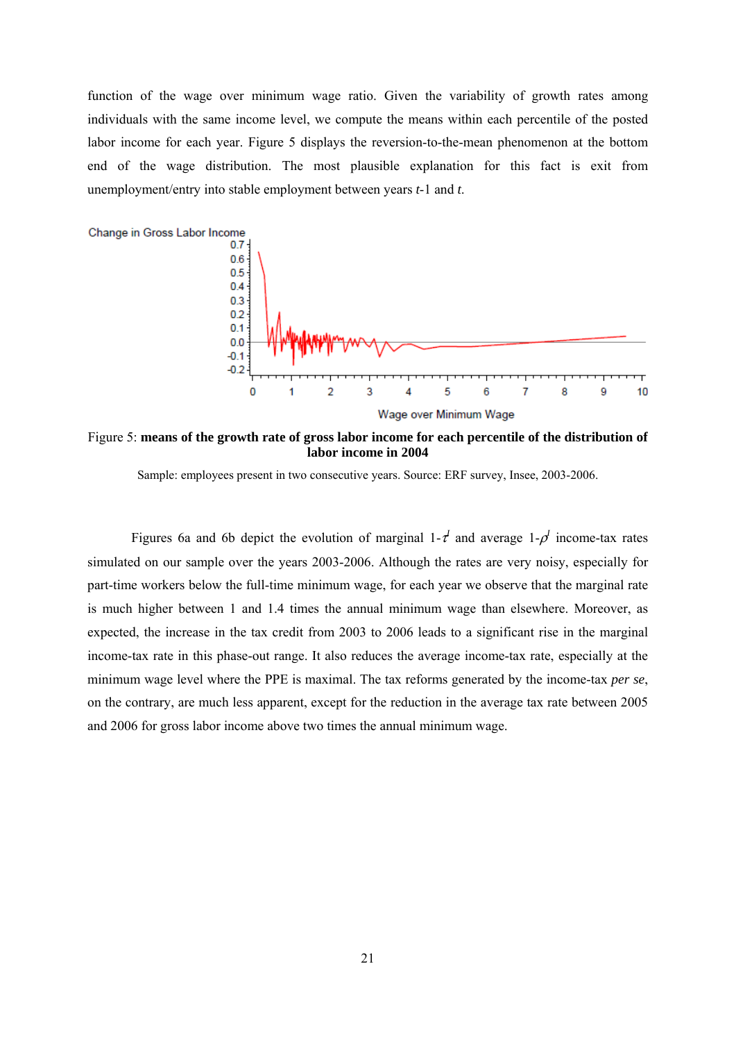function of the wage over minimum wage ratio. Given the variability of growth rates among individuals with the same income level, we compute the means within each percentile of the posted labor income for each year. Figure 5 displays the reversion-to-the-mean phenomenon at the bottom end of the wage distribution. The most plausible explanation for this fact is exit from unemployment/entry into stable employment between years *t*-1 and *t*.

Figure 5: **means of the growth rate of gross labor income for each percentile of the distribution of labor income in 2004**

Sample: employees present in two consecutive years. Source: ERF survey, Insee, 2003-2006.

Figures 6a and 6b depict the evolution of marginal $1\text{-}\tau^{I}$ and average $1\text{-}\rho^{I}$ income-tax rates simulated on our sample over the years 2003-2006. Although the rates are very noisy, especially for part-time workers below the full-time minimum wage, for each year we observe that the marginal rate is much higher between 1 and 1.4 times the annual minimum wage than elsewhere. Moreover, as expected, the increase in the tax credit from 2003 to 2006 leads to a significant rise in the marginal income-tax rate in this phase-out range. It also reduces the average income-tax rate, especially at the minimum wage level where the PPE is maximal. The tax reforms generated by the income-tax *per se*, on the contrary, are much less apparent, except for the reduction in the average tax rate between 2005 and 2006 for gross labor income above two times the annual minimum wage.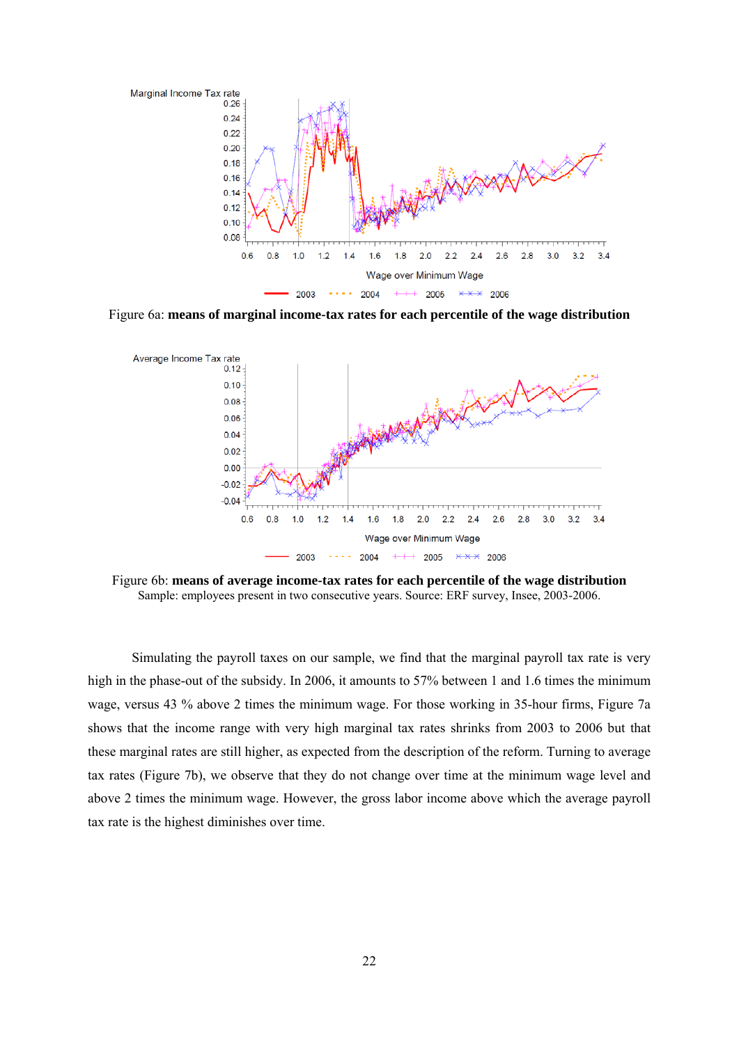Figure 6a: **means of marginal income-tax rates for each percentile of the wage distribution**

Figure 6b: **means of average income-tax rates for each percentile of the wage distribution**
Sample: employees present in two consecutive years. Source: ERF survey, Insee, 2003-2006.

Simulating the payroll taxes on our sample, we find that the marginal payroll tax rate is very high in the phase-out of the subsidy. In 2006, it amounts to 57% between 1 and 1.6 times the minimum wage, versus 43 % above 2 times the minimum wage. For those working in 35-hour firms, Figure 7a shows that the income range with very high marginal tax rates shrinks from 2003 to 2006 but that these marginal rates are still higher, as expected from the description of the reform. Turning to average tax rates (Figure 7b), we observe that they do not change over time at the minimum wage level and above 2 times the minimum wage. However, the gross labor income above which the average payroll tax rate is the highest diminishes over time.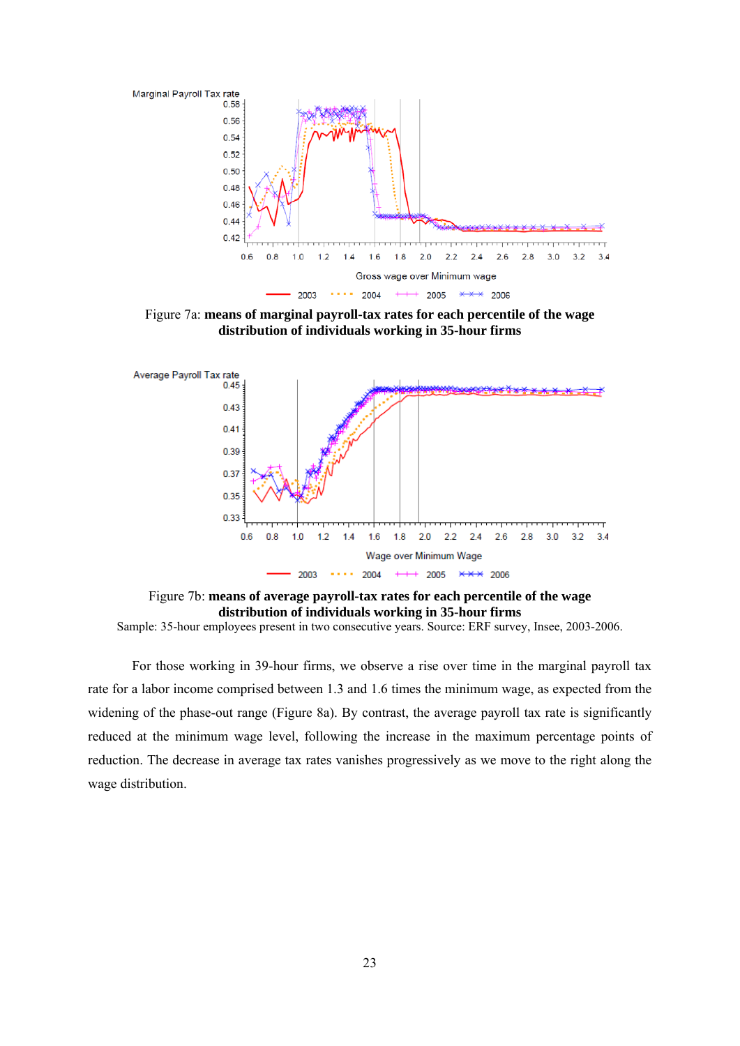Figure 7a: **means of marginal payroll-tax rates for each percentile of the wage distribution of individuals working in 35-hour firms**

Figure 7b: **means of average payroll-tax rates for each percentile of the wage distribution of individuals working in 35-hour firms**

Sample: 35-hour employees present in two consecutive years. Source: ERF survey, Insee, 2003-2006.

For those working in 39-hour firms, we observe a rise over time in the marginal payroll tax rate for a labor income comprised between 1.3 and 1.6 times the minimum wage, as expected from the widening of the phase-out range (Figure 8a). By contrast, the average payroll tax rate is significantly reduced at the minimum wage level, following the increase in the maximum percentage points of reduction. The decrease in average tax rates vanishes progressively as we move to the right along the wage distribution.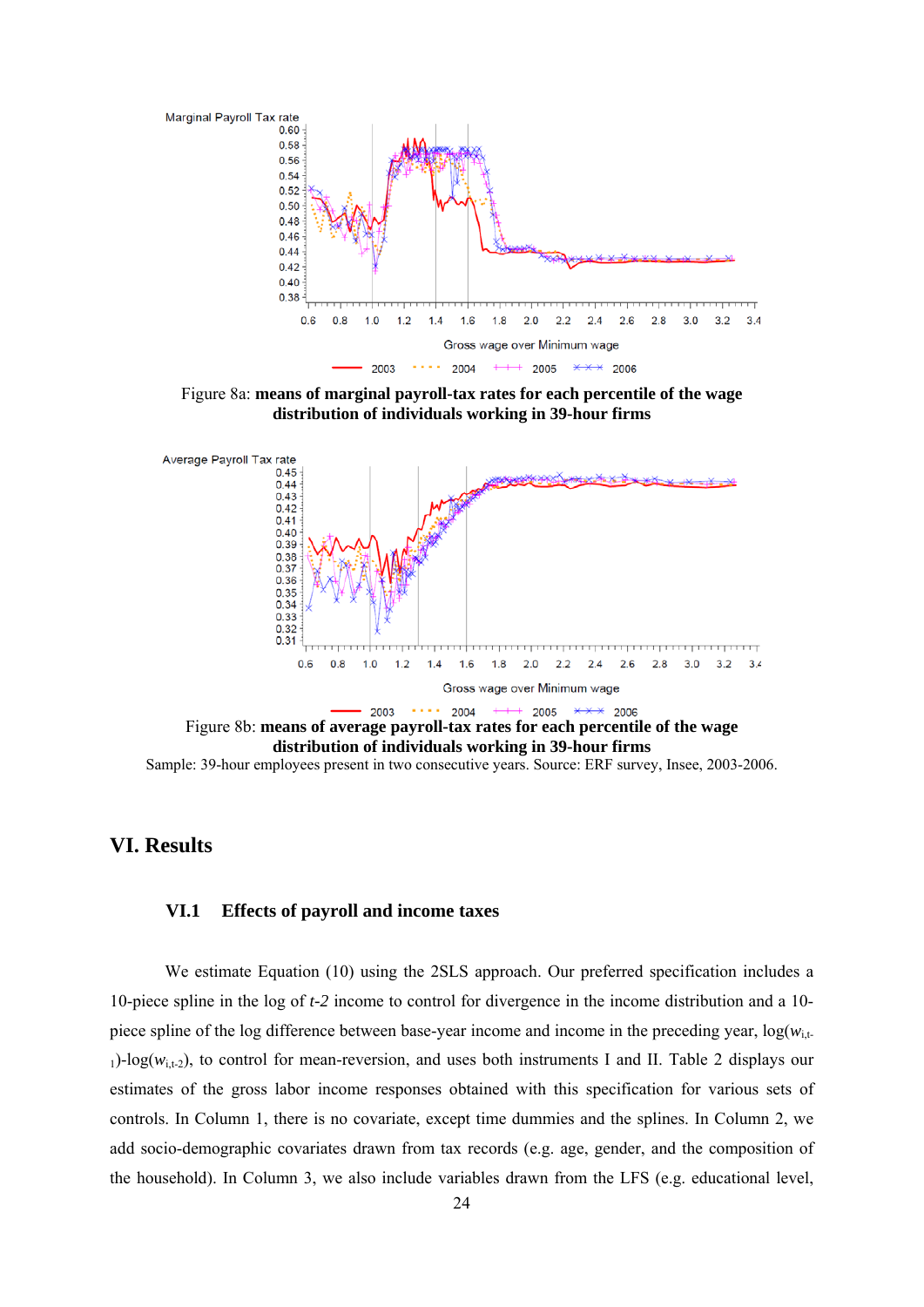Figure 8a: **means of marginal payroll-tax rates for each percentile of the wage distribution of individuals working in 39-hour firms**

Figure 8b: **means of average payroll-tax rates for each percentile of the wage distribution of individuals working in 39-hour firms**

Sample: 39-hour employees present in two consecutive years. Source: ERF survey, Insee, 2003-2006.

## VI. Results

### VI.1 Effects of payroll and income taxes

We estimate Equation (10) using the 2SLS approach. Our preferred specification includes a 10-piece spline in the log of *t-2* income to control for divergence in the income distribution and a 10-piece spline of the log difference between base-year income and income in the preceding year, $\log(w_{i,t-1})$-$\log(w_{i,t-2})$, to control for mean-reversion, and uses both instruments I and II. Table 2 displays our estimates of the gross labor income responses obtained with this specification for various sets of controls. In Column 1, there is no covariate, except time dummies and the splines. In Column 2, we add socio-demographic covariates drawn from tax records (e.g. age, gender, and the composition of the household). In Column 3, we also include variables drawn from the LFS (e.g. educational level,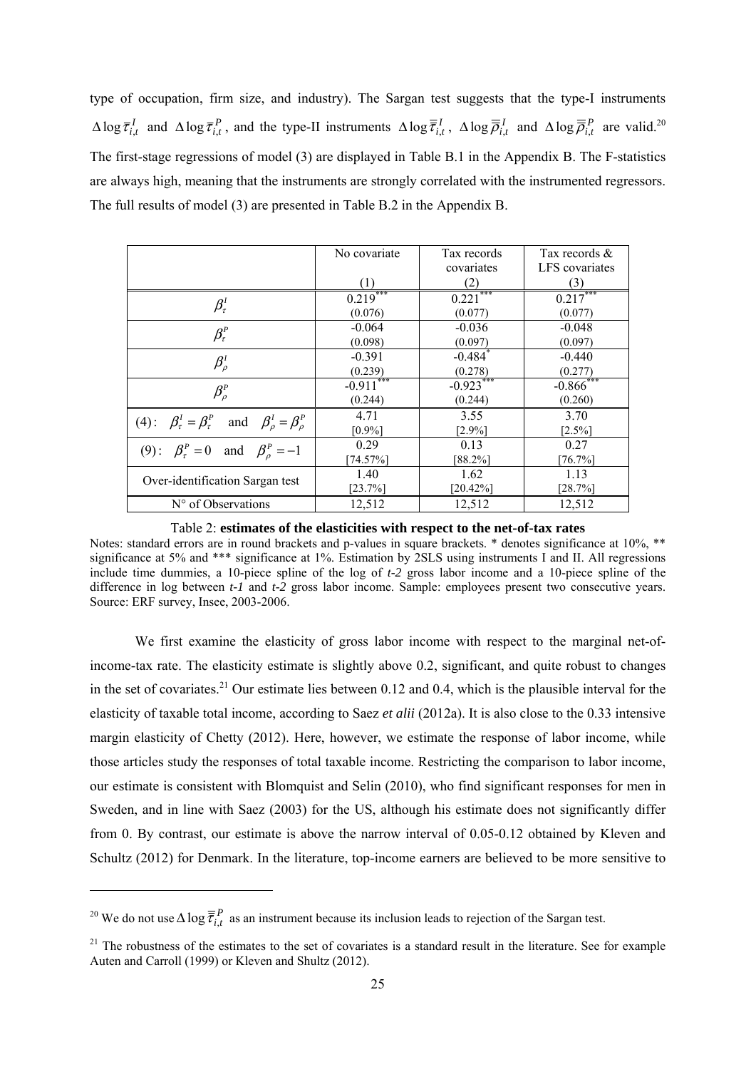type of occupation, firm size, and industry). The Sargan test suggests that the type-I instruments $\Delta \log \overline{\tau}_{i,t}^{I}$ and $\Delta \log \overline{\tau}_{i,t}^{P}$, and the type-II instruments $\Delta \log \overline{\overline{\tau}}_{i,t}^{I}$, $\Delta \log \overline{\overline{\rho}}_{i,t}^{I}$ and $\Delta \log \overline{\overline{\rho}}_{i,t}^{P}$ are valid.[20] The first-stage regressions of model (3) are displayed in Table B.1 in the Appendix B. The F-statistics are always high, meaning that the instruments are strongly correlated with the instrumented regressors. The full results of model (3) are presented in Table B.2 in the Appendix B.

| | No covariate (1) | Tax records covariates (2) | Tax records & LFS covariates (3) |
|---|---|---|---|
| $\beta_{\tau}^{I}$ | 0.219*** (0.076) | 0.221*** (0.077) | 0.217*** (0.077) |
| $\beta_{\tau}^{P}$ | -0.064 (0.098) | -0.036 (0.097) | -0.048 (0.097) |
| $\beta_{\rho}^{I}$ | -0.391 (0.239) | -0.484* (0.278) | -0.440 (0.277) |
| $\beta_{\rho}^{P}$ | -0.911*** (0.244) | -0.923*** (0.244) | -0.866*** (0.260) |
| (4): $\beta_{\tau}^{I} = \beta_{\tau}^{P}$ and $\beta_{\rho}^{I} = \beta_{\rho}^{P}$ | 4.71 [0.9%] | 3.55 [2.9%] | 3.70 [2.5%] |
| (9): $\beta_{\tau}^{P} = 0$ and $\beta_{\rho}^{P} = -1$ | 0.29 [74.57%] | 0.13 [88.2%] | 0.27 [76.7%] |
| Over-identification Sargan test | 1.40 [23.7%] | 1.62 [20.42%] | 1.13 [28.7%] |
| N° of Observations | 12,512 | 12,512 | 12,512 |

Table 2: **estimates of the elasticities with respect to the net-of-tax rates**

Notes: standard errors are in round brackets and p-values in square brackets. * denotes significance at 10%, ** significance at 5% and *** significance at 1%. Estimation by 2SLS using instruments I and II. All regressions include time dummies, a 10-piece spline of the log of *t-2* gross labor income and a 10-piece spline of the difference in log between *t-1* and *t-2* gross labor income. Sample: employees present two consecutive years. Source: ERF survey, Insee, 2003-2006.

We first examine the elasticity of gross labor income with respect to the marginal net-of-income-tax rate. The elasticity estimate is slightly above 0.2, significant, and quite robust to changes in the set of covariates.[21] Our estimate lies between 0.12 and 0.4, which is the plausible interval for the elasticity of taxable total income, according to Saez *et alii* (2012a). It is also close to the 0.33 intensive margin elasticity of Chetty (2012). Here, however, we estimate the response of labor income, while those articles study the responses of total taxable income. Restricting the comparison to labor income, our estimate is consistent with Blomquist and Selin (2010), who find significant responses for men in Sweden, and in line with Saez (2003) for the US, although his estimate does not significantly differ from 0. By contrast, our estimate is above the narrow interval of 0.05-0.12 obtained by Kleven and Schultz (2012) for Denmark. In the literature, top-income earners are believed to be more sensitive to

[20] We do not use $\Delta \log \overline{\overline{\tau}}_{i,t}^{P}$ as an instrument because its inclusion leads to rejection of the Sargan test.

[21] The robustness of the estimates to the set of covariates is a standard result in the literature. See for example Auten and Carroll (1999) or Kleven and Shultz (2012).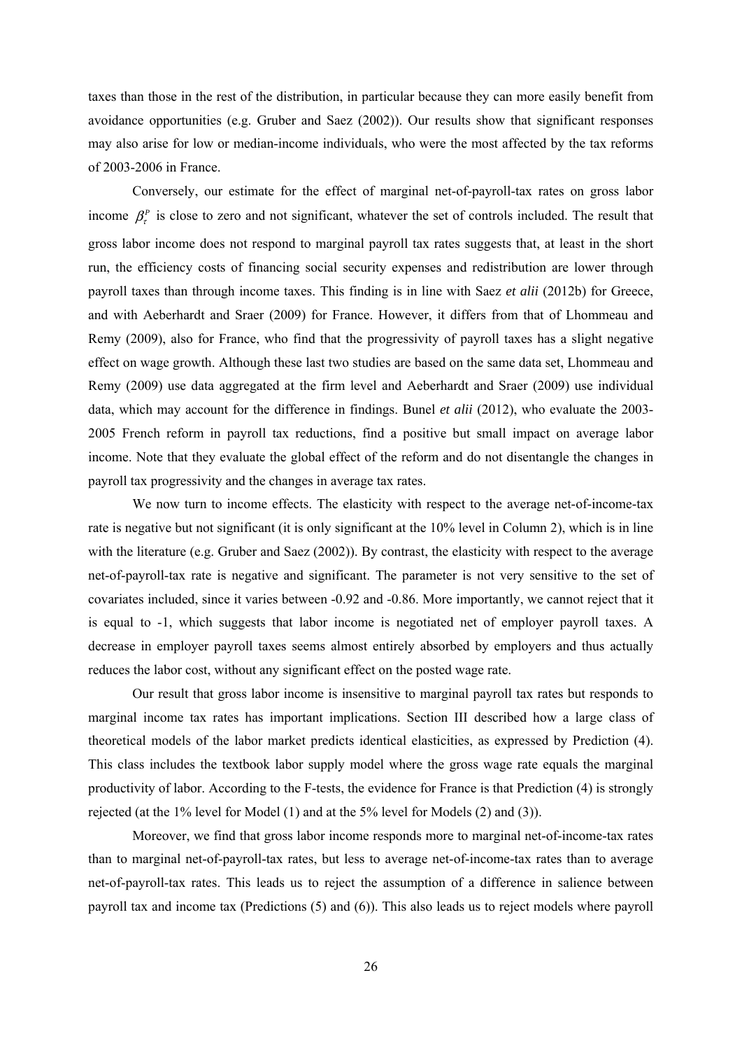taxes than those in the rest of the distribution, in particular because they can more easily benefit from avoidance opportunities (e.g. Gruber and Saez (2002)). Our results show that significant responses may also arise for low or median-income individuals, who were the most affected by the tax reforms of 2003-2006 in France.

Conversely, our estimate for the effect of marginal net-of-payroll-tax rates on gross labor income $\beta_{\tau}^{P}$ is close to zero and not significant, whatever the set of controls included. The result that gross labor income does not respond to marginal payroll tax rates suggests that, at least in the short run, the efficiency costs of financing social security expenses and redistribution are lower through payroll taxes than through income taxes. This finding is in line with Saez *et alii* (2012b) for Greece, and with Aeberhardt and Sraer (2009) for France. However, it differs from that of Lhommeau and Remy (2009), also for France, who find that the progressivity of payroll taxes has a slight negative effect on wage growth. Although these last two studies are based on the same data set, Lhommeau and Remy (2009) use data aggregated at the firm level and Aeberhardt and Sraer (2009) use individual data, which may account for the difference in findings. Bunel *et alii* (2012), who evaluate the 2003-2005 French reform in payroll tax reductions, find a positive but small impact on average labor income. Note that they evaluate the global effect of the reform and do not disentangle the changes in payroll tax progressivity and the changes in average tax rates.

We now turn to income effects. The elasticity with respect to the average net-of-income-tax rate is negative but not significant (it is only significant at the 10% level in Column 2), which is in line with the literature (e.g. Gruber and Saez (2002)). By contrast, the elasticity with respect to the average net-of-payroll-tax rate is negative and significant. The parameter is not very sensitive to the set of covariates included, since it varies between -0.92 and -0.86. More importantly, we cannot reject that it is equal to -1, which suggests that labor income is negotiated net of employer payroll taxes. A decrease in employer payroll taxes seems almost entirely absorbed by employers and thus actually reduces the labor cost, without any significant effect on the posted wage rate.

Our result that gross labor income is insensitive to marginal payroll tax rates but responds to marginal income tax rates has important implications. Section III described how a large class of theoretical models of the labor market predicts identical elasticities, as expressed by Prediction (4). This class includes the textbook labor supply model where the gross wage rate equals the marginal productivity of labor. According to the F-tests, the evidence for France is that Prediction (4) is strongly rejected (at the 1% level for Model (1) and at the 5% level for Models (2) and (3)).

Moreover, we find that gross labor income responds more to marginal net-of-income-tax rates than to marginal net-of-payroll-tax rates, but less to average net-of-income-tax rates than to average net-of-payroll-tax rates. This leads us to reject the assumption of a difference in salience between payroll tax and income tax (Predictions (5) and (6)). This also leads us to reject models where payroll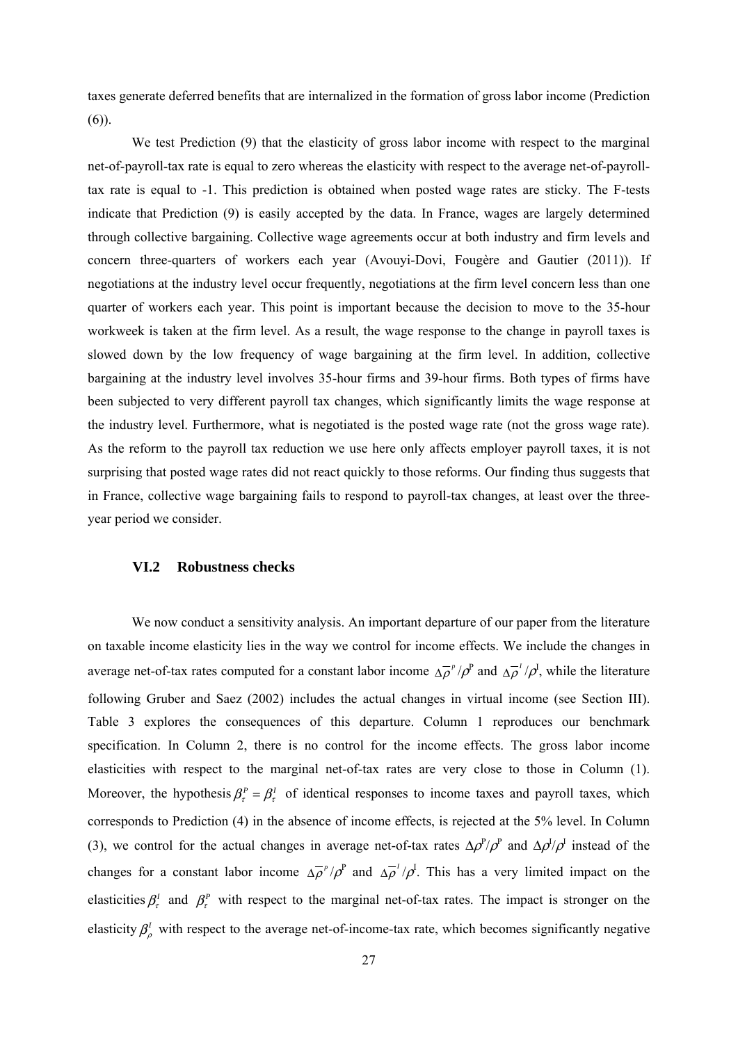taxes generate deferred benefits that are internalized in the formation of gross labor income (Prediction (6)).

We test Prediction (9) that the elasticity of gross labor income with respect to the marginal net-of-payroll-tax rate is equal to zero whereas the elasticity with respect to the average net-of-payroll-tax rate is equal to -1. This prediction is obtained when posted wage rates are sticky. The F-tests indicate that Prediction (9) is easily accepted by the data. In France, wages are largely determined through collective bargaining. Collective wage agreements occur at both industry and firm levels and concern three-quarters of workers each year (Avouyi-Dovi, Fougère and Gautier (2011)). If negotiations at the industry level occur frequently, negotiations at the firm level concern less than one quarter of workers each year. This point is important because the decision to move to the 35-hour workweek is taken at the firm level. As a result, the wage response to the change in payroll taxes is slowed down by the low frequency of wage bargaining at the firm level. In addition, collective bargaining at the industry level involves 35-hour firms and 39-hour firms. Both types of firms have been subjected to very different payroll tax changes, which significantly limits the wage response at the industry level. Furthermore, what is negotiated is the posted wage rate (not the gross wage rate). As the reform to the payroll tax reduction we use here only affects employer payroll taxes, it is not surprising that posted wage rates did not react quickly to those reforms. Our finding thus suggests that in France, collective wage bargaining fails to respond to payroll-tax changes, at least over the three-year period we consider.

### VI.2 Robustness checks

We now conduct a sensitivity analysis. An important departure of our paper from the literature on taxable income elasticity lies in the way we control for income effects. We include the changes in average net-of-tax rates computed for a constant labor income $\Delta\overline{\rho}^{P}/\rho^{P}$ and $\Delta\overline{\rho}^{I}/\rho^{I}$, while the literature following Gruber and Saez (2002) includes the actual changes in virtual income (see Section III). Table 3 explores the consequences of this departure. Column 1 reproduces our benchmark specification. In Column 2, there is no control for the income effects. The gross labor income elasticities with respect to the marginal net-of-tax rates are very close to those in Column (1). Moreover, the hypothesis $\beta_{\tau}^{P} = \beta_{\tau}^{I}$ of identical responses to income taxes and payroll taxes, which corresponds to Prediction (4) in the absence of income effects, is rejected at the 5% level. In Column (3), we control for the actual changes in average net-of-tax rates $\Delta\rho^{P}/\rho^{P}$ and $\Delta\rho^{I}/\rho^{I}$ instead of the changes for a constant labor income $\Delta\overline{\rho}^{P}/\rho^{P}$ and $\Delta\overline{\rho}^{I}/\rho^{I}$. This has a very limited impact on the elasticities $\beta_{\tau}^{I}$ and $\beta_{\tau}^{P}$ with respect to the marginal net-of-tax rates. The impact is stronger on the elasticity $\beta_{\rho}^{I}$ with respect to the average net-of-income-tax rate, which becomes significantly negative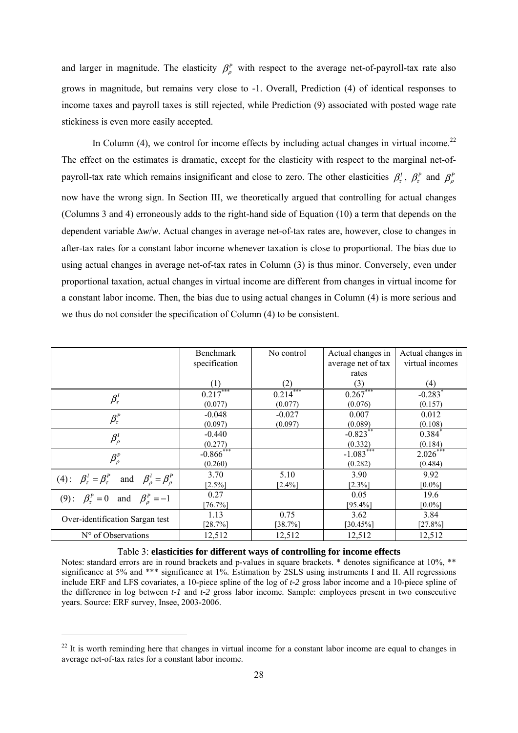and larger in magnitude. The elasticity $\beta_\rho^P$ with respect to the average net-of-payroll-tax rate also grows in magnitude, but remains very close to -1. Overall, Prediction (4) of identical responses to income taxes and payroll taxes is still rejected, while Prediction (9) associated with posted wage rate stickiness is even more easily accepted.

In Column (4), we control for income effects by including actual changes in virtual income.[22] The effect on the estimates is dramatic, except for the elasticity with respect to the marginal net-of-payroll-tax rate which remains insignificant and close to zero. The other elasticities $\beta_\tau^I$, $\beta_\tau^P$ and $\beta_\rho^P$ now have the wrong sign. In Section III, we theoretically argued that controlling for actual changes (Columns 3 and 4) erroneously adds to the right-hand side of Equation (10) a term that depends on the dependent variable $\Delta w/w$. Actual changes in average net-of-tax rates are, however, close to changes in after-tax rates for a constant labor income whenever taxation is close to proportional. The bias due to using actual changes in average net-of-tax rates in Column (3) is thus minor. Conversely, even under proportional taxation, actual changes in virtual income are different from changes in virtual income for a constant labor income. Then, the bias due to using actual changes in Column (4) is more serious and we thus do not consider the specification of Column (4) to be consistent.

| | Benchmark specification (1) | No control (2) | Actual changes in average net of tax rates (3) | Actual changes in virtual incomes (4) |
|---|---|---|---|---|
| $\beta_\tau^I$ | 0.217*** (0.077) | 0.214*** (0.077) | 0.267*** (0.076) | -0.283* (0.157) |
| $\beta_\tau^P$ | -0.048 (0.097) | -0.027 (0.097) | 0.007 (0.089) | 0.012 (0.108) |
| $\beta_\rho^I$ | -0.440 (0.277) | | -0.823** (0.332) | 0.384* (0.184) |
| $\beta_\rho^P$ | -0.866*** (0.260) | | -1.083*** (0.282) | 2.026*** (0.484) |
| (4): $\beta_\tau^I = \beta_\tau^P$ and $\beta_\rho^I = \beta_\rho^P$ | 3.70 [2.5%] | 5.10 [2.4%] | 3.90 [2.3%] | 9.92 [0.0%] |
| (9): $\beta_\tau^P = 0$ and $\beta_\rho^P = -1$ | 0.27 [76.7%] | | 0.05 [95.4%] | 19.6 [0.0%] |
| Over-identification Sargan test | 1.13 [28.7%] | 0.75 [38.7%] | 3.62 [30.45%] | 3.84 [27.8%] |
| N° of Observations | 12,512 | 12,512 | 12,512 | 12,512 |

Table 3: **elasticities for different ways of controlling for income effects**

Notes: standard errors are in round brackets and p-values in square brackets. * denotes significance at 10%, ** significance at 5% and *** significance at 1%. Estimation by 2SLS using instruments I and II. All regressions include ERF and LFS covariates, a 10-piece spline of the log of *t-2* gross labor income and a 10-piece spline of the difference in log between *t-1* and *t-2* gross labor income. Sample: employees present in two consecutive years. Source: ERF survey, Insee, 2003-2006.

[22] It is worth reminding here that changes in virtual income for a constant labor income are equal to changes in average net-of-tax rates for a constant labor income.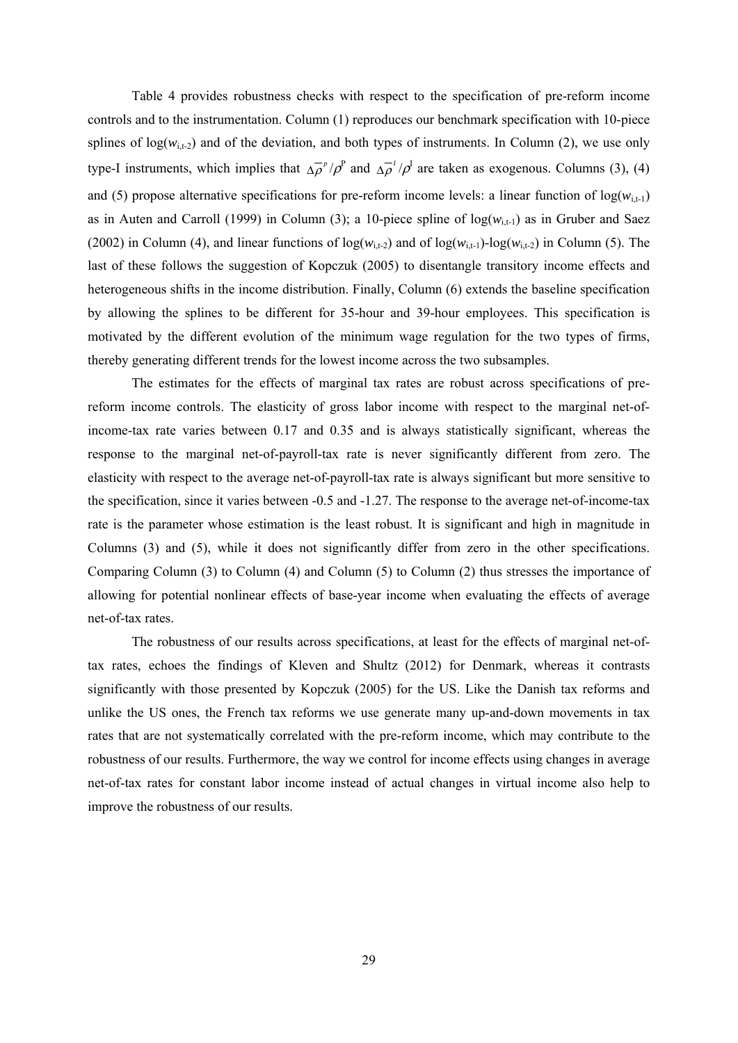Table 4 provides robustness checks with respect to the specification of pre-reform income controls and to the instrumentation. Column (1) reproduces our benchmark specification with 10-piece splines of $\log(w_{i,t-2})$ and of the deviation, and both types of instruments. In Column (2), we use only type-I instruments, which implies that $\Delta\overline{\rho}^{p}/\rho^{P}$ and $\Delta\overline{\rho}^{I}/\rho^{I}$ are taken as exogenous. Columns (3), (4) and (5) propose alternative specifications for pre-reform income levels: a linear function of $\log(w_{i,t-1})$ as in Auten and Carroll (1999) in Column (3); a 10-piece spline of $\log(w_{i,t-1})$ as in Gruber and Saez (2002) in Column (4), and linear functions of $\log(w_{i,t-2})$ and of $\log(w_{i,t-1})$-$\log(w_{i,t-2})$ in Column (5). The last of these follows the suggestion of Kopczuk (2005) to disentangle transitory income effects and heterogeneous shifts in the income distribution. Finally, Column (6) extends the baseline specification by allowing the splines to be different for 35-hour and 39-hour employees. This specification is motivated by the different evolution of the minimum wage regulation for the two types of firms, thereby generating different trends for the lowest income across the two subsamples.

The estimates for the effects of marginal tax rates are robust across specifications of pre-reform income controls. The elasticity of gross labor income with respect to the marginal net-of-income-tax rate varies between 0.17 and 0.35 and is always statistically significant, whereas the response to the marginal net-of-payroll-tax rate is never significantly different from zero. The elasticity with respect to the average net-of-payroll-tax rate is always significant but more sensitive to the specification, since it varies between -0.5 and -1.27. The response to the average net-of-income-tax rate is the parameter whose estimation is the least robust. It is significant and high in magnitude in Columns (3) and (5), while it does not significantly differ from zero in the other specifications. Comparing Column (3) to Column (4) and Column (5) to Column (2) thus stresses the importance of allowing for potential nonlinear effects of base-year income when evaluating the effects of average net-of-tax rates.

The robustness of our results across specifications, at least for the effects of marginal net-of-tax rates, echoes the findings of Kleven and Shultz (2012) for Denmark, whereas it contrasts significantly with those presented by Kopczuk (2005) for the US. Like the Danish tax reforms and unlike the US ones, the French tax reforms we use generate many up-and-down movements in tax rates that are not systematically correlated with the pre-reform income, which may contribute to the robustness of our results. Furthermore, the way we control for income effects using changes in average net-of-tax rates for constant labor income instead of actual changes in virtual income also help to improve the robustness of our results.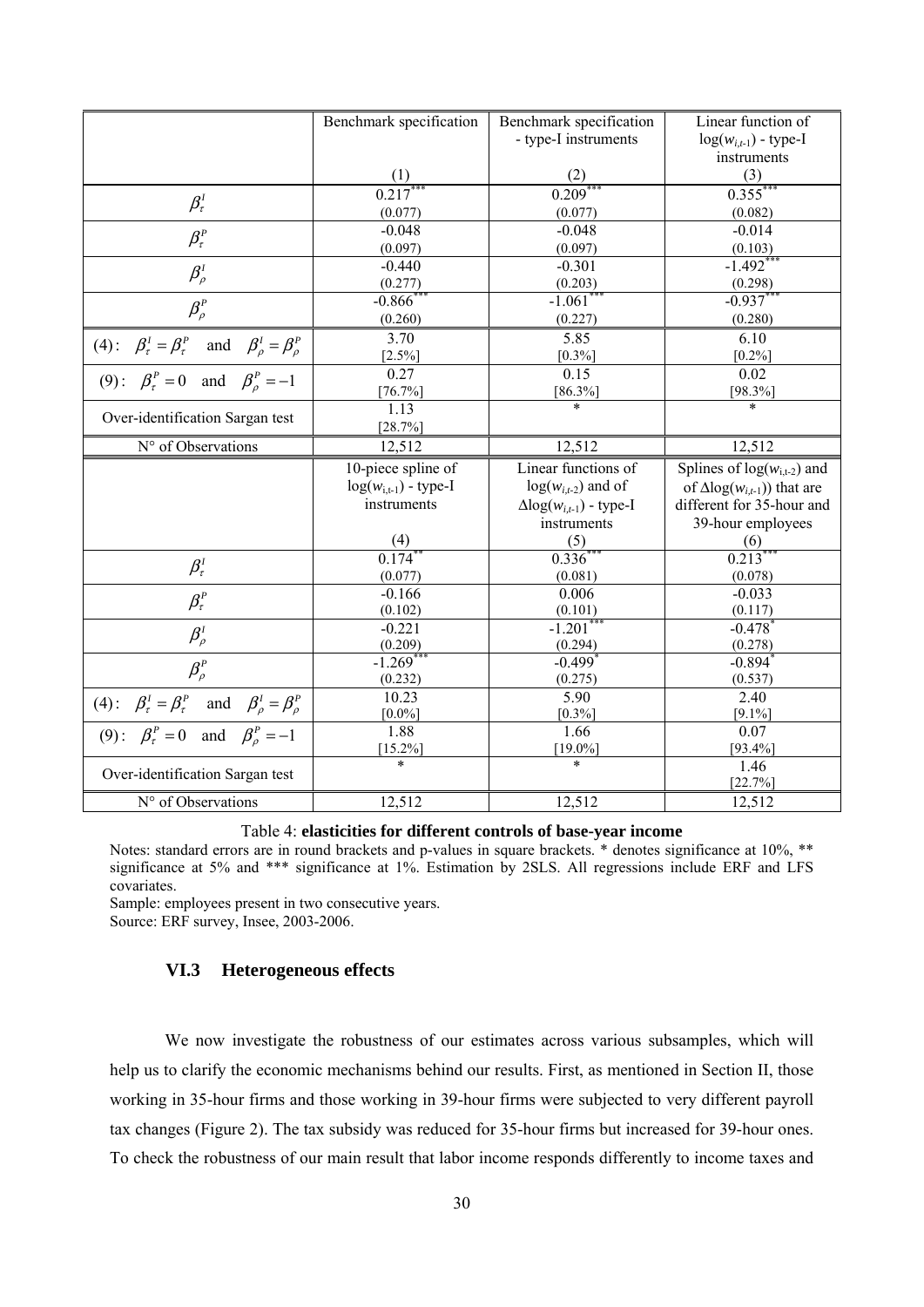| | Benchmark specification | Benchmark specification - type-I instruments | Linear function of $\log(w_{i,t-1})$ - type-I instruments |
|---|---|---|---|
| | (1) | (2) | (3) |
| $\beta_\tau^I$ | 0.217*** (0.077) | 0.209*** (0.077) | 0.355*** (0.082) |
| $\beta_\tau^P$ | -0.048 (0.097) | -0.048 (0.097) | -0.014 (0.103) |
| $\beta_\rho^I$ | -0.440 (0.277) | -0.301 (0.203) | -1.492*** (0.298) |
| $\beta_\rho^P$ | -0.866*** (0.260) | -1.061*** (0.227) | -0.937*** (0.280) |
| (4): $\beta_\tau^I = \beta_\tau^P$ and $\beta_\rho^I = \beta_\rho^P$ | 3.70 [2.5%] | 5.85 [0.3%] | 6.10 [0.2%] |
| (9): $\beta_\tau^P = 0$ and $\beta_\rho^P = -1$ | 0.27 [76.7%] | 0.15 [86.3%] | 0.02 [98.3%] |
| Over-identification Sargan test | 1.13 [28.7%] | * | * |
| N° of Observations | 12,512 | 12,512 | 12,512 |
| | 10-piece spline of $\log(w_{i,t-1})$ - type-I instruments | Linear functions of $\log(w_{i,t-2})$ and of $\Delta\log(w_{i,t-1})$ - type-I instruments | Splines of $\log(w_{i,t-2})$ and of $\Delta\log(w_{i,t-1})$) that are different for 35-hour and 39-hour employees |
| | (4) | (5) | (6) |
| $\beta_\tau^I$ | 0.174** (0.077) | 0.336*** (0.081) | 0.213*** (0.078) |
| $\beta_\tau^P$ | -0.166 (0.102) | 0.006 (0.101) | -0.033 (0.117) |
| $\beta_\rho^I$ | -0.221 (0.209) | -1.201*** (0.294) | -0.478* (0.278) |
| $\beta_\rho^P$ | -1.269*** (0.232) | -0.499* (0.275) | -0.894* (0.537) |
| (4): $\beta_\tau^I = \beta_\tau^P$ and $\beta_\rho^I = \beta_\rho^P$ | 10.23 [0.0%] | 5.90 [0.3%] | 2.40 [9.1%] |
| (9): $\beta_\tau^P = 0$ and $\beta_\rho^P = -1$ | 1.88 [15.2%] | 1.66 [19.0%] | 0.07 [93.4%] |
| Over-identification Sargan test | * | * | 1.46 [22.7%] |
| N° of Observations | 12,512 | 12,512 | 12,512 |

Table 4: **elasticities for different controls of base-year income**

Notes: standard errors are in round brackets and p-values in square brackets. * denotes significance at 10%, ** significance at 5% and *** significance at 1%. Estimation by 2SLS. All regressions include ERF and LFS covariates.

Sample: employees present in two consecutive years.

Source: ERF survey, Insee, 2003-2006.

### VI.3 Heterogeneous effects

We now investigate the robustness of our estimates across various subsamples, which will help us to clarify the economic mechanisms behind our results. First, as mentioned in Section II, those working in 35-hour firms and those working in 39-hour firms were subjected to very different payroll tax changes (Figure 2). The tax subsidy was reduced for 35-hour firms but increased for 39-hour ones. To check the robustness of our main result that labor income responds differently to income taxes and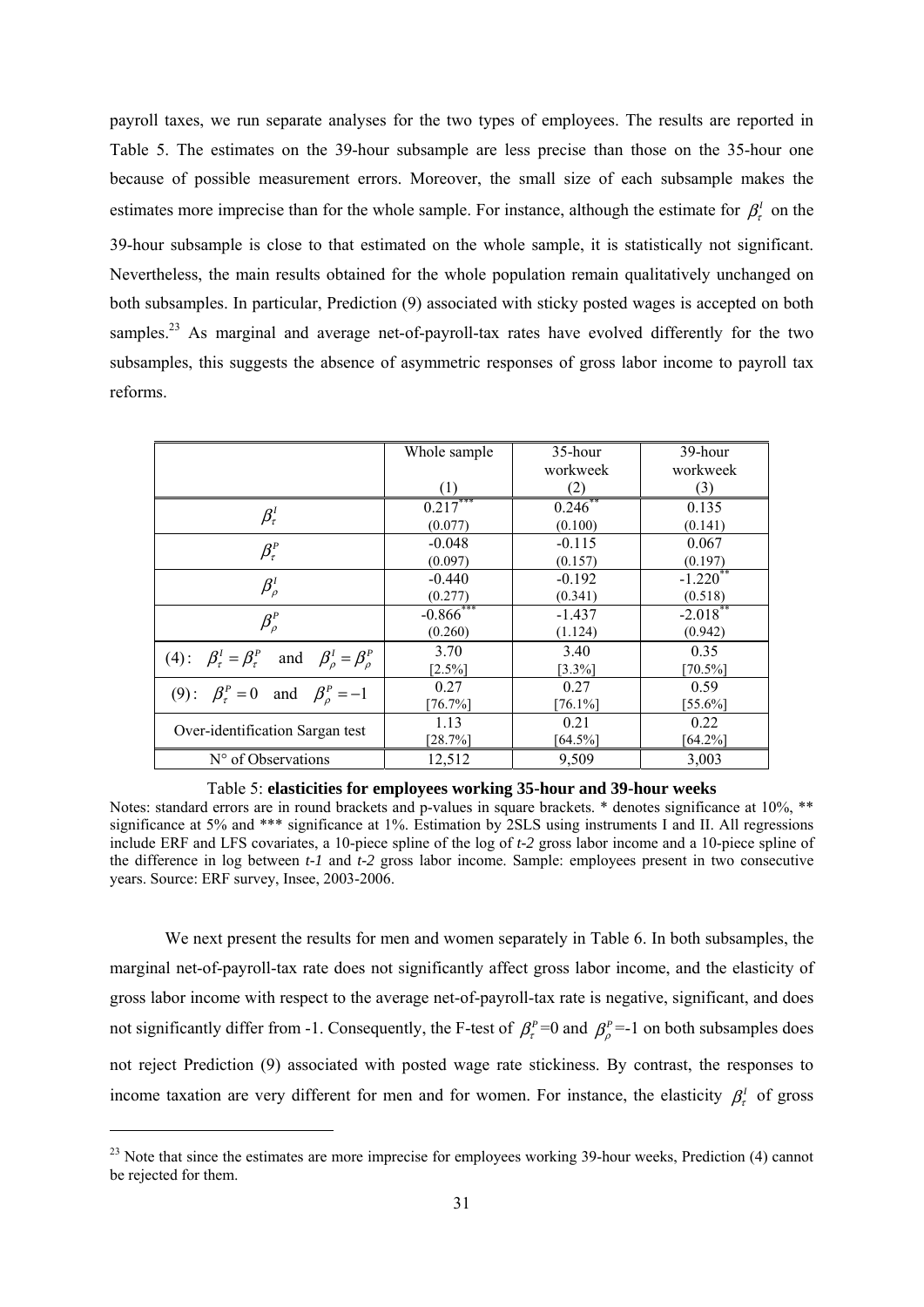payroll taxes, we run separate analyses for the two types of employees. The results are reported in Table 5. The estimates on the 39-hour subsample are less precise than those on the 35-hour one because of possible measurement errors. Moreover, the small size of each subsample makes the estimates more imprecise than for the whole sample. For instance, although the estimate for $\beta_\tau^I$ on the 39-hour subsample is close to that estimated on the whole sample, it is statistically not significant. Nevertheless, the main results obtained for the whole population remain qualitatively unchanged on both subsamples. In particular, Prediction (9) associated with sticky posted wages is accepted on both samples.[23] As marginal and average net-of-payroll-tax rates have evolved differently for the two subsamples, this suggests the absence of asymmetric responses of gross labor income to payroll tax reforms.

| | Whole sample (1) | 35-hour workweek (2) | 39-hour workweek (3) |
|---|---|---|---|
| $\beta_\tau^I$ | 0.217*** (0.077) | 0.246** (0.100) | 0.135 (0.141) |
| $\beta_\tau^P$ | -0.048 (0.097) | -0.115 (0.157) | 0.067 (0.197) |
| $\beta_\rho^I$ | -0.440 (0.277) | -0.192 (0.341) | -1.220** (0.518) |
| $\beta_\rho^P$ | -0.866*** (0.260) | -1.437 (1.124) | -2.018** (0.942) |
| (4): $\beta_\tau^I = \beta_\tau^P$ and $\beta_\rho^I = \beta_\rho^P$ | 3.70 [2.5%] | 3.40 [3.3%] | 0.35 [70.5%] |
| (9): $\beta_\tau^P = 0$ and $\beta_\rho^P = -1$ | 0.27 [76.7%] | 0.27 [76.1%] | 0.59 [55.6%] |
| Over-identification Sargan test | 1.13 [28.7%] | 0.21 [64.5%] | 0.22 [64.2%] |
| N° of Observations | 12,512 | 9,509 | 3,003 |

Table 5: **elasticities for employees working 35-hour and 39-hour weeks**

Notes: standard errors are in round brackets and p-values in square brackets. * denotes significance at 10%, ** significance at 5% and *** significance at 1%. Estimation by 2SLS using instruments I and II. All regressions include ERF and LFS covariates, a 10-piece spline of the log of *t-2* gross labor income and a 10-piece spline of the difference in log between *t-1* and *t-2* gross labor income. Sample: employees present in two consecutive years. Source: ERF survey, Insee, 2003-2006.

We next present the results for men and women separately in Table 6. In both subsamples, the marginal net-of-payroll-tax rate does not significantly affect gross labor income, and the elasticity of gross labor income with respect to the average net-of-payroll-tax rate is negative, significant, and does not significantly differ from -1. Consequently, the F-test of $\beta_\tau^P$=0 and $\beta_\rho^P$=-1 on both subsamples does not reject Prediction (9) associated with posted wage rate stickiness. By contrast, the responses to income taxation are very different for men and for women. For instance, the elasticity $\beta_\tau^I$ of gross

[23] Note that since the estimates are more imprecise for employees working 39-hour weeks, Prediction (4) cannot be rejected for them.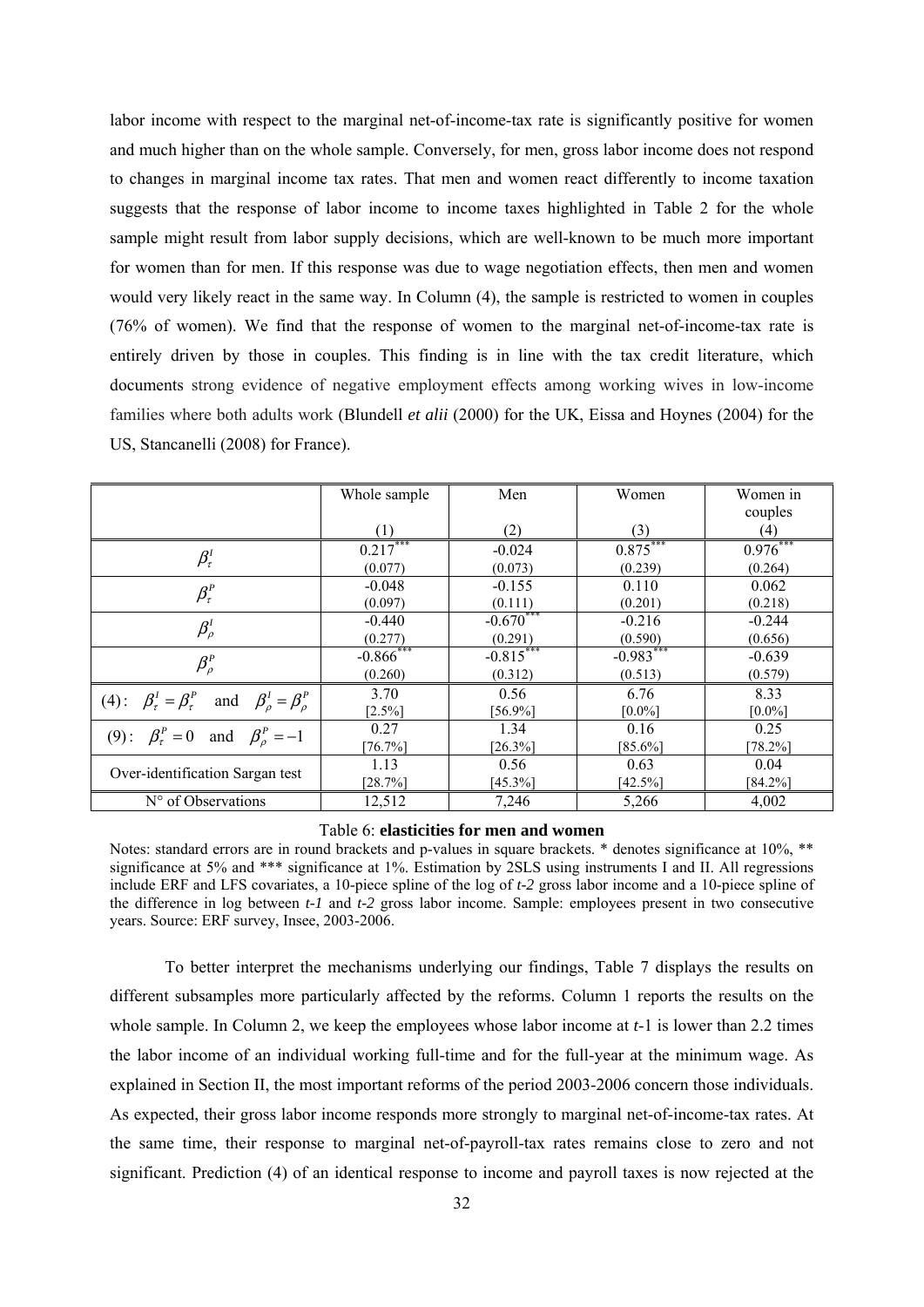labor income with respect to the marginal net-of-income-tax rate is significantly positive for women and much higher than on the whole sample. Conversely, for men, gross labor income does not respond to changes in marginal income tax rates. That men and women react differently to income taxation suggests that the response of labor income to income taxes highlighted in Table 2 for the whole sample might result from labor supply decisions, which are well-known to be much more important for women than for men. If this response was due to wage negotiation effects, then men and women would very likely react in the same way. In Column (4), the sample is restricted to women in couples (76% of women). We find that the response of women to the marginal net-of-income-tax rate is entirely driven by those in couples. This finding is in line with the tax credit literature, which documents strong evidence of negative employment effects among working wives in low-income families where both adults work (Blundell *et alii* (2000) for the UK, Eissa and Hoynes (2004) for the US, Stancanelli (2008) for France).

| | Whole sample (1) | Men (2) | Women (3) | Women in couples (4) |
|---|---|---|---|---|
| $\beta_\tau^I$ | 0.217*** (0.077) | -0.024 (0.073) | 0.875*** (0.239) | 0.976*** (0.264) |
| $\beta_\tau^P$ | -0.048 (0.097) | -0.155 (0.111) | 0.110 (0.201) | 0.062 (0.218) |
| $\beta_\rho^I$ | -0.440 (0.277) | -0.670*** (0.291) | -0.216 (0.590) | -0.244 (0.656) |
| $\beta_\rho^P$ | -0.866*** (0.260) | -0.815*** (0.312) | -0.983*** (0.513) | -0.639 (0.579) |
| (4): $\beta_\tau^I = \beta_\tau^P$ and $\beta_\rho^I = \beta_\rho^P$ | 3.70 [2.5%] | 0.56 [56.9%] | 6.76 [0.0%] | 8.33 [0.0%] |
| (9): $\beta_\tau^P = 0$ and $\beta_\rho^P = -1$ | 0.27 [76.7%] | 1.34 [26.3%] | 0.16 [85.6%] | 0.25 [78.2%] |
| Over-identification Sargan test | 1.13 [28.7%] | 0.56 [45.3%] | 0.63 [42.5%] | 0.04 [84.2%] |
| N° of Observations | 12,512 | 7,246 | 5,266 | 4,002 |

Table 6: **elasticities for men and women**

Notes: standard errors are in round brackets and p-values in square brackets. * denotes significance at 10%, ** significance at 5% and *** significance at 1%. Estimation by 2SLS using instruments I and II. All regressions include ERF and LFS covariates, a 10-piece spline of the log of *t-2* gross labor income and a 10-piece spline of the difference in log between *t-1* and *t-2* gross labor income. Sample: employees present in two consecutive years. Source: ERF survey, Insee, 2003-2006.

To better interpret the mechanisms underlying our findings, Table 7 displays the results on different subsamples more particularly affected by the reforms. Column 1 reports the results on the whole sample. In Column 2, we keep the employees whose labor income at *t*-1 is lower than 2.2 times the labor income of an individual working full-time and for the full-year at the minimum wage. As explained in Section II, the most important reforms of the period 2003-2006 concern those individuals. As expected, their gross labor income responds more strongly to marginal net-of-income-tax rates. At the same time, their response to marginal net-of-payroll-tax rates remains close to zero and not significant. Prediction (4) of an identical response to income and payroll taxes is now rejected at the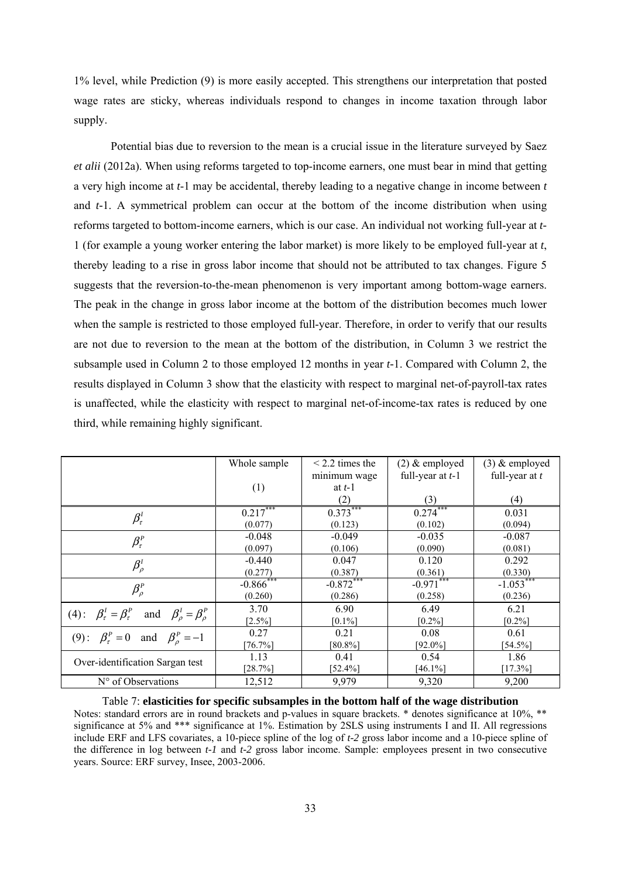1% level, while Prediction (9) is more easily accepted. This strengthens our interpretation that posted wage rates are sticky, whereas individuals respond to changes in income taxation through labor supply.

Potential bias due to reversion to the mean is a crucial issue in the literature surveyed by Saez *et alii* (2012a). When using reforms targeted to top-income earners, one must bear in mind that getting a very high income at *t*-1 may be accidental, thereby leading to a negative change in income between *t* and *t*-1. A symmetrical problem can occur at the bottom of the income distribution when using reforms targeted to bottom-income earners, which is our case. An individual not working full-year at *t*-1 (for example a young worker entering the labor market) is more likely to be employed full-year at *t*, thereby leading to a rise in gross labor income that should not be attributed to tax changes. Figure 5 suggests that the reversion-to-the-mean phenomenon is very important among bottom-wage earners. The peak in the change in gross labor income at the bottom of the distribution becomes much lower when the sample is restricted to those employed full-year. Therefore, in order to verify that our results are not due to reversion to the mean at the bottom of the distribution, in Column 3 we restrict the subsample used in Column 2 to those employed 12 months in year *t*-1. Compared with Column 2, the results displayed in Column 3 show that the elasticity with respect to marginal net-of-payroll-tax rates is unaffected, while the elasticity with respect to marginal net-of-income-tax rates is reduced by one third, while remaining highly significant.

| | Whole sample<br>(1) | < 2.2 times the minimum wage at *t*-1<br>(2) | (2) & employed full-year at *t*-1<br>(3) | (3) & employed full-year at *t*<br>(4) |
|---|---|---|---|---|
| $\beta_\tau^I$ | 0.217*** (0.077) | 0.373*** (0.123) | 0.274*** (0.102) | 0.031 (0.094) |
| $\beta_\tau^P$ | -0.048 (0.097) | -0.049 (0.106) | -0.035 (0.090) | -0.087 (0.081) |
| $\beta_\rho^I$ | -0.440 (0.277) | 0.047 (0.387) | 0.120 (0.361) | 0.292 (0.330) |
| $\beta_\rho^P$ | -0.866*** (0.260) | -0.872*** (0.286) | -0.971*** (0.258) | -1.053*** (0.236) |
| (4): $\beta_\tau^I = \beta_\tau^P$ and $\beta_\rho^I = \beta_\rho^P$ | 3.70 [2.5%] | 6.90 [0.1%] | 6.49 [0.2%] | 6.21 [0.2%] |
| (9): $\beta_\tau^P = 0$ and $\beta_\rho^P = -1$ | 0.27 [76.7%] | 0.21 [80.8%] | 0.08 [92.0%] | 0.61 [54.5%] |
| Over-identification Sargan test | 1.13 [28.7%] | 0.41 [52.4%] | 0.54 [46.1%] | 1.86 [17.3%] |
| N° of Observations | 12,512 | 9,979 | 9,320 | 9,200 |

Table 7: **elasticities for specific subsamples in the bottom half of the wage distribution**

Notes: standard errors are in round brackets and p-values in square brackets. * denotes significance at 10%, ** significance at 5% and *** significance at 1%. Estimation by 2SLS using instruments I and II. All regressions include ERF and LFS covariates, a 10-piece spline of the log of *t-2* gross labor income and a 10-piece spline of the difference in log between *t-1* and *t-2* gross labor income. Sample: employees present in two consecutive years. Source: ERF survey, Insee, 2003-2006.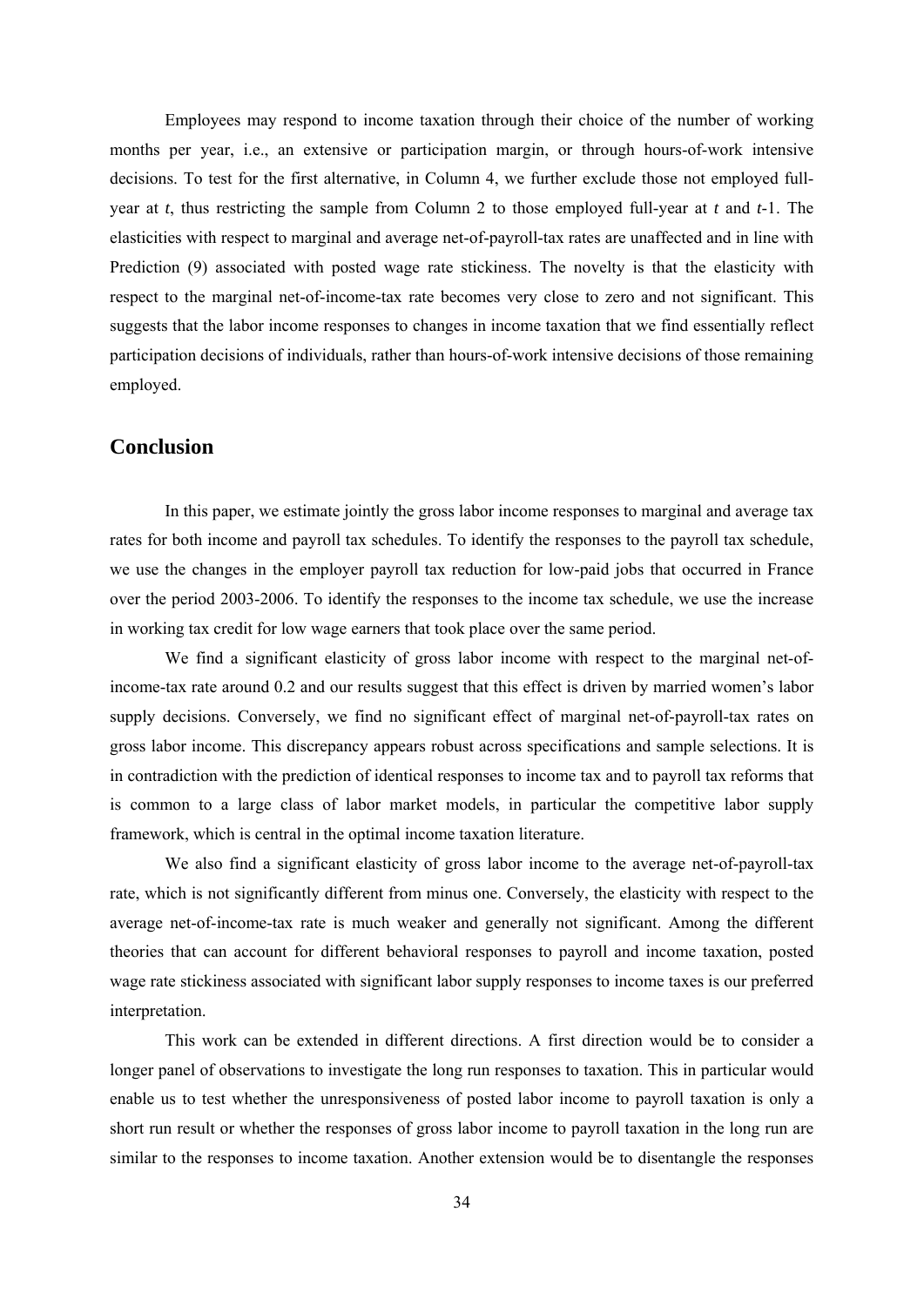Employees may respond to income taxation through their choice of the number of working months per year, i.e., an extensive or participation margin, or through hours-of-work intensive decisions. To test for the first alternative, in Column 4, we further exclude those not employed full-year at $t$, thus restricting the sample from Column 2 to those employed full-year at $t$ and $t$-1. The elasticities with respect to marginal and average net-of-payroll-tax rates are unaffected and in line with Prediction (9) associated with posted wage rate stickiness. The novelty is that the elasticity with respect to the marginal net-of-income-tax rate becomes very close to zero and not significant. This suggests that the labor income responses to changes in income taxation that we find essentially reflect participation decisions of individuals, rather than hours-of-work intensive decisions of those remaining employed.

## Conclusion

In this paper, we estimate jointly the gross labor income responses to marginal and average tax rates for both income and payroll tax schedules. To identify the responses to the payroll tax schedule, we use the changes in the employer payroll tax reduction for low-paid jobs that occurred in France over the period 2003-2006. To identify the responses to the income tax schedule, we use the increase in working tax credit for low wage earners that took place over the same period.

We find a significant elasticity of gross labor income with respect to the marginal net-of-income-tax rate around 0.2 and our results suggest that this effect is driven by married women's labor supply decisions. Conversely, we find no significant effect of marginal net-of-payroll-tax rates on gross labor income. This discrepancy appears robust across specifications and sample selections. It is in contradiction with the prediction of identical responses to income tax and to payroll tax reforms that is common to a large class of labor market models, in particular the competitive labor supply framework, which is central in the optimal income taxation literature.

We also find a significant elasticity of gross labor income to the average net-of-payroll-tax rate, which is not significantly different from minus one. Conversely, the elasticity with respect to the average net-of-income-tax rate is much weaker and generally not significant. Among the different theories that can account for different behavioral responses to payroll and income taxation, posted wage rate stickiness associated with significant labor supply responses to income taxes is our preferred interpretation.

This work can be extended in different directions. A first direction would be to consider a longer panel of observations to investigate the long run responses to taxation. This in particular would enable us to test whether the unresponsiveness of posted labor income to payroll taxation is only a short run result or whether the responses of gross labor income to payroll taxation in the long run are similar to the responses to income taxation. Another extension would be to disentangle the responses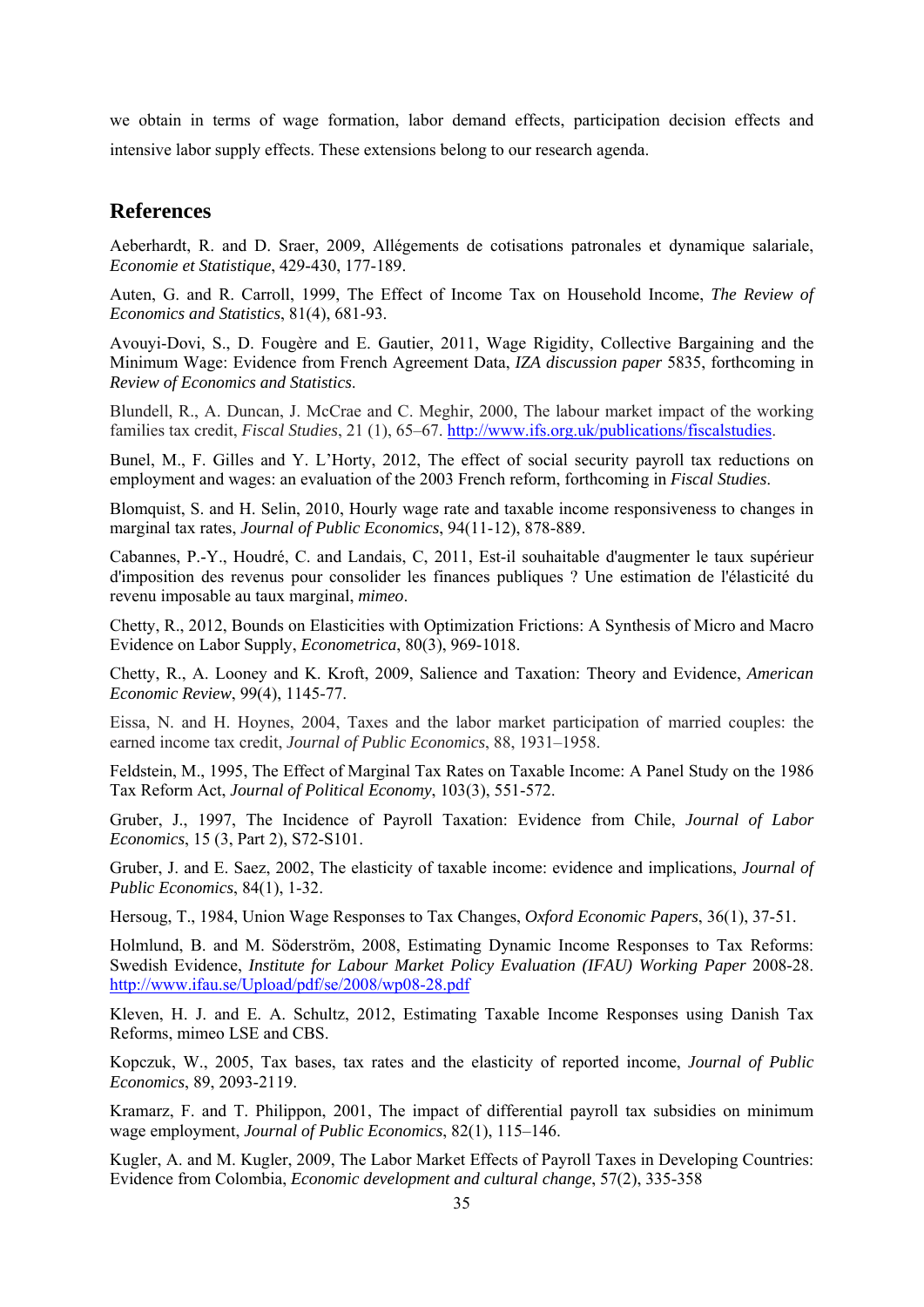we obtain in terms of wage formation, labor demand effects, participation decision effects and intensive labor supply effects. These extensions belong to our research agenda.

## References

Aeberhardt, R. and D. Sraer, 2009, Allégements de cotisations patronales et dynamique salariale, *Economie et Statistique*, 429-430, 177-189.

Auten, G. and R. Carroll, 1999, The Effect of Income Tax on Household Income, *The Review of Economics and Statistics*, 81(4), 681-93.

Avouyi-Dovi, S., D. Fougère and E. Gautier, 2011, Wage Rigidity, Collective Bargaining and the Minimum Wage: Evidence from French Agreement Data, *IZA discussion paper* 5835, forthcoming in *Review of Economics and Statistics*.

Blundell, R., A. Duncan, J. McCrae and C. Meghir, 2000, The labour market impact of the working families tax credit, *Fiscal Studies*, 21 (1), 65–67. http://www.ifs.org.uk/publications/fiscalstudies.

Bunel, M., F. Gilles and Y. L'Horty, 2012, The effect of social security payroll tax reductions on employment and wages: an evaluation of the 2003 French reform, forthcoming in *Fiscal Studies*.

Blomquist, S. and H. Selin, 2010, Hourly wage rate and taxable income responsiveness to changes in marginal tax rates, *Journal of Public Economics*, 94(11-12), 878-889.

Cabannes, P.-Y., Houdré, C. and Landais, C, 2011, Est-il souhaitable d'augmenter le taux supérieur d'imposition des revenus pour consolider les finances publiques ? Une estimation de l'élasticité du revenu imposable au taux marginal, *mimeo*.

Chetty, R., 2012, Bounds on Elasticities with Optimization Frictions: A Synthesis of Micro and Macro Evidence on Labor Supply, *Econometrica*, 80(3), 969-1018.

Chetty, R., A. Looney and K. Kroft, 2009, Salience and Taxation: Theory and Evidence, *American Economic Review*, 99(4), 1145-77.

Eissa, N. and H. Hoynes, 2004, Taxes and the labor market participation of married couples: the earned income tax credit, *Journal of Public Economics*, 88, 1931–1958.

Feldstein, M., 1995, The Effect of Marginal Tax Rates on Taxable Income: A Panel Study on the 1986 Tax Reform Act, *Journal of Political Economy*, 103(3), 551-572.

Gruber, J., 1997, The Incidence of Payroll Taxation: Evidence from Chile, *Journal of Labor Economics*, 15 (3, Part 2), S72-S101.

Gruber, J. and E. Saez, 2002, The elasticity of taxable income: evidence and implications, *Journal of Public Economics*, 84(1), 1-32.

Hersoug, T., 1984, Union Wage Responses to Tax Changes, *Oxford Economic Papers*, 36(1), 37-51.

Holmlund, B. and M. Söderström, 2008, Estimating Dynamic Income Responses to Tax Reforms: Swedish Evidence, *Institute for Labour Market Policy Evaluation (IFAU) Working Paper* 2008-28. http://www.ifau.se/Upload/pdf/se/2008/wp08-28.pdf

Kleven, H. J. and E. A. Schultz, 2012, Estimating Taxable Income Responses using Danish Tax Reforms, mimeo LSE and CBS.

Kopczuk, W., 2005, Tax bases, tax rates and the elasticity of reported income, *Journal of Public Economics*, 89, 2093-2119.

Kramarz, F. and T. Philippon, 2001, The impact of differential payroll tax subsidies on minimum wage employment, *Journal of Public Economics*, 82(1), 115–146.

Kugler, A. and M. Kugler, 2009, The Labor Market Effects of Payroll Taxes in Developing Countries: Evidence from Colombia, *Economic development and cultural change*, 57(2), 335-358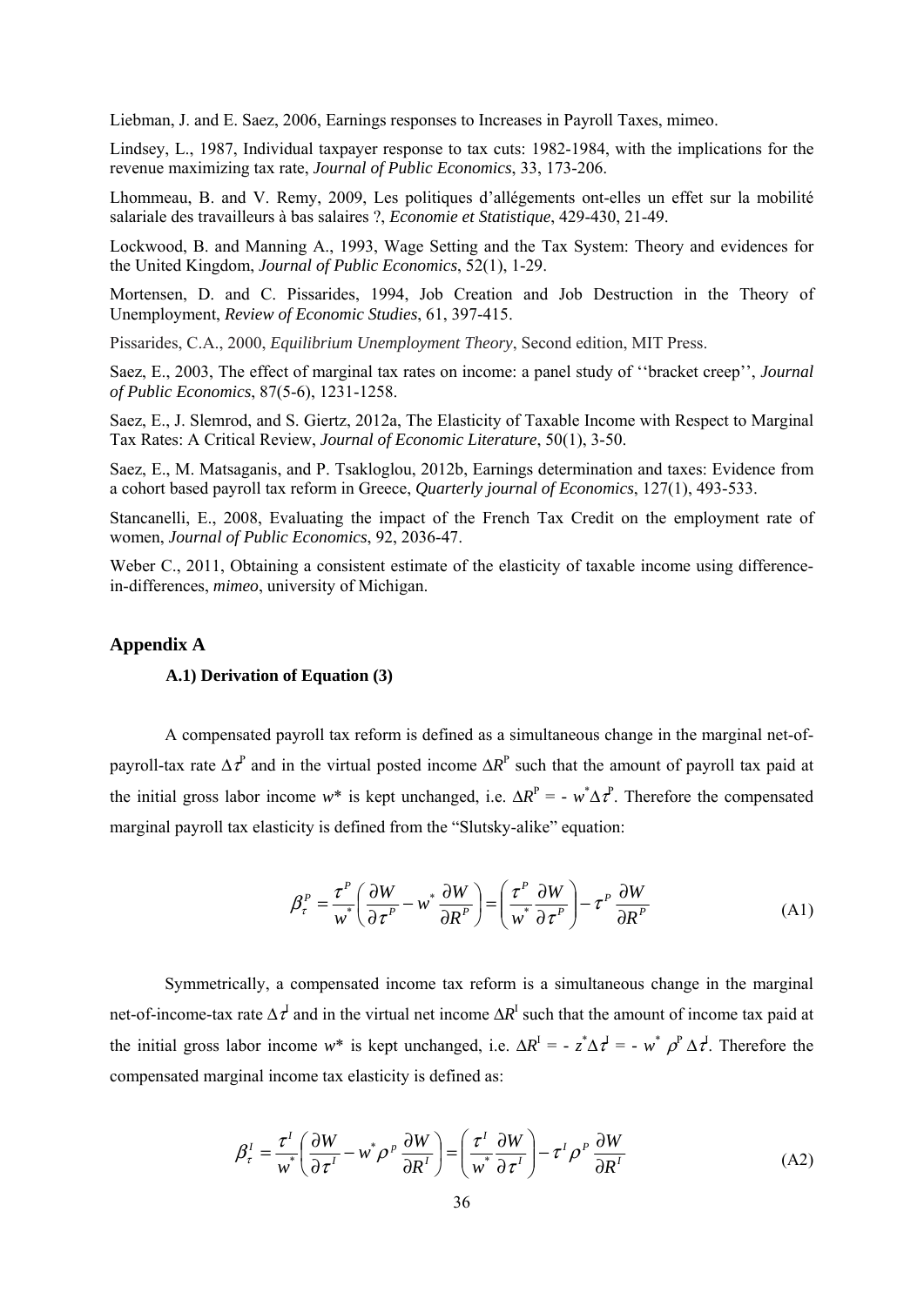Liebman, J. and E. Saez, 2006, Earnings responses to Increases in Payroll Taxes, mimeo.

Lindsey, L., 1987, Individual taxpayer response to tax cuts: 1982-1984, with the implications for the revenue maximizing tax rate, *Journal of Public Economics*, 33, 173-206.

Lhommeau, B. and V. Remy, 2009, Les politiques d'allégements ont-elles un effet sur la mobilité salariale des travailleurs à bas salaires ?, *Economie et Statistique*, 429-430, 21-49.

Lockwood, B. and Manning A., 1993, Wage Setting and the Tax System: Theory and evidences for the United Kingdom, *Journal of Public Economics*, 52(1), 1-29.

Mortensen, D. and C. Pissarides, 1994, Job Creation and Job Destruction in the Theory of Unemployment, *Review of Economic Studies*, 61, 397-415.

Pissarides, C.A., 2000, *Equilibrium Unemployment Theory*, Second edition, MIT Press.

Saez, E., 2003, The effect of marginal tax rates on income: a panel study of ''bracket creep'', *Journal of Public Economics*, 87(5-6), 1231-1258.

Saez, E., J. Slemrod, and S. Giertz, 2012a, The Elasticity of Taxable Income with Respect to Marginal Tax Rates: A Critical Review, *Journal of Economic Literature*, 50(1), 3-50.

Saez, E., M. Matsaganis, and P. Tsakloglou, 2012b, Earnings determination and taxes: Evidence from a cohort based payroll tax reform in Greece, *Quarterly journal of Economics*, 127(1), 493-533.

Stancanelli, E., 2008, Evaluating the impact of the French Tax Credit on the employment rate of women, *Journal of Public Economics*, 92, 2036-47.

Weber C., 2011, Obtaining a consistent estimate of the elasticity of taxable income using difference-in-differences, *mimeo*, university of Michigan.

## Appendix A

### A.1) Derivation of Equation (3)

A compensated payroll tax reform is defined as a simultaneous change in the marginal net-of-payroll-tax rate $\Delta\tau^P$ and in the virtual posted income $\Delta R^P$ such that the amount of payroll tax paid at the initial gross labor income $w^*$ is kept unchanged, i.e. $\Delta R^P = -w^*\Delta\tau^P$. Therefore the compensated marginal payroll tax elasticity is defined from the "Slutsky-alike" equation:

$$\beta_\tau^P = \frac{\tau^P}{w^*}\left(\frac{\partial W}{\partial \tau^P} - w^*\frac{\partial W}{\partial R^P}\right) = \left(\frac{\tau^P}{w^*}\frac{\partial W}{\partial \tau^P}\right) - \tau^P\frac{\partial W}{\partial R^P} \tag{A1}$$

Symmetrically, a compensated income tax reform is a simultaneous change in the marginal net-of-income-tax rate $\Delta\tau^I$ and in the virtual net income $\Delta R^I$ such that the amount of income tax paid at the initial gross labor income $w^*$ is kept unchanged, i.e. $\Delta R^I = -z^*\Delta\tau^I = -w^*\rho^P\Delta\tau^I$. Therefore the compensated marginal income tax elasticity is defined as:

$$\beta_\tau^I = \frac{\tau^I}{w^*}\left(\frac{\partial W}{\partial \tau^I} - w^*\rho^p\frac{\partial W}{\partial R^I}\right) = \left(\frac{\tau^I}{w^*}\frac{\partial W}{\partial \tau^I}\right) - \tau^I\rho^P\frac{\partial W}{\partial R^I} \tag{A2}$$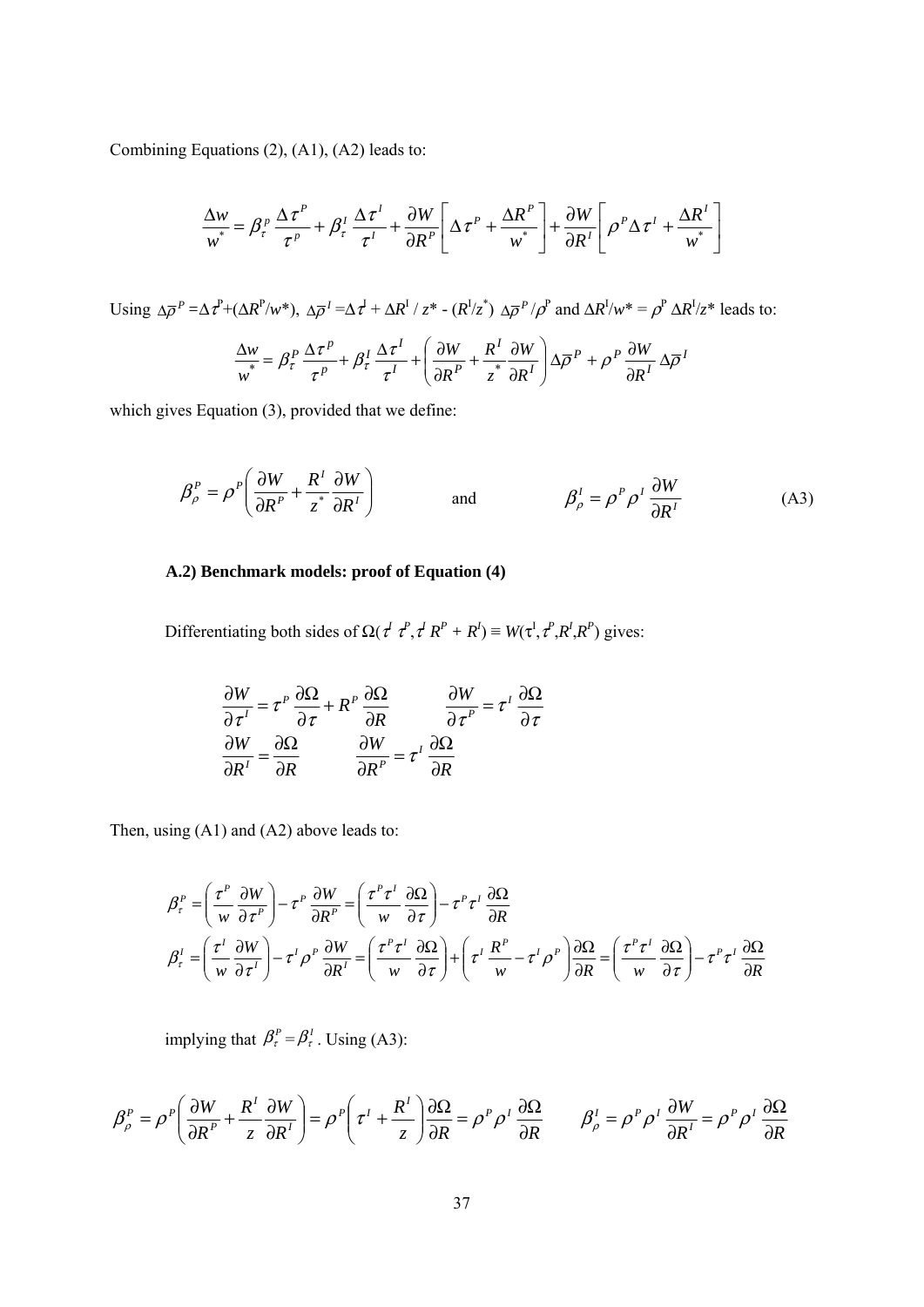Combining Equations (2), (A1), (A2) leads to:

$$\frac{\Delta w}{w^*} = \beta_\tau^P \frac{\Delta \tau^P}{\tau^p} + \beta_\tau^I \frac{\Delta \tau^I}{\tau^I} + \frac{\partial W}{\partial R^P}\left[\Delta \tau^P + \frac{\Delta R^P}{w^*}\right] + \frac{\partial W}{\partial R^I}\left[\rho^P \Delta \tau^I + \frac{\Delta R^I}{w^*}\right]$$

Using $\Delta \overline{\rho}^P = \Delta \tau^P + (\Delta R^P / w^*)$, $\Delta \overline{\rho}^I = \Delta \tau^I + \Delta R^I / z^* - (R^I/z^*)\ \Delta \overline{\rho}^P / \rho^P$ and $\Delta R^I / w^* = \rho^P\ \Delta R^I / z^*$ leads to:

$$\frac{\Delta w}{w^*} = \beta_\tau^P \frac{\Delta \tau^p}{\tau^p} + \beta_\tau^I \frac{\Delta \tau^I}{\tau^I} + \left(\frac{\partial W}{\partial R^P} + \frac{R^I}{z^*}\frac{\partial W}{\partial R^I}\right)\Delta \overline{\rho}^P + \rho^P \frac{\partial W}{\partial R^I}\Delta \overline{\rho}^I$$

which gives Equation (3), provided that we define:

$$\beta_\rho^P = \rho^P \left(\frac{\partial W}{\partial R^P} + \frac{R^I}{z^*}\frac{\partial W}{\partial R^I}\right) \qquad \text{and} \qquad \beta_\rho^I = \rho^P \rho^I \frac{\partial W}{\partial R^I} \tag{A3}$$

### A.2) Benchmark models: proof of Equation (4)

Differentiating both sides of $\Omega(\tau^I \tau^P, \tau^I R^P + R^I) \equiv W(\tau^I, \tau^P, R^I, R^P)$ gives:

$$\frac{\partial W}{\partial \tau^I} = \tau^P \frac{\partial \Omega}{\partial \tau} + R^P \frac{\partial \Omega}{\partial R} \qquad \frac{\partial W}{\partial \tau^P} = \tau^I \frac{\partial \Omega}{\partial \tau}$$

$$\frac{\partial W}{\partial R^I} = \frac{\partial \Omega}{\partial R} \qquad \frac{\partial W}{\partial R^P} = \tau^I \frac{\partial \Omega}{\partial R}$$

Then, using (A1) and (A2) above leads to:

$$\beta_\tau^P = \left(\frac{\tau^P}{w}\frac{\partial W}{\partial \tau^P}\right) - \tau^P \frac{\partial W}{\partial R^P} = \left(\frac{\tau^P \tau^I}{w}\frac{\partial \Omega}{\partial \tau}\right) - \tau^P \tau^I \frac{\partial \Omega}{\partial R}$$

$$\beta_\tau^I = \left(\frac{\tau^I}{w}\frac{\partial W}{\partial \tau^I}\right) - \tau^I \rho^P \frac{\partial W}{\partial R^I} = \left(\frac{\tau^P \tau^I}{w}\frac{\partial \Omega}{\partial \tau}\right) + \left(\tau^I \frac{R^P}{w} - \tau^I \rho^P\right)\frac{\partial \Omega}{\partial R} = \left(\frac{\tau^P \tau^I}{w}\frac{\partial \Omega}{\partial \tau}\right) - \tau^P \tau^I \frac{\partial \Omega}{\partial R}$$

implying that $\beta_\tau^P = \beta_\tau^I$. Using (A3):

$$\beta_\rho^P = \rho^P \left(\frac{\partial W}{\partial R^P} + \frac{R^I}{z}\frac{\partial W}{\partial R^I}\right) = \rho^P \left(\tau^I + \frac{R^I}{z}\right)\frac{\partial \Omega}{\partial R} = \rho^P \rho^I \frac{\partial \Omega}{\partial R} \qquad \beta_\rho^I = \rho^P \rho^I \frac{\partial W}{\partial R^I} = \rho^P \rho^I \frac{\partial \Omega}{\partial R}$$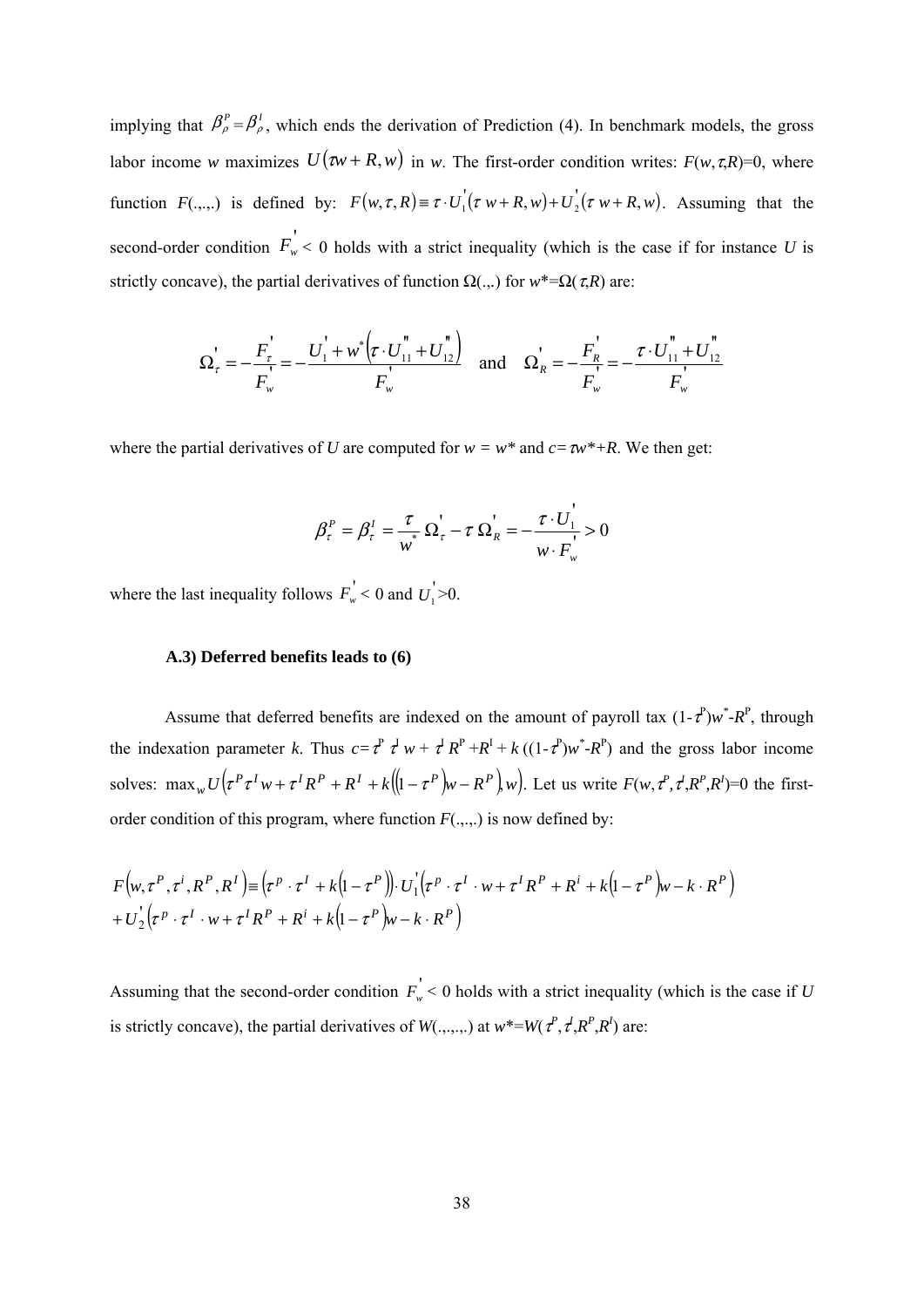implying that $\beta_\rho^P = \beta_\rho^I$, which ends the derivation of Prediction (4). In benchmark models, the gross labor income *w* maximizes $U(\tau w + R, w)$ in *w*. The first-order condition writes: $F(w,\tau,R)=0$, where function $F(.,.,.)$ is defined by: $F(w,\tau,R) \equiv \tau \cdot U_1^{'}(\tau\, w + R, w) + U_2^{'}(\tau\, w + R, w)$. Assuming that the second-order condition $F_w^{'} < 0$ holds with a strict inequality (which is the case if for instance *U* is strictly concave), the partial derivatives of function $\Omega(.,.)$ for $w^*=\Omega(\tau,R)$ are:

$$\Omega_\tau^{'} = -\frac{F_\tau^{'}}{F_w^{'}} = -\frac{U_1^{'} + w^*\left(\tau \cdot U_{11}^{''} + U_{12}^{''}\right)}{F_w^{'}} \quad \text{and} \quad \Omega_R^{'} = -\frac{F_R^{'}}{F_w^{'}} = -\frac{\tau \cdot U_{11}^{''} + U_{12}^{''}}{F_w^{'}}$$

where the partial derivatives of *U* are computed for $w = w^*$ and $c = \tau w^* + R$. We then get:

$$\beta_\tau^P = \beta_\tau^I = \frac{\tau}{w^*}\,\Omega_\tau^{'} - \tau\,\Omega_R^{'} = -\frac{\tau \cdot U_1^{'}}{w \cdot F_w^{'}} > 0$$

where the last inequality follows $F_w^{'} < 0$ and $U_1^{'} > 0$.

**A.3) Deferred benefits leads to (6)**

Assume that deferred benefits are indexed on the amount of payroll tax $(1-\tau^P)w^* - R^P$, through the indexation parameter *k*. Thus $c = \tau^P\, \tau^I\, w + \tau^I\, R^P + R^I + k\left((1-\tau^P)w^* - R^P\right)$ and the gross labor income solves: $\max_w U\left(\tau^P \tau^I w + \tau^I R^P + R^I + k\left((1-\tau^P)w - R^P\right), w\right)$. Let us write $F(w,\tau^P,\tau^I,R^P,R^I)=0$ the first-order condition of this program, where function $F(.,.,.,.)$ is now defined by:

$$\begin{aligned} F\left(w,\tau^P,\tau^i,R^P,R^I\right) &\equiv \left(\tau^p \cdot \tau^I + k\left(1-\tau^P\right)\right) \cdot U_1^{'}\left(\tau^p \cdot \tau^I \cdot w + \tau^I R^P + R^i + k\left(1-\tau^P\right)w - k \cdot R^P\right) \\ &+ U_2^{'}\left(\tau^p \cdot \tau^I \cdot w + \tau^I R^P + R^i + k\left(1-\tau^P\right)w - k \cdot R^P\right) \end{aligned}$$

Assuming that the second-order condition $F_w^{'} < 0$ holds with a strict inequality (which is the case if *U* is strictly concave), the partial derivatives of $W(.,.,.,.)$ at $w^*=W(\tau^P,\tau^I,R^P,R^I)$ are: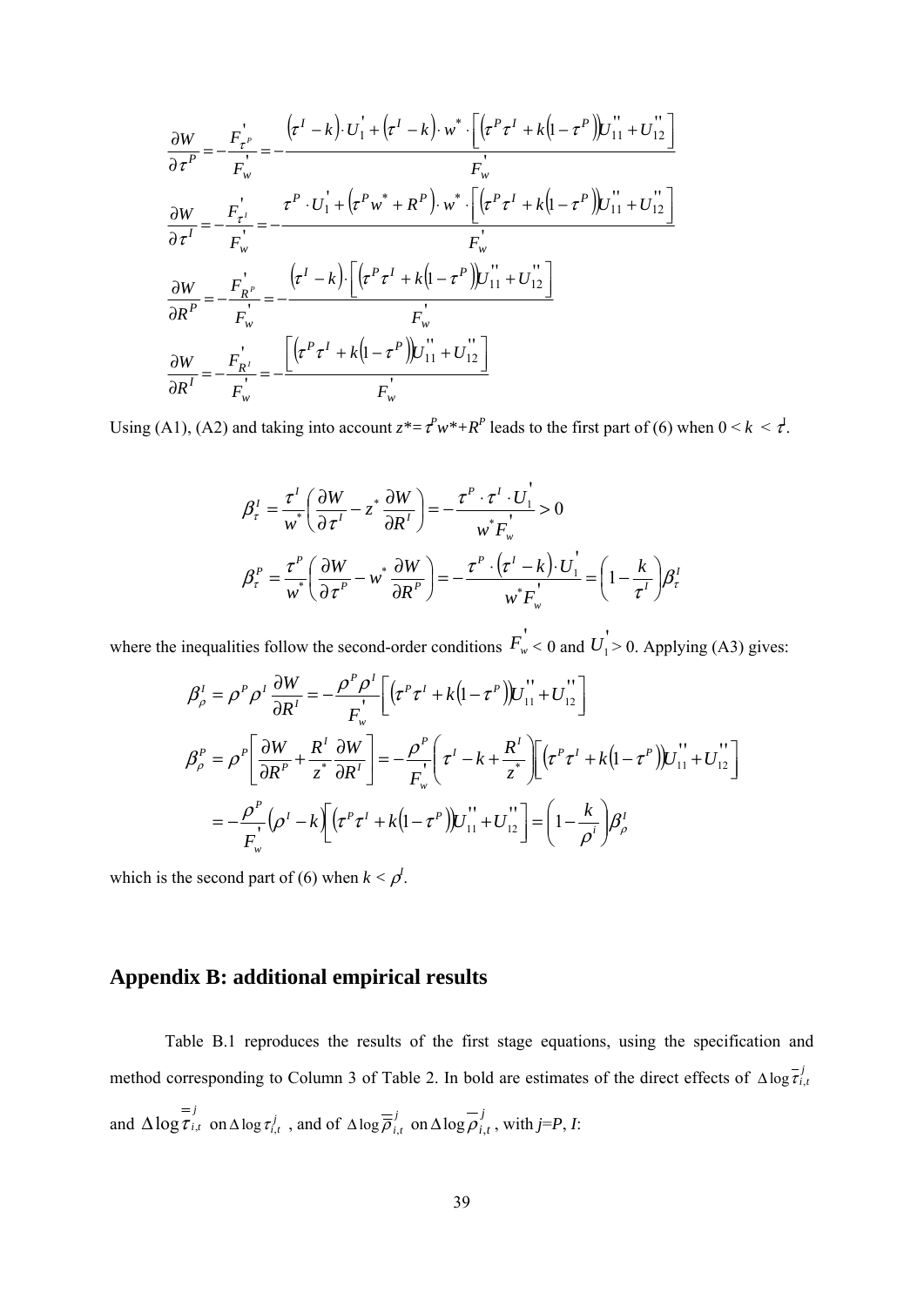$$\frac{\partial W}{\partial \tau^P} = -\frac{F'_{\tau^P}}{F'_w} = -\frac{\left(\tau^I - k\right)\cdot U'_1 + \left(\tau^I - k\right)\cdot w^* \cdot \left[\left(\tau^P \tau^I + k\left(1-\tau^P\right)\right)U''_{11} + U''_{12}\right]}{F'_w}$$

$$\frac{\partial W}{\partial \tau^I} = -\frac{F'_{\tau^I}}{F'_w} = -\frac{\tau^P \cdot U'_1 + \left(\tau^P w^* + R^P\right)\cdot w^* \cdot \left[\left(\tau^P \tau^I + k\left(1-\tau^P\right)\right)U''_{11} + U''_{12}\right]}{F'_w}$$

$$\frac{\partial W}{\partial R^P} = -\frac{F'_{R^P}}{F'_w} = -\frac{\left(\tau^I - k\right)\cdot \left[\left(\tau^P \tau^I + k\left(1-\tau^P\right)\right)U''_{11} + U''_{12}\right]}{F'_w}$$

$$\frac{\partial W}{\partial R^I} = -\frac{F'_{R^I}}{F'_w} = -\frac{\left[\left(\tau^P \tau^I + k\left(1-\tau^P\right)\right)U''_{11} + U''_{12}\right]}{F'_w}$$

Using (A1), (A2) and taking into account $z^*=\tau^P w^*+R^P$ leads to the first part of (6) when $0 < k < \tau^I$.

$$\beta^I_\tau = \frac{\tau^I}{w^*}\left(\frac{\partial W}{\partial \tau^I} - z^* \frac{\partial W}{\partial R^I}\right) = -\frac{\tau^P \cdot \tau^I \cdot U'_1}{w^* F'_w} > 0$$

$$\beta^P_\tau = \frac{\tau^P}{w^*}\left(\frac{\partial W}{\partial \tau^P} - w^* \frac{\partial W}{\partial R^P}\right) = -\frac{\tau^P \cdot \left(\tau^I - k\right)\cdot U'_1}{w^* F'_w} = \left(1 - \frac{k}{\tau^I}\right)\beta^I_\tau$$

where the inequalities follow the second-order conditions $F'_w < 0$ and $U'_1 > 0$. Applying (A3) gives:

$$\beta^I_\rho = \rho^P \rho^I \frac{\partial W}{\partial R^I} = -\frac{\rho^P \rho^I}{F'_w}\left[\left(\tau^P \tau^I + k\left(1-\tau^P\right)\right)U''_{11} + U''_{12}\right]$$

$$\beta^P_\rho = \rho^P\left[\frac{\partial W}{\partial R^P} + \frac{R^I}{z^*}\frac{\partial W}{\partial R^I}\right] = -\frac{\rho^P}{F'_w}\left(\tau^I - k + \frac{R^I}{z^*}\right)\left[\left(\tau^P \tau^I + k\left(1-\tau^P\right)\right)U''_{11} + U''_{12}\right]$$

$$= -\frac{\rho^P}{F'_w}\left(\rho^I - k\right)\left[\left(\tau^P \tau^I + k\left(1-\tau^P\right)\right)U''_{11} + U''_{12}\right] = \left(1 - \frac{k}{\rho^i}\right)\beta^I_\rho$$

which is the second part of (6) when $k < \rho^I$.

## Appendix B: additional empirical results

Table B.1 reproduces the results of the first stage equations, using the specification and method corresponding to Column 3 of Table 2. In bold are estimates of the direct effects of $\Delta \log \overline{\tau}^j_{i,t}$ and $\Delta \log \overline{\overline{\tau}}^j_{i,t}$ on $\Delta \log \tau^j_{i,t}$ , and of $\Delta \log \overline{\overline{\rho}}^j_{i,t}$ on $\Delta \log \overline{\rho}^j_{i,t}$ , with $j$=$P$, $I$: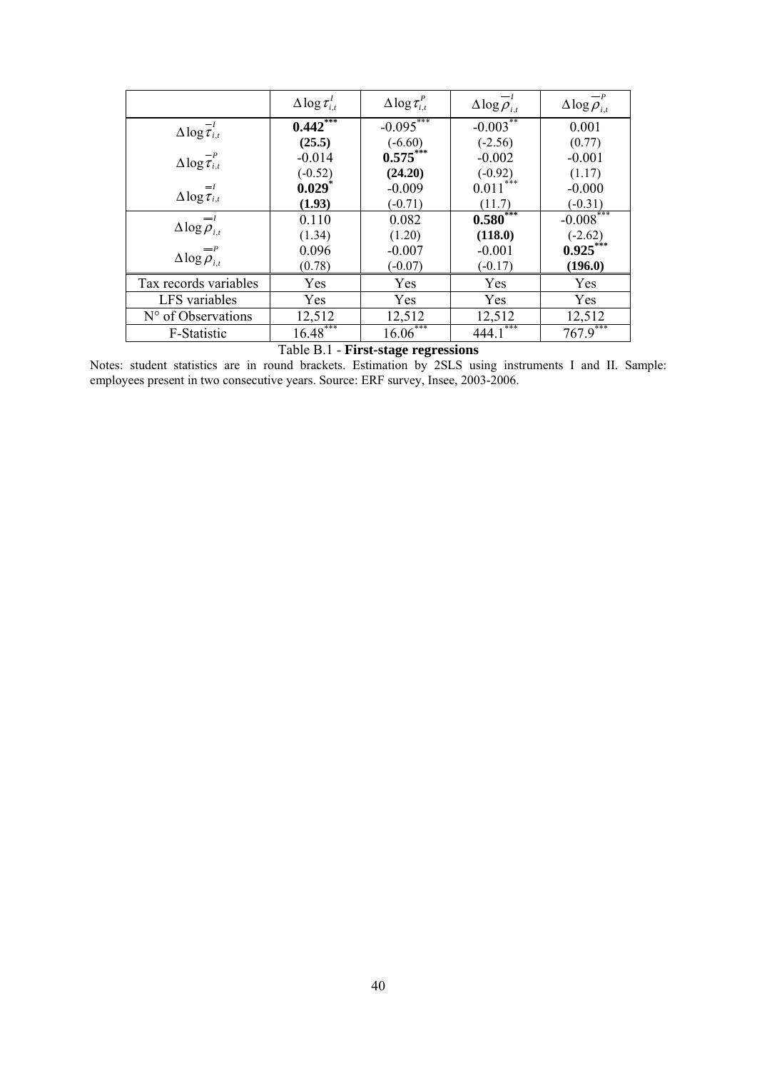| | $\Delta \log \tau^{I}_{i,t}$ | $\Delta \log \tau^{P}_{i,t}$ | $\Delta \log \overline{\rho}^{I}_{i,t}$ | $\Delta \log \overline{\rho}^{P}_{i,t}$ |
|---|---|---|---|---|
| $\Delta \log \overline{\tau}^{I}_{i,t}$ | **0.442**$^{***}$ | -0.095$^{***}$ | -0.003$^{**}$ | 0.001 |
| | **(25.5)** | (-6.60) | (-2.56) | (0.77) |
| $\Delta \log \overline{\tau}^{P}_{i,t}$ | -0.014 | **0.575**$^{***}$ | -0.002 | -0.001 |
| | (-0.52) | **(24.20)** | (-0.92) | (1.17) |
| $\Delta \log \overline{\overline{\tau}}^{I}_{i,t}$ | **0.029**$^{*}$ | -0.009 | 0.011$^{***}$ | -0.000 |
| | **(1.93)** | (-0.71) | (11.7) | (-0.31) |
| $\Delta \log \overline{\overline{\rho}}^{I}_{i,t}$ | 0.110 | 0.082 | **0.580**$^{***}$ | -0.008$^{***}$ |
| | (1.34) | (1.20) | **(118.0)** | (-2.62) |
| $\Delta \log \overline{\overline{\rho}}^{P}_{i,t}$ | 0.096 | -0.007 | -0.001 | **0.925**$^{***}$ |
| | (0.78) | (-0.07) | (-0.17) | **(196.0)** |
| Tax records variables | Yes | Yes | Yes | Yes |
| LFS variables | Yes | Yes | Yes | Yes |
| N° of Observations | 12,512 | 12,512 | 12,512 | 12,512 |
| F-Statistic | 16.48$^{***}$ | 16.06$^{***}$ | 444.1$^{***}$ | 767.9$^{***}$ |

Table B.1 - **First-stage regressions**

Notes: student statistics are in round brackets. Estimation by 2SLS using instruments I and II. Sample: employees present in two consecutive years. Source: ERF survey, Insee, 2003-2006.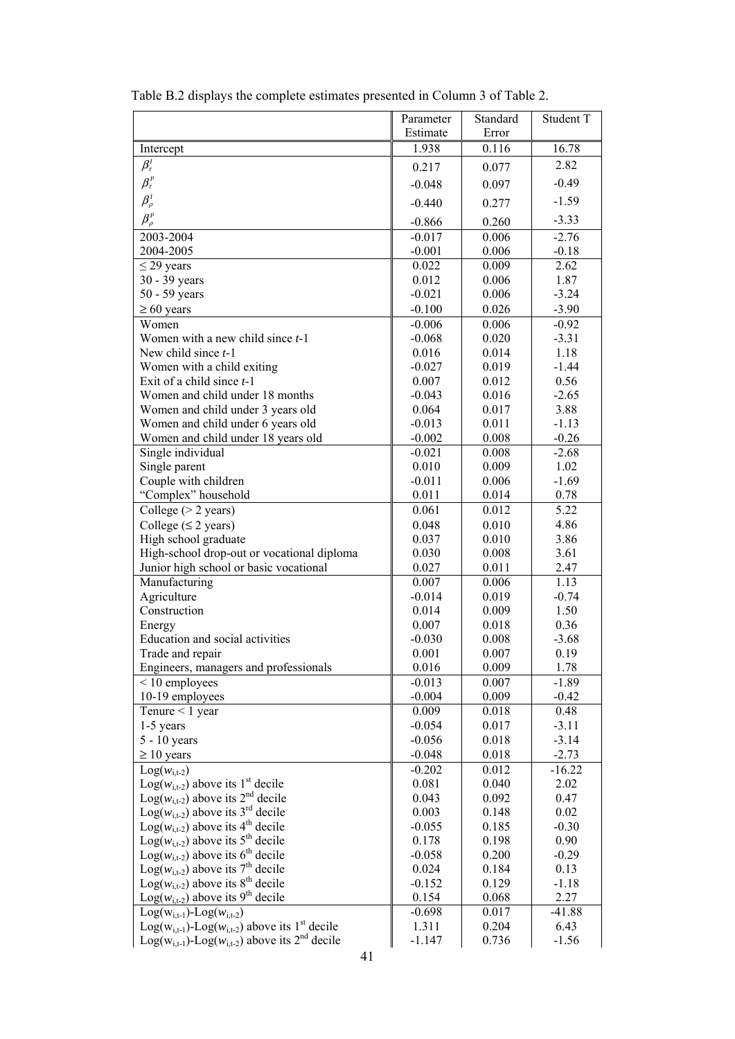Table B.2 displays the complete estimates presented in Column 3 of Table 2.

| | Parameter Estimate | Standard Error | Student T |
|---|---|---|---|
| Intercept | 1.938 | 0.116 | 16.78 |
| $\beta_{\tau}^{I}$ | 0.217 | 0.077 | 2.82 |
| $\beta_{\tau}^{P}$ | -0.048 | 0.097 | -0.49 |
| $\beta_{\rho}^{I}$ | -0.440 | 0.277 | -1.59 |
| $\beta_{\rho}^{P}$ | -0.866 | 0.260 | -3.33 |
| 2003-2004 | -0.017 | 0.006 | -2.76 |
| 2004-2005 | -0.001 | 0.006 | -0.18 |
| ≤ 29 years | 0.022 | 0.009 | 2.62 |
| 30 - 39 years | 0.012 | 0.006 | 1.87 |
| 50 - 59 years | -0.021 | 0.006 | -3.24 |
| ≥ 60 years | -0.100 | 0.026 | -3.90 |
| Women | -0.006 | 0.006 | -0.92 |
| Women with a new child since *t*-1 | -0.068 | 0.020 | -3.31 |
| New child since *t*-1 | 0.016 | 0.014 | 1.18 |
| Women with a child exiting | -0.027 | 0.019 | -1.44 |
| Exit of a child since *t*-1 | 0.007 | 0.012 | 0.56 |
| Women and child under 18 months | -0.043 | 0.016 | -2.65 |
| Women and child under 3 years old | 0.064 | 0.017 | 3.88 |
| Women and child under 6 years old | -0.013 | 0.011 | -1.13 |
| Women and child under 18 years old | -0.002 | 0.008 | -0.26 |
| Single individual | -0.021 | 0.008 | -2.68 |
| Single parent | 0.010 | 0.009 | 1.02 |
| Couple with children | -0.011 | 0.006 | -1.69 |
| "Complex" household | 0.011 | 0.014 | 0.78 |
| College (> 2 years) | 0.061 | 0.012 | 5.22 |
| College (≤ 2 years) | 0.048 | 0.010 | 4.86 |
| High school graduate | 0.037 | 0.010 | 3.86 |
| High-school drop-out or vocational diploma | 0.030 | 0.008 | 3.61 |
| Junior high school or basic vocational | 0.027 | 0.011 | 2.47 |
| Manufacturing | 0.007 | 0.006 | 1.13 |
| Agriculture | -0.014 | 0.019 | -0.74 |
| Construction | 0.014 | 0.009 | 1.50 |
| Energy | 0.007 | 0.018 | 0.36 |
| Education and social activities | -0.030 | 0.008 | -3.68 |
| Trade and repair | 0.001 | 0.007 | 0.19 |
| Engineers, managers and professionals | 0.016 | 0.009 | 1.78 |
| < 10 employees | -0.013 | 0.007 | -1.89 |
| 10-19 employees | -0.004 | 0.009 | -0.42 |
| Tenure < 1 year | 0.009 | 0.018 | 0.48 |
| 1-5 years | -0.054 | 0.017 | -3.11 |
| 5 - 10 years | -0.056 | 0.018 | -3.14 |
| ≥ 10 years | -0.048 | 0.018 | -2.73 |
| $\text{Log}(w_{i,t-2})$ | -0.202 | 0.012 | -16.22 |
| $\text{Log}(w_{i,t-2})$ above its 1st decile | 0.081 | 0.040 | 2.02 |
| $\text{Log}(w_{i,t-2})$ above its 2nd decile | 0.043 | 0.092 | 0.47 |
| $\text{Log}(w_{i,t-2})$ above its 3rd decile | 0.003 | 0.148 | 0.02 |
| $\text{Log}(w_{i,t-2})$ above its 4th decile | -0.055 | 0.185 | -0.30 |
| $\text{Log}(w_{i,t-2})$ above its 5th decile | 0.178 | 0.198 | 0.90 |
| $\text{Log}(w_{i,t-2})$ above its 6th decile | -0.058 | 0.200 | -0.29 |
| $\text{Log}(w_{i,t-2})$ above its 7th decile | 0.024 | 0.184 | 0.13 |
| $\text{Log}(w_{i,t-2})$ above its 8th decile | -0.152 | 0.129 | -1.18 |
| $\text{Log}(w_{i,t-2})$ above its 9th decile | 0.154 | 0.068 | 2.27 |
| $\text{Log}(w_{i,t-1})-\text{Log}(w_{i,t-2})$ | -0.698 | 0.017 | -41.88 |
| $\text{Log}(w_{i,t-1})-\text{Log}(w_{i,t-2})$ above its 1st decile | 1.311 | 0.204 | 6.43 |
| $\text{Log}(w_{i,t-1})-\text{Log}(w_{i,t-2})$ above its 2nd decile | -1.147 | 0.736 | -1.56 |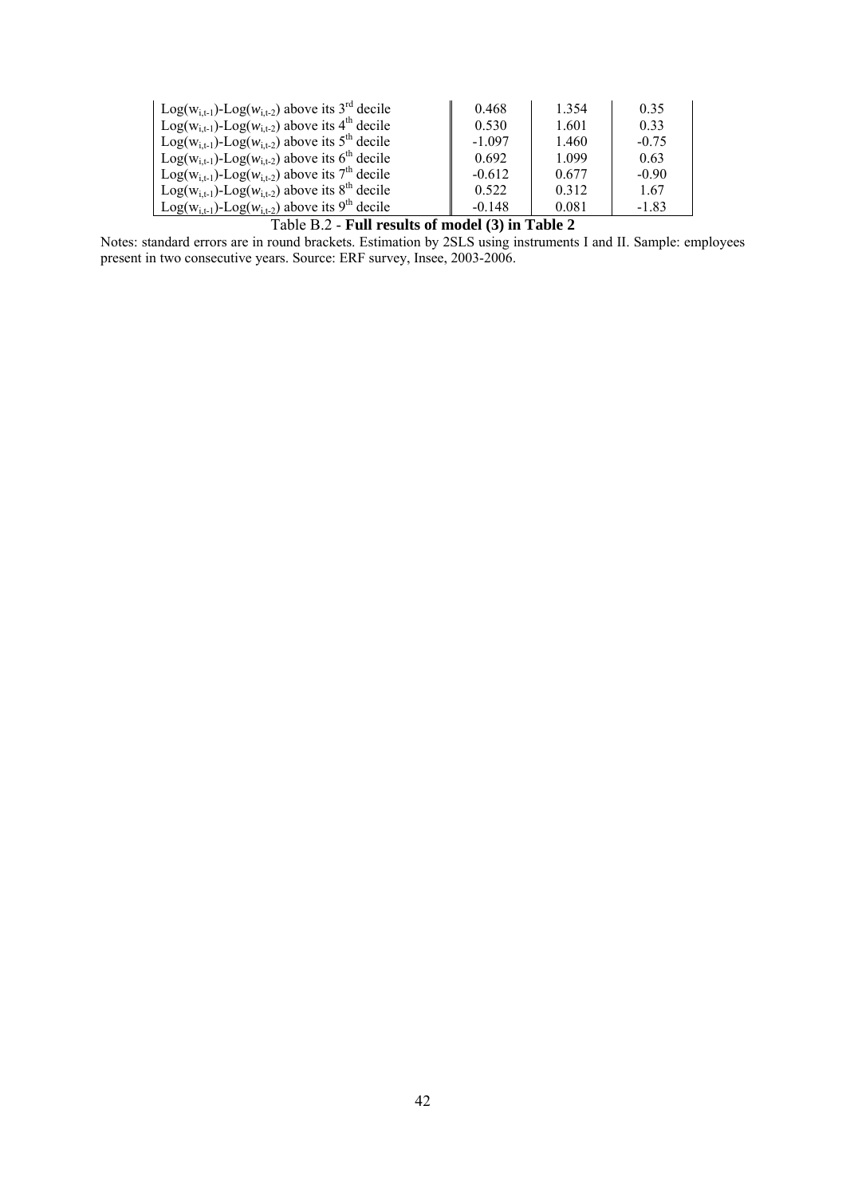| | | | |
|---|---|---|---|
| $Log(w_{i,t-1})$-$Log(w_{i,t-2})$ above its 3[rd] decile | 0.468 | 1.354 | 0.35 |
| $Log(w_{i,t-1})$-$Log(w_{i,t-2})$ above its 4[th] decile | 0.530 | 1.601 | 0.33 |
| $Log(w_{i,t-1})$-$Log(w_{i,t-2})$ above its 5[th] decile | -1.097 | 1.460 | -0.75 |
| $Log(w_{i,t-1})$-$Log(w_{i,t-2})$ above its 6[th] decile | 0.692 | 1.099 | 0.63 |
| $Log(w_{i,t-1})$-$Log(w_{i,t-2})$ above its 7[th] decile | -0.612 | 0.677 | -0.90 |
| $Log(w_{i,t-1})$-$Log(w_{i,t-2})$ above its 8[th] decile | 0.522 | 0.312 | 1.67 |
| $Log(w_{i,t-1})$-$Log(w_{i,t-2})$ above its 9[th] decile | -0.148 | 0.081 | -1.83 |

Table B.2 - **Full results of model (3) in Table 2**

Notes: standard errors are in round brackets. Estimation by 2SLS using instruments I and II. Sample: employees present in two consecutive years. Source: ERF survey, Insee, 2003-2006.